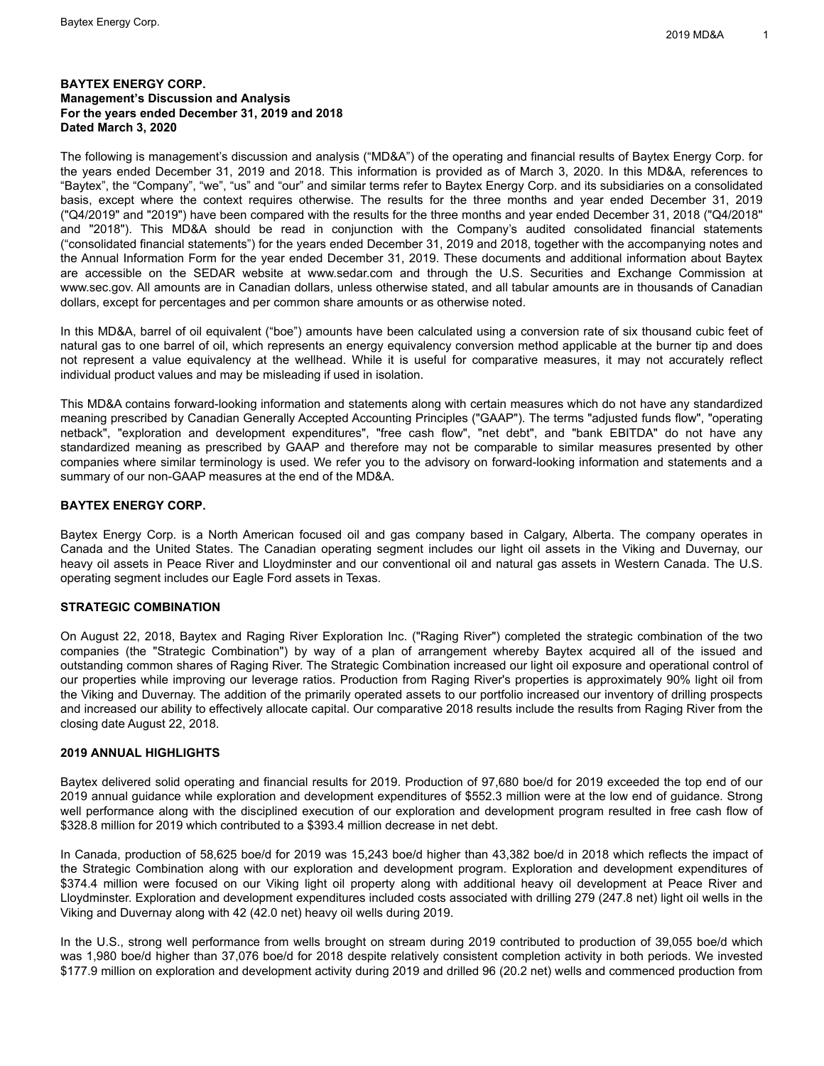**BAYTEX ENERGY CORP.**
**Management's Discussion and Analysis**
**For the years ended December 31, 2019 and 2018**
**Dated March 3, 2020**

The following is management's discussion and analysis ("MD&A") of the operating and financial results of Baytex Energy Corp. for the years ended December 31, 2019 and 2018. This information is provided as of March 3, 2020. In this MD&A, references to "Baytex", the "Company", "we", "us" and "our" and similar terms refer to Baytex Energy Corp. and its subsidiaries on a consolidated basis, except where the context requires otherwise. The results for the three months and year ended December 31, 2019 ("Q4/2019" and "2019") have been compared with the results for the three months and year ended December 31, 2018 ("Q4/2018" and "2018"). This MD&A should be read in conjunction with the Company's audited consolidated financial statements ("consolidated financial statements") for the years ended December 31, 2019 and 2018, together with the accompanying notes and the Annual Information Form for the year ended December 31, 2019. These documents and additional information about Baytex are accessible on the SEDAR website at www.sedar.com and through the U.S. Securities and Exchange Commission at www.sec.gov. All amounts are in Canadian dollars, unless otherwise stated, and all tabular amounts are in thousands of Canadian dollars, except for percentages and per common share amounts or as otherwise noted.

In this MD&A, barrel of oil equivalent ("boe") amounts have been calculated using a conversion rate of six thousand cubic feet of natural gas to one barrel of oil, which represents an energy equivalency conversion method applicable at the burner tip and does not represent a value equivalency at the wellhead. While it is useful for comparative measures, it may not accurately reflect individual product values and may be misleading if used in isolation.

This MD&A contains forward-looking information and statements along with certain measures which do not have any standardized meaning prescribed by Canadian Generally Accepted Accounting Principles ("GAAP"). The terms "adjusted funds flow", "operating netback", "exploration and development expenditures", "free cash flow", "net debt", and "bank EBITDA" do not have any standardized meaning as prescribed by GAAP and therefore may not be comparable to similar measures presented by other companies where similar terminology is used. We refer you to the advisory on forward-looking information and statements and a summary of our non-GAAP measures at the end of the MD&A.

## BAYTEX ENERGY CORP.

Baytex Energy Corp. is a North American focused oil and gas company based in Calgary, Alberta. The company operates in Canada and the United States. The Canadian operating segment includes our light oil assets in the Viking and Duvernay, our heavy oil assets in Peace River and Lloydminster and our conventional oil and natural gas assets in Western Canada. The U.S. operating segment includes our Eagle Ford assets in Texas.

## STRATEGIC COMBINATION

On August 22, 2018, Baytex and Raging River Exploration Inc. ("Raging River") completed the strategic combination of the two companies (the "Strategic Combination") by way of a plan of arrangement whereby Baytex acquired all of the issued and outstanding common shares of Raging River. The Strategic Combination increased our light oil exposure and operational control of our properties while improving our leverage ratios. Production from Raging River's properties is approximately 90% light oil from the Viking and Duvernay. The addition of the primarily operated assets to our portfolio increased our inventory of drilling prospects and increased our ability to effectively allocate capital. Our comparative 2018 results include the results from Raging River from the closing date August 22, 2018.

## 2019 ANNUAL HIGHLIGHTS

Baytex delivered solid operating and financial results for 2019. Production of 97,680 boe/d for 2019 exceeded the top end of our 2019 annual guidance while exploration and development expenditures of $552.3 million were at the low end of guidance. Strong well performance along with the disciplined execution of our exploration and development program resulted in free cash flow of $328.8 million for 2019 which contributed to a $393.4 million decrease in net debt.

In Canada, production of 58,625 boe/d for 2019 was 15,243 boe/d higher than 43,382 boe/d in 2018 which reflects the impact of the Strategic Combination along with our exploration and development program. Exploration and development expenditures of $374.4 million were focused on our Viking light oil property along with additional heavy oil development at Peace River and Lloydminster. Exploration and development expenditures included costs associated with drilling 279 (247.8 net) light oil wells in the Viking and Duvernay along with 42 (42.0 net) heavy oil wells during 2019.

In the U.S., strong well performance from wells brought on stream during 2019 contributed to production of 39,055 boe/d which was 1,980 boe/d higher than 37,076 boe/d for 2018 despite relatively consistent completion activity in both periods. We invested $177.9 million on exploration and development activity during 2019 and drilled 96 (20.2 net) wells and commenced production from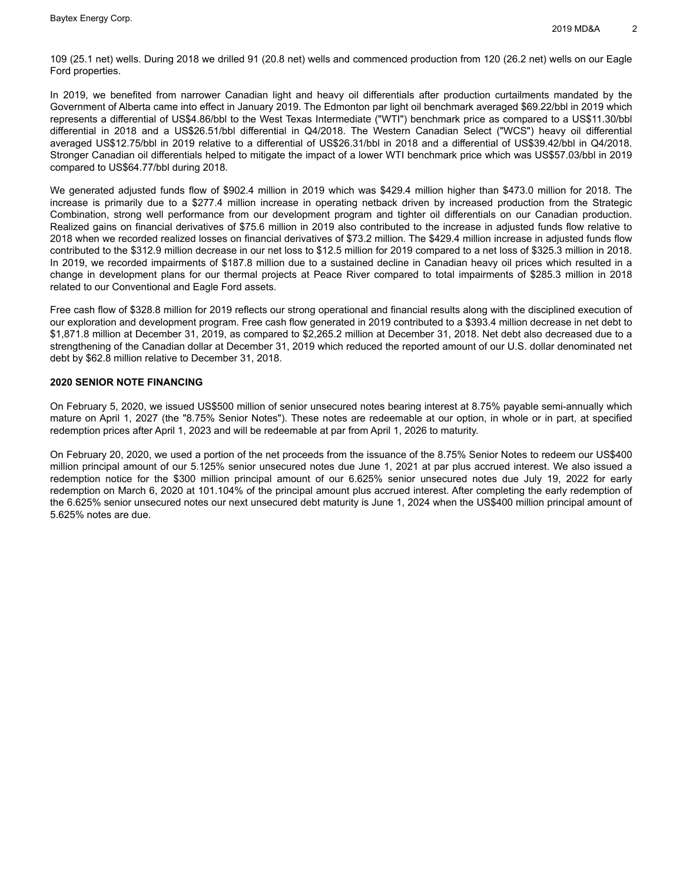109 (25.1 net) wells. During 2018 we drilled 91 (20.8 net) wells and commenced production from 120 (26.2 net) wells on our Eagle Ford properties.

In 2019, we benefited from narrower Canadian light and heavy oil differentials after production curtailments mandated by the Government of Alberta came into effect in January 2019. The Edmonton par light oil benchmark averaged $69.22/bbl in 2019 which represents a differential of US$4.86/bbl to the West Texas Intermediate ("WTI") benchmark price as compared to a US$11.30/bbl differential in 2018 and a US$26.51/bbl differential in Q4/2018. The Western Canadian Select ("WCS") heavy oil differential averaged US$12.75/bbl in 2019 relative to a differential of US$26.31/bbl in 2018 and a differential of US$39.42/bbl in Q4/2018. Stronger Canadian oil differentials helped to mitigate the impact of a lower WTI benchmark price which was US$57.03/bbl in 2019 compared to US$64.77/bbl during 2018.

We generated adjusted funds flow of $902.4 million in 2019 which was $429.4 million higher than $473.0 million for 2018. The increase is primarily due to a $277.4 million increase in operating netback driven by increased production from the Strategic Combination, strong well performance from our development program and tighter oil differentials on our Canadian production. Realized gains on financial derivatives of $75.6 million in 2019 also contributed to the increase in adjusted funds flow relative to 2018 when we recorded realized losses on financial derivatives of $73.2 million. The $429.4 million increase in adjusted funds flow contributed to the $312.9 million decrease in our net loss to $12.5 million for 2019 compared to a net loss of $325.3 million in 2018. In 2019, we recorded impairments of $187.8 million due to a sustained decline in Canadian heavy oil prices which resulted in a change in development plans for our thermal projects at Peace River compared to total impairments of $285.3 million in 2018 related to our Conventional and Eagle Ford assets.

Free cash flow of $328.8 million for 2019 reflects our strong operational and financial results along with the disciplined execution of our exploration and development program. Free cash flow generated in 2019 contributed to a $393.4 million decrease in net debt to $1,871.8 million at December 31, 2019, as compared to $2,265.2 million at December 31, 2018. Net debt also decreased due to a strengthening of the Canadian dollar at December 31, 2019 which reduced the reported amount of our U.S. dollar denominated net debt by $62.8 million relative to December 31, 2018.

## 2020 SENIOR NOTE FINANCING

On February 5, 2020, we issued US$500 million of senior unsecured notes bearing interest at 8.75% payable semi-annually which mature on April 1, 2027 (the "8.75% Senior Notes"). These notes are redeemable at our option, in whole or in part, at specified redemption prices after April 1, 2023 and will be redeemable at par from April 1, 2026 to maturity.

On February 20, 2020, we used a portion of the net proceeds from the issuance of the 8.75% Senior Notes to redeem our US$400 million principal amount of our 5.125% senior unsecured notes due June 1, 2021 at par plus accrued interest. We also issued a redemption notice for the $300 million principal amount of our 6.625% senior unsecured notes due July 19, 2022 for early redemption on March 6, 2020 at 101.104% of the principal amount plus accrued interest. After completing the early redemption of the 6.625% senior unsecured notes our next unsecured debt maturity is June 1, 2024 when the US$400 million principal amount of 5.625% notes are due.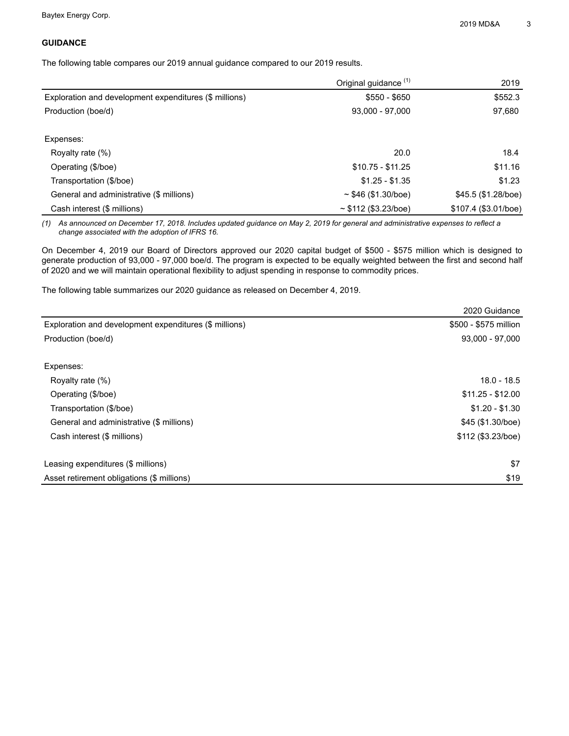## GUIDANCE

The following table compares our 2019 annual guidance compared to our 2019 results.

| | Original guidance (1) | 2019 |
|---|---|---|
| Exploration and development expenditures ($ millions) | $550 - $650 | $552.3 |
| Production (boe/d) | 93,000 - 97,000 | 97,680 |
| | | |
| Expenses: | | |
| Royalty rate (%) | 20.0 | 18.4 |
| Operating ($/boe) | $10.75 - $11.25 | $11.16 |
| Transportation ($/boe) | $1.25 - $1.35 | $1.23 |
| General and administrative ($ millions) | ~ $46 ($1.30/boe) | $45.5 ($1.28/boe) |
| Cash interest ($ millions) | ~ $112 ($3.23/boe) | $107.4 ($3.01/boe) |

*(1) As announced on December 17, 2018. Includes updated guidance on May 2, 2019 for general and administrative expenses to reflect a change associated with the adoption of IFRS 16.*

On December 4, 2019 our Board of Directors approved our 2020 capital budget of $500 - $575 million which is designed to generate production of 93,000 - 97,000 boe/d. The program is expected to be equally weighted between the first and second half of 2020 and we will maintain operational flexibility to adjust spending in response to commodity prices.

The following table summarizes our 2020 guidance as released on December 4, 2019.

| | 2020 Guidance |
|---|---|
| Exploration and development expenditures ($ millions) | $500 - $575 million |
| Production (boe/d) | 93,000 - 97,000 |
| | |
| Expenses: | |
| Royalty rate (%) | 18.0 - 18.5 |
| Operating ($/boe) | $11.25 - $12.00 |
| Transportation ($/boe) | $1.20 - $1.30 |
| General and administrative ($ millions) | $45 ($1.30/boe) |
| Cash interest ($ millions) | $112 ($3.23/boe) |
| | |
| Leasing expenditures ($ millions) | $7 |
| Asset retirement obligations ($ millions) | $19 |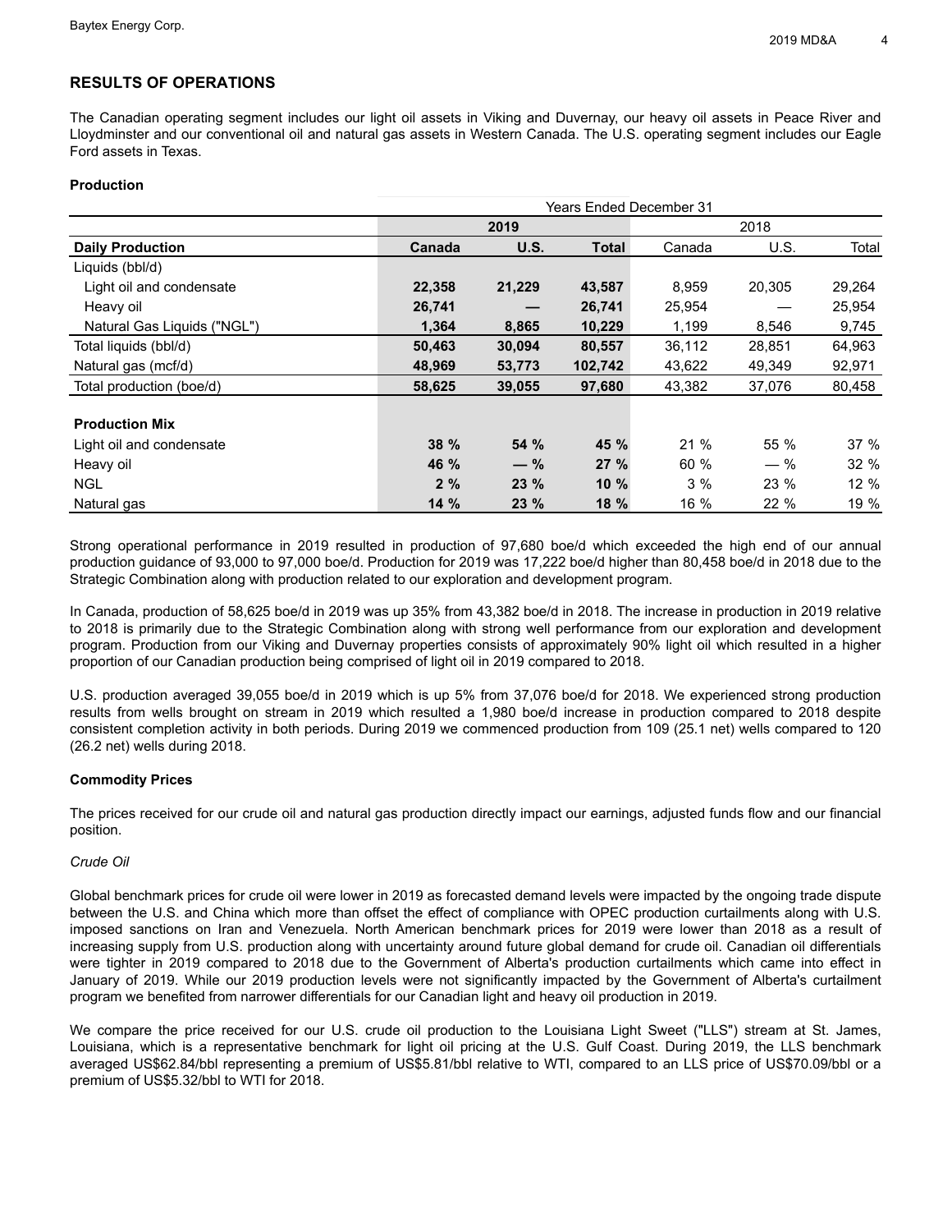## RESULTS OF OPERATIONS

The Canadian operating segment includes our light oil assets in Viking and Duvernay, our heavy oil assets in Peace River and Lloydminster and our conventional oil and natural gas assets in Western Canada. The U.S. operating segment includes our Eagle Ford assets in Texas.

### Production

| | Years Ended December 31 | | | | | |
|---|---|---|---|---|---|---|
| | **2019** | | | 2018 | | |
| **Daily Production** | **Canada** | **U.S.** | **Total** | Canada | U.S. | Total |
| Liquids (bbl/d) | | | | | | |
| Light oil and condensate | **22,358** | **21,229** | **43,587** | 8,959 | 20,305 | 29,264 |
| Heavy oil | **26,741** | **—** | **26,741** | 25,954 | — | 25,954 |
| Natural Gas Liquids ("NGL") | **1,364** | **8,865** | **10,229** | 1,199 | 8,546 | 9,745 |
| Total liquids (bbl/d) | **50,463** | **30,094** | **80,557** | 36,112 | 28,851 | 64,963 |
| Natural gas (mcf/d) | **48,969** | **53,773** | **102,742** | 43,622 | 49,349 | 92,971 |
| Total production (boe/d) | **58,625** | **39,055** | **97,680** | 43,382 | 37,076 | 80,458 |
| | | | | | | |
| **Production Mix** | | | | | | |
| Light oil and condensate | **38 %** | **54 %** | **45 %** | 21 % | 55 % | 37 % |
| Heavy oil | **46 %** | **— %** | **27 %** | 60 % | — % | 32 % |
| NGL | **2 %** | **23 %** | **10 %** | 3 % | 23 % | 12 % |
| Natural gas | **14 %** | **23 %** | **18 %** | 16 % | 22 % | 19 % |

Strong operational performance in 2019 resulted in production of 97,680 boe/d which exceeded the high end of our annual production guidance of 93,000 to 97,000 boe/d. Production for 2019 was 17,222 boe/d higher than 80,458 boe/d in 2018 due to the Strategic Combination along with production related to our exploration and development program.

In Canada, production of 58,625 boe/d in 2019 was up 35% from 43,382 boe/d in 2018. The increase in production in 2019 relative to 2018 is primarily due to the Strategic Combination along with strong well performance from our exploration and development program. Production from our Viking and Duvernay properties consists of approximately 90% light oil which resulted in a higher proportion of our Canadian production being comprised of light oil in 2019 compared to 2018.

U.S. production averaged 39,055 boe/d in 2019 which is up 5% from 37,076 boe/d for 2018. We experienced strong production results from wells brought on stream in 2019 which resulted a 1,980 boe/d increase in production compared to 2018 despite consistent completion activity in both periods. During 2019 we commenced production from 109 (25.1 net) wells compared to 120 (26.2 net) wells during 2018.

### Commodity Prices

The prices received for our crude oil and natural gas production directly impact our earnings, adjusted funds flow and our financial position.

*Crude Oil*

Global benchmark prices for crude oil were lower in 2019 as forecasted demand levels were impacted by the ongoing trade dispute between the U.S. and China which more than offset the effect of compliance with OPEC production curtailments along with U.S. imposed sanctions on Iran and Venezuela. North American benchmark prices for 2019 were lower than 2018 as a result of increasing supply from U.S. production along with uncertainty around future global demand for crude oil. Canadian oil differentials were tighter in 2019 compared to 2018 due to the Government of Alberta's production curtailments which came into effect in January of 2019. While our 2019 production levels were not significantly impacted by the Government of Alberta's curtailment program we benefited from narrower differentials for our Canadian light and heavy oil production in 2019.

We compare the price received for our U.S. crude oil production to the Louisiana Light Sweet ("LLS") stream at St. James, Louisiana, which is a representative benchmark for light oil pricing at the U.S. Gulf Coast. During 2019, the LLS benchmark averaged US$62.84/bbl representing a premium of US$5.81/bbl relative to WTI, compared to an LLS price of US$70.09/bbl or a premium of US$5.32/bbl to WTI for 2018.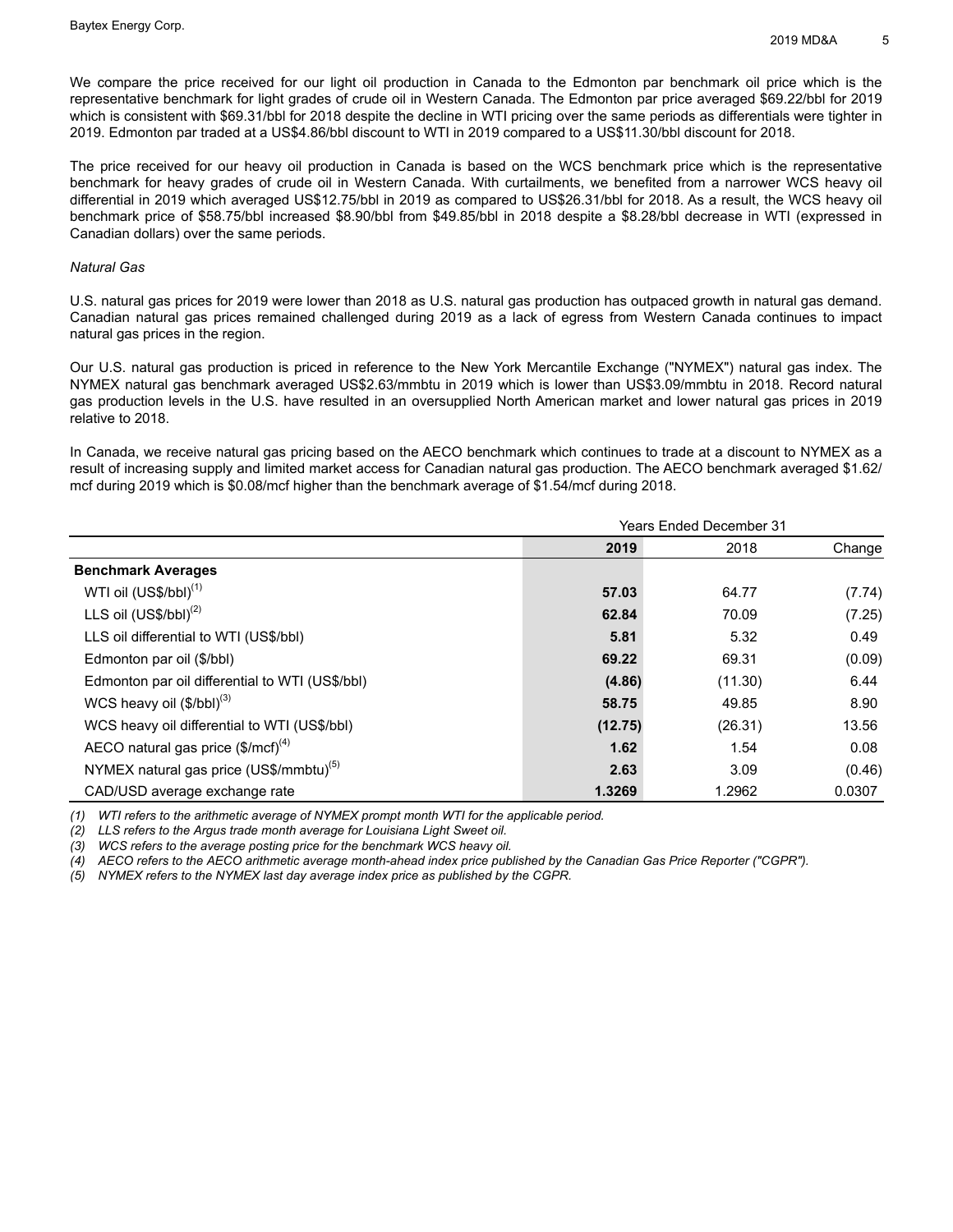We compare the price received for our light oil production in Canada to the Edmonton par benchmark oil price which is the representative benchmark for light grades of crude oil in Western Canada. The Edmonton par price averaged $69.22/bbl for 2019 which is consistent with $69.31/bbl for 2018 despite the decline in WTI pricing over the same periods as differentials were tighter in 2019. Edmonton par traded at a US$4.86/bbl discount to WTI in 2019 compared to a US$11.30/bbl discount for 2018.

The price received for our heavy oil production in Canada is based on the WCS benchmark price which is the representative benchmark for heavy grades of crude oil in Western Canada. With curtailments, we benefited from a narrower WCS heavy oil differential in 2019 which averaged US$12.75/bbl in 2019 as compared to US$26.31/bbl for 2018. As a result, the WCS heavy oil benchmark price of $58.75/bbl increased $8.90/bbl from $49.85/bbl in 2018 despite a $8.28/bbl decrease in WTI (expressed in Canadian dollars) over the same periods.

*Natural Gas*

U.S. natural gas prices for 2019 were lower than 2018 as U.S. natural gas production has outpaced growth in natural gas demand. Canadian natural gas prices remained challenged during 2019 as a lack of egress from Western Canada continues to impact natural gas prices in the region.

Our U.S. natural gas production is priced in reference to the New York Mercantile Exchange ("NYMEX") natural gas index. The NYMEX natural gas benchmark averaged US$2.63/mmbtu in 2019 which is lower than US$3.09/mmbtu in 2018. Record natural gas production levels in the U.S. have resulted in an oversupplied North American market and lower natural gas prices in 2019 relative to 2018.

In Canada, we receive natural gas pricing based on the AECO benchmark which continues to trade at a discount to NYMEX as a result of increasing supply and limited market access for Canadian natural gas production. The AECO benchmark averaged $1.62/mcf during 2019 which is $0.08/mcf higher than the benchmark average of $1.54/mcf during 2018.

| | Years Ended December 31 | | |
|---|---|---|---|
| | **2019** | 2018 | Change |
| **Benchmark Averages** | | | |
| WTI oil (US$/bbl)[1] | **57.03** | 64.77 | (7.74) |
| LLS oil (US$/bbl)[2] | **62.84** | 70.09 | (7.25) |
| LLS oil differential to WTI (US$/bbl) | **5.81** | 5.32 | 0.49 |
| Edmonton par oil ($/bbl) | **69.22** | 69.31 | (0.09) |
| Edmonton par oil differential to WTI (US$/bbl) | **(4.86)** | (11.30) | 6.44 |
| WCS heavy oil ($/bbl)[3] | **58.75** | 49.85 | 8.90 |
| WCS heavy oil differential to WTI (US$/bbl) | **(12.75)** | (26.31) | 13.56 |
| AECO natural gas price ($/mcf)[4] | **1.62** | 1.54 | 0.08 |
| NYMEX natural gas price (US$/mmbtu)[5] | **2.63** | 3.09 | (0.46) |
| CAD/USD average exchange rate | **1.3269** | 1.2962 | 0.0307 |

*(1) WTI refers to the arithmetic average of NYMEX prompt month WTI for the applicable period.*
*(2) LLS refers to the Argus trade month average for Louisiana Light Sweet oil.*
*(3) WCS refers to the average posting price for the benchmark WCS heavy oil.*
*(4) AECO refers to the AECO arithmetic average month-ahead index price published by the Canadian Gas Price Reporter ("CGPR").*
*(5) NYMEX refers to the NYMEX last day average index price as published by the CGPR.*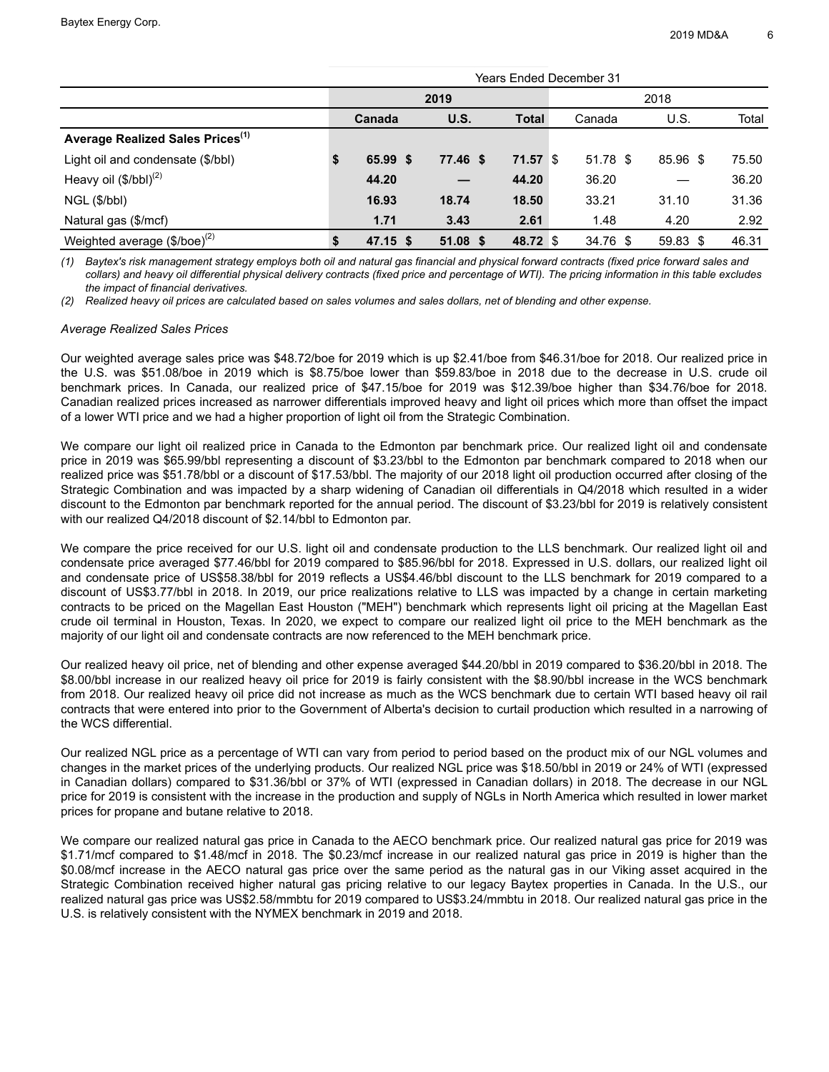| | Years Ended December 31 | | | | | |
|---|---|---|---|---|---|---|
| | 2019 | | | 2018 | | |
| | **Canada** | **U.S.** | **Total** | Canada | U.S. | Total |
| **Average Realized Sales Prices[(1)]** | | | | | | |
| Light oil and condensate ($/bbl) | **$ 65.99** | **$ 77.46** | **$ 71.57** | $ 51.78 | $ 85.96 | $ 75.50 |
| Heavy oil ($/bbl)[(2)] | **44.20** | **—** | **44.20** | 36.20 | — | 36.20 |
| NGL ($/bbl) | **16.93** | **18.74** | **18.50** | 33.21 | 31.10 | 31.36 |
| Natural gas ($/mcf) | **1.71** | **3.43** | **2.61** | 1.48 | 4.20 | 2.92 |
| Weighted average ($/boe)[(2)] | **$ 47.15** | **$ 51.08** | **$ 48.72** | $ 34.76 | $ 59.83 | $ 46.31 |

*(1) Baytex's risk management strategy employs both oil and natural gas financial and physical forward contracts (fixed price forward sales and collars) and heavy oil differential physical delivery contracts (fixed price and percentage of WTI). The pricing information in this table excludes the impact of financial derivatives.*

*(2) Realized heavy oil prices are calculated based on sales volumes and sales dollars, net of blending and other expense.*

*Average Realized Sales Prices*

Our weighted average sales price was $48.72/boe for 2019 which is up $2.41/boe from $46.31/boe for 2018. Our realized price in the U.S. was $51.08/boe in 2019 which is $8.75/boe lower than $59.83/boe in 2018 due to the decrease in U.S. crude oil benchmark prices. In Canada, our realized price of $47.15/boe for 2019 was $12.39/boe higher than $34.76/boe for 2018. Canadian realized prices increased as narrower differentials improved heavy and light oil prices which more than offset the impact of a lower WTI price and we had a higher proportion of light oil from the Strategic Combination.

We compare our light oil realized price in Canada to the Edmonton par benchmark price. Our realized light oil and condensate price in 2019 was $65.99/bbl representing a discount of $3.23/bbl to the Edmonton par benchmark compared to 2018 when our realized price was $51.78/bbl or a discount of $17.53/bbl. The majority of our 2018 light oil production occurred after closing of the Strategic Combination and was impacted by a sharp widening of Canadian oil differentials in Q4/2018 which resulted in a wider discount to the Edmonton par benchmark reported for the annual period. The discount of $3.23/bbl for 2019 is relatively consistent with our realized Q4/2018 discount of $2.14/bbl to Edmonton par.

We compare the price received for our U.S. light oil and condensate production to the LLS benchmark. Our realized light oil and condensate price averaged $77.46/bbl for 2019 compared to $85.96/bbl for 2018. Expressed in U.S. dollars, our realized light oil and condensate price of US$58.38/bbl for 2019 reflects a US$4.46/bbl discount to the LLS benchmark for 2019 compared to a discount of US$3.77/bbl in 2018. In 2019, our price realizations relative to LLS was impacted by a change in certain marketing contracts to be priced on the Magellan East Houston ("MEH") benchmark which represents light oil pricing at the Magellan East crude oil terminal in Houston, Texas. In 2020, we expect to compare our realized light oil price to the MEH benchmark as the majority of our light oil and condensate contracts are now referenced to the MEH benchmark price.

Our realized heavy oil price, net of blending and other expense averaged $44.20/bbl in 2019 compared to $36.20/bbl in 2018. The $8.00/bbl increase in our realized heavy oil price for 2019 is fairly consistent with the $8.90/bbl increase in the WCS benchmark from 2018. Our realized heavy oil price did not increase as much as the WCS benchmark due to certain WTI based heavy oil rail contracts that were entered into prior to the Government of Alberta's decision to curtail production which resulted in a narrowing of the WCS differential.

Our realized NGL price as a percentage of WTI can vary from period to period based on the product mix of our NGL volumes and changes in the market prices of the underlying products. Our realized NGL price was $18.50/bbl in 2019 or 24% of WTI (expressed in Canadian dollars) compared to $31.36/bbl or 37% of WTI (expressed in Canadian dollars) in 2018. The decrease in our NGL price for 2019 is consistent with the increase in the production and supply of NGLs in North America which resulted in lower market prices for propane and butane relative to 2018.

We compare our realized natural gas price in Canada to the AECO benchmark price. Our realized natural gas price for 2019 was $1.71/mcf compared to $1.48/mcf in 2018. The $0.23/mcf increase in our realized natural gas price in 2019 is higher than the $0.08/mcf increase in the AECO natural gas price over the same period as the natural gas in our Viking asset acquired in the Strategic Combination received higher natural gas pricing relative to our legacy Baytex properties in Canada. In the U.S., our realized natural gas price was US$2.58/mmbtu for 2019 compared to US$3.24/mmbtu in 2018. Our realized natural gas price in the U.S. is relatively consistent with the NYMEX benchmark in 2019 and 2018.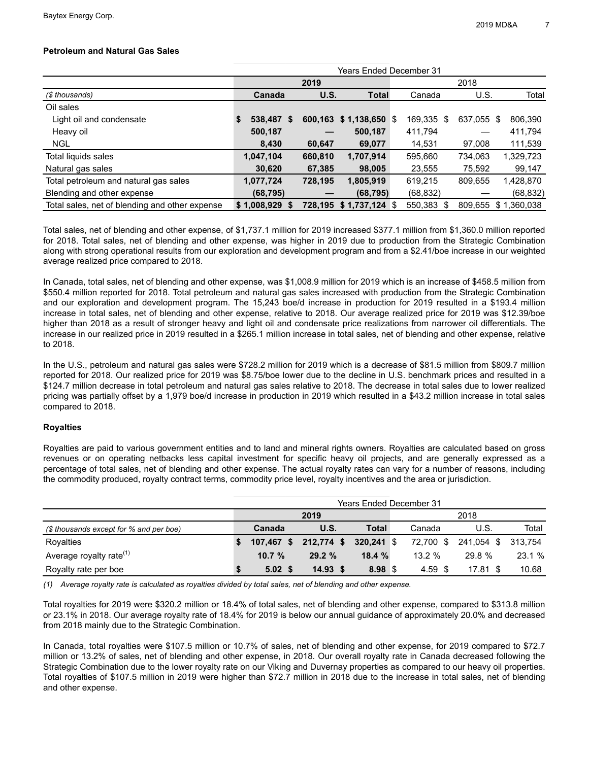### Petroleum and Natural Gas Sales

| | Years Ended December 31 | | | | | |
|---|---|---|---|---|---|---|
| | 2019 | | | 2018 | | |
| ($ thousands) | Canada | U.S. | Total | Canada | U.S. | Total |
| Oil sales | | | | | | |
| Light oil and condensate | $ 538,487 | $ 600,163 | $ 1,138,650 | $ 169,335 | $ 637,055 | $ 806,390 |
| Heavy oil | 500,187 | — | 500,187 | 411,794 | — | 411,794 |
| NGL | 8,430 | 60,647 | 69,077 | 14,531 | 97,008 | 111,539 |
| Total liquids sales | 1,047,104 | 660,810 | 1,707,914 | 595,660 | 734,063 | 1,329,723 |
| Natural gas sales | 30,620 | 67,385 | 98,005 | 23,555 | 75,592 | 99,147 |
| Total petroleum and natural gas sales | 1,077,724 | 728,195 | 1,805,919 | 619,215 | 809,655 | 1,428,870 |
| Blending and other expense | (68,795) | — | (68,795) | (68,832) | — | (68,832) |
| Total sales, net of blending and other expense | $ 1,008,929 | $ 728,195 | $ 1,737,124 | $ 550,383 | $ 809,655 | $ 1,360,038 |

Total sales, net of blending and other expense, of $1,737.1 million for 2019 increased $377.1 million from $1,360.0 million reported for 2018. Total sales, net of blending and other expense, was higher in 2019 due to production from the Strategic Combination along with strong operational results from our exploration and development program and from a $2.41/boe increase in our weighted average realized price compared to 2018.

In Canada, total sales, net of blending and other expense, was $1,008.9 million for 2019 which is an increase of $458.5 million from $550.4 million reported for 2018. Total petroleum and natural gas sales increased with production from the Strategic Combination and our exploration and development program. The 15,243 boe/d increase in production for 2019 resulted in a $193.4 million increase in total sales, net of blending and other expense, relative to 2018. Our average realized price for 2019 was $12.39/boe higher than 2018 as a result of stronger heavy and light oil and condensate price realizations from narrower oil differentials. The increase in our realized price in 2019 resulted in a $265.1 million increase in total sales, net of blending and other expense, relative to 2018.

In the U.S., petroleum and natural gas sales were $728.2 million for 2019 which is a decrease of $81.5 million from $809.7 million reported for 2018. Our realized price for 2019 was $8.75/boe lower due to the decline in U.S. benchmark prices and resulted in a $124.7 million decrease in total petroleum and natural gas sales relative to 2018. The decrease in total sales due to lower realized pricing was partially offset by a 1,979 boe/d increase in production in 2019 which resulted in a $43.2 million increase in total sales compared to 2018.

### Royalties

Royalties are paid to various government entities and to land and mineral rights owners. Royalties are calculated based on gross revenues or on operating netbacks less capital investment for specific heavy oil projects, and are generally expressed as a percentage of total sales, net of blending and other expense. The actual royalty rates can vary for a number of reasons, including the commodity produced, royalty contract terms, commodity price level, royalty incentives and the area or jurisdiction.

| | Years Ended December 31 | | | | | |
|---|---|---|---|---|---|---|
| | 2019 | | | 2018 | | |
| ($ thousands except for % and per boe) | Canada | U.S. | Total | Canada | U.S. | Total |
| Royalties | $ 107,467 | $ 212,774 | $ 320,241 | $ 72,700 | $ 241,054 | $ 313,754 |
| Average royalty rate[(1)] | 10.7 % | 29.2 % | 18.4 % | 13.2 % | 29.8 % | 23.1 % |
| Royalty rate per boe | $ 5.02 | $ 14.93 | $ 8.98 | $ 4.59 | $ 17.81 | $ 10.68 |

*(1) Average royalty rate is calculated as royalties divided by total sales, net of blending and other expense.*

Total royalties for 2019 were $320.2 million or 18.4% of total sales, net of blending and other expense, compared to $313.8 million or 23.1% in 2018. Our average royalty rate of 18.4% for 2019 is below our annual guidance of approximately 20.0% and decreased from 2018 mainly due to the Strategic Combination.

In Canada, total royalties were $107.5 million or 10.7% of sales, net of blending and other expense, for 2019 compared to $72.7 million or 13.2% of sales, net of blending and other expense, in 2018. Our overall royalty rate in Canada decreased following the Strategic Combination due to the lower royalty rate on our Viking and Duvernay properties as compared to our heavy oil properties. Total royalties of $107.5 million in 2019 were higher than $72.7 million in 2018 due to the increase in total sales, net of blending and other expense.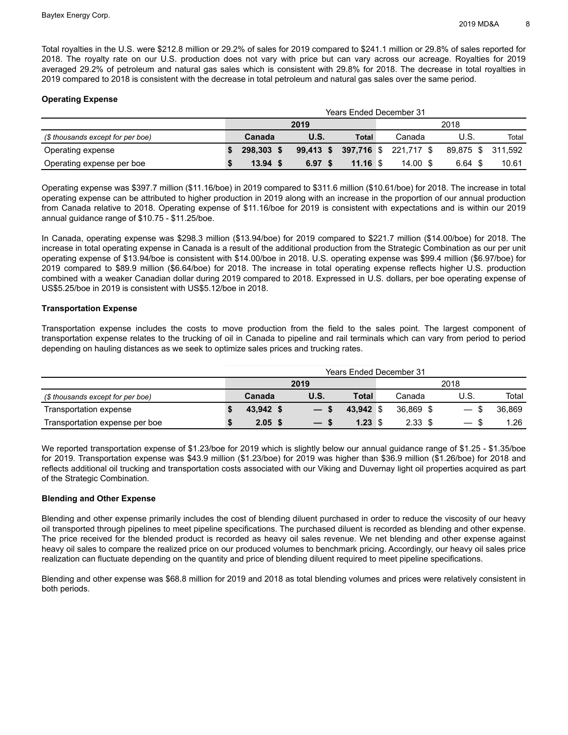Total royalties in the U.S. were $212.8 million or 29.2% of sales for 2019 compared to $241.1 million or 29.8% of sales reported for 2018. The royalty rate on our U.S. production does not vary with price but can vary across our acreage. Royalties for 2019 averaged 29.2% of petroleum and natural gas sales which is consistent with 29.8% for 2018. The decrease in total royalties in 2019 compared to 2018 is consistent with the decrease in total petroleum and natural gas sales over the same period.

**Operating Expense**

| | Years Ended December 31 | | | | | |
|---|---|---|---|---|---|---|
| | **2019** | | | 2018 | | |
| *($ thousands except for per boe)* | **Canada** | **U.S.** | **Total** | Canada | U.S. | Total |
| Operating expense | **$ 298,303** | **$ 99,413** | **$ 397,716** | $ 221,717 | $ 89,875 | $ 311,592 |
| Operating expense per boe | **$ 13.94** | **$ 6.97** | **$ 11.16** | $ 14.00 | $ 6.64 | $ 10.61 |

Operating expense was $397.7 million ($11.16/boe) in 2019 compared to $311.6 million ($10.61/boe) for 2018. The increase in total operating expense can be attributed to higher production in 2019 along with an increase in the proportion of our annual production from Canada relative to 2018. Operating expense of $11.16/boe for 2019 is consistent with expectations and is within our 2019 annual guidance range of $10.75 - $11.25/boe.

In Canada, operating expense was $298.3 million ($13.94/boe) for 2019 compared to $221.7 million ($14.00/boe) for 2018. The increase in total operating expense in Canada is a result of the additional production from the Strategic Combination as our per unit operating expense of $13.94/boe is consistent with $14.00/boe in 2018. U.S. operating expense was $99.4 million ($6.97/boe) for 2019 compared to $89.9 million ($6.64/boe) for 2018. The increase in total operating expense reflects higher U.S. production combined with a weaker Canadian dollar during 2019 compared to 2018. Expressed in U.S. dollars, per boe operating expense of US$5.25/boe in 2019 is consistent with US$5.12/boe in 2018.

**Transportation Expense**

Transportation expense includes the costs to move production from the field to the sales point. The largest component of transportation expense relates to the trucking of oil in Canada to pipeline and rail terminals which can vary from period to period depending on hauling distances as we seek to optimize sales prices and trucking rates.

| | Years Ended December 31 | | | | | |
|---|---|---|---|---|---|---|
| | **2019** | | | 2018 | | |
| *($ thousands except for per boe)* | **Canada** | **U.S.** | **Total** | Canada | U.S. | Total |
| Transportation expense | **$ 43,942** | **$ —** | **$ 43,942** | $ 36,869 | $ — | $ 36,869 |
| Transportation expense per boe | **$ 2.05** | **$ —** | **$ 1.23** | $ 2.33 | $ — | $ 1.26 |

We reported transportation expense of $1.23/boe for 2019 which is slightly below our annual guidance range of $1.25 - $1.35/boe for 2019. Transportation expense was $43.9 million ($1.23/boe) for 2019 was higher than $36.9 million ($1.26/boe) for 2018 and reflects additional oil trucking and transportation costs associated with our Viking and Duvernay light oil properties acquired as part of the Strategic Combination.

**Blending and Other Expense**

Blending and other expense primarily includes the cost of blending diluent purchased in order to reduce the viscosity of our heavy oil transported through pipelines to meet pipeline specifications. The purchased diluent is recorded as blending and other expense. The price received for the blended product is recorded as heavy oil sales revenue. We net blending and other expense against heavy oil sales to compare the realized price on our produced volumes to benchmark pricing. Accordingly, our heavy oil sales price realization can fluctuate depending on the quantity and price of blending diluent required to meet pipeline specifications.

Blending and other expense was $68.8 million for 2019 and 2018 as total blending volumes and prices were relatively consistent in both periods.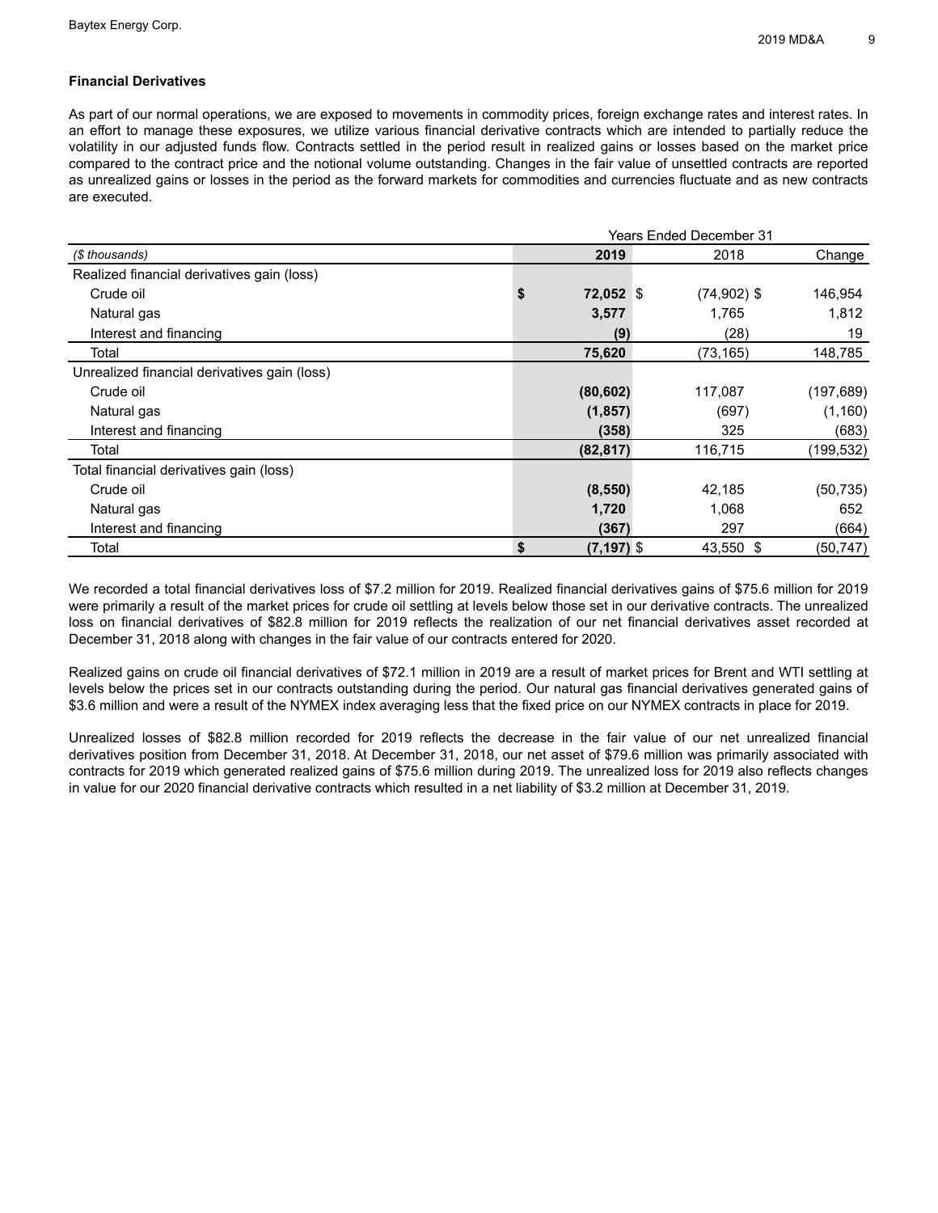### Financial Derivatives

As part of our normal operations, we are exposed to movements in commodity prices, foreign exchange rates and interest rates. In an effort to manage these exposures, we utilize various financial derivative contracts which are intended to partially reduce the volatility in our adjusted funds flow. Contracts settled in the period result in realized gains or losses based on the market price compared to the contract price and the notional volume outstanding. Changes in the fair value of unsettled contracts are reported as unrealized gains or losses in the period as the forward markets for commodities and currencies fluctuate and as new contracts are executed.

| | Years Ended December 31 | | |
|---|---|---|---|
| *($ thousands)* | **2019** | 2018 | Change |
| Realized financial derivatives gain (loss) | | | |
| Crude oil | **$ 72,052** | $ (74,902) | $ 146,954 |
| Natural gas | **3,577** | 1,765 | 1,812 |
| Interest and financing | **(9)** | (28) | 19 |
| Total | **75,620** | (73,165) | 148,785 |
| Unrealized financial derivatives gain (loss) | | | |
| Crude oil | **(80,602)** | 117,087 | (197,689) |
| Natural gas | **(1,857)** | (697) | (1,160) |
| Interest and financing | **(358)** | 325 | (683) |
| Total | **(82,817)** | 116,715 | (199,532) |
| Total financial derivatives gain (loss) | | | |
| Crude oil | **(8,550)** | 42,185 | (50,735) |
| Natural gas | **1,720** | 1,068 | 652 |
| Interest and financing | **(367)** | 297 | (664) |
| Total | **$ (7,197)** | $ 43,550 | $ (50,747) |

We recorded a total financial derivatives loss of $7.2 million for 2019. Realized financial derivatives gains of $75.6 million for 2019 were primarily a result of the market prices for crude oil settling at levels below those set in our derivative contracts. The unrealized loss on financial derivatives of $82.8 million for 2019 reflects the realization of our net financial derivatives asset recorded at December 31, 2018 along with changes in the fair value of our contracts entered for 2020.

Realized gains on crude oil financial derivatives of $72.1 million in 2019 are a result of market prices for Brent and WTI settling at levels below the prices set in our contracts outstanding during the period. Our natural gas financial derivatives generated gains of $3.6 million and were a result of the NYMEX index averaging less that the fixed price on our NYMEX contracts in place for 2019.

Unrealized losses of $82.8 million recorded for 2019 reflects the decrease in the fair value of our net unrealized financial derivatives position from December 31, 2018. At December 31, 2018, our net asset of $79.6 million was primarily associated with contracts for 2019 which generated realized gains of $75.6 million during 2019. The unrealized loss for 2019 also reflects changes in value for our 2020 financial derivative contracts which resulted in a net liability of $3.2 million at December 31, 2019.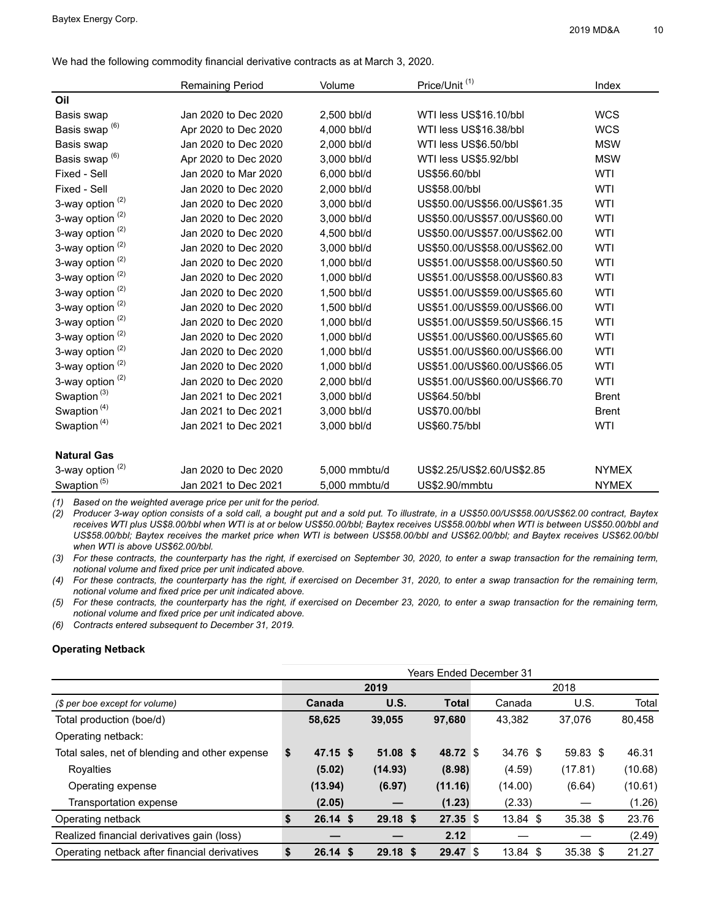We had the following commodity financial derivative contracts as at March 3, 2020.

| | Remaining Period | Volume | Price/Unit [1] | Index |
|---|---|---|---|---|
| **Oil** | | | | |
| Basis swap | Jan 2020 to Dec 2020 | 2,500 bbl/d | WTI less US$16.10/bbl | WCS |
| Basis swap [6] | Apr 2020 to Dec 2020 | 4,000 bbl/d | WTI less US$16.38/bbl | WCS |
| Basis swap | Jan 2020 to Dec 2020 | 2,000 bbl/d | WTI less US$6.50/bbl | MSW |
| Basis swap [6] | Apr 2020 to Dec 2020 | 3,000 bbl/d | WTI less US$5.92/bbl | MSW |
| Fixed - Sell | Jan 2020 to Mar 2020 | 6,000 bbl/d | US$56.60/bbl | WTI |
| Fixed - Sell | Jan 2020 to Dec 2020 | 2,000 bbl/d | US$58.00/bbl | WTI |
| 3-way option [2] | Jan 2020 to Dec 2020 | 3,000 bbl/d | US$50.00/US$56.00/US$61.35 | WTI |
| 3-way option [2] | Jan 2020 to Dec 2020 | 3,000 bbl/d | US$50.00/US$57.00/US$60.00 | WTI |
| 3-way option [2] | Jan 2020 to Dec 2020 | 4,500 bbl/d | US$50.00/US$57.00/US$62.00 | WTI |
| 3-way option [2] | Jan 2020 to Dec 2020 | 3,000 bbl/d | US$50.00/US$58.00/US$62.00 | WTI |
| 3-way option [2] | Jan 2020 to Dec 2020 | 1,000 bbl/d | US$51.00/US$58.00/US$60.50 | WTI |
| 3-way option [2] | Jan 2020 to Dec 2020 | 1,000 bbl/d | US$51.00/US$58.00/US$60.83 | WTI |
| 3-way option [2] | Jan 2020 to Dec 2020 | 1,500 bbl/d | US$51.00/US$59.00/US$65.60 | WTI |
| 3-way option [2] | Jan 2020 to Dec 2020 | 1,500 bbl/d | US$51.00/US$59.00/US$66.00 | WTI |
| 3-way option [2] | Jan 2020 to Dec 2020 | 1,000 bbl/d | US$51.00/US$59.50/US$66.15 | WTI |
| 3-way option [2] | Jan 2020 to Dec 2020 | 1,000 bbl/d | US$51.00/US$60.00/US$65.60 | WTI |
| 3-way option [2] | Jan 2020 to Dec 2020 | 1,000 bbl/d | US$51.00/US$60.00/US$66.00 | WTI |
| 3-way option [2] | Jan 2020 to Dec 2020 | 1,000 bbl/d | US$51.00/US$60.00/US$66.05 | WTI |
| 3-way option [2] | Jan 2020 to Dec 2020 | 2,000 bbl/d | US$51.00/US$60.00/US$66.70 | WTI |
| Swaption [3] | Jan 2021 to Dec 2021 | 3,000 bbl/d | US$64.50/bbl | Brent |
| Swaption [4] | Jan 2021 to Dec 2021 | 3,000 bbl/d | US$70.00/bbl | Brent |
| Swaption [4] | Jan 2021 to Dec 2021 | 3,000 bbl/d | US$60.75/bbl | WTI |
| **Natural Gas** | | | | |
| 3-way option [2] | Jan 2020 to Dec 2020 | 5,000 mmbtu/d | US$2.25/US$2.60/US$2.85 | NYMEX |
| Swaption [5] | Jan 2021 to Dec 2021 | 5,000 mmbtu/d | US$2.90/mmbtu | NYMEX |

*(1) Based on the weighted average price per unit for the period.*

*(2) Producer 3-way option consists of a sold call, a bought put and a sold put. To illustrate, in a US$50.00/US$58.00/US$62.00 contract, Baytex receives WTI plus US$8.00/bbl when WTI is at or below US$50.00/bbl; Baytex receives US$58.00/bbl when WTI is between US$50.00/bbl and US$58.00/bbl; Baytex receives the market price when WTI is between US$58.00/bbl and US$62.00/bbl; and Baytex receives US$62.00/bbl when WTI is above US$62.00/bbl.*

*(3) For these contracts, the counterparty has the right, if exercised on September 30, 2020, to enter a swap transaction for the remaining term, notional volume and fixed price per unit indicated above.*

*(4) For these contracts, the counterparty has the right, if exercised on December 31, 2020, to enter a swap transaction for the remaining term, notional volume and fixed price per unit indicated above.*

*(5) For these contracts, the counterparty has the right, if exercised on December 23, 2020, to enter a swap transaction for the remaining term, notional volume and fixed price per unit indicated above.*

*(6) Contracts entered subsequent to December 31, 2019.*

### Operating Netback

| | Years Ended December 31 | | | | | |
|---|---|---|---|---|---|---|
| | **2019** | | | 2018 | | |
| *($ per boe except for volume)* | **Canada** | **U.S.** | **Total** | Canada | U.S. | Total |
| Total production (boe/d) | **58,625** | **39,055** | **97,680** | 43,382 | 37,076 | 80,458 |
| Operating netback: | | | | | | |
| Total sales, net of blending and other expense | **$ 47.15** | **$ 51.08** | **$ 48.72** | $ 34.76 | $ 59.83 | $ 46.31 |
| Royalties | **(5.02)** | **(14.93)** | **(8.98)** | (4.59) | (17.81) | (10.68) |
| Operating expense | **(13.94)** | **(6.97)** | **(11.16)** | (14.00) | (6.64) | (10.61) |
| Transportation expense | **(2.05)** | **—** | **(1.23)** | (2.33) | — | (1.26) |
| Operating netback | **$ 26.14** | **$ 29.18** | **$ 27.35** | $ 13.84 | $ 35.38 | $ 23.76 |
| Realized financial derivatives gain (loss) | **—** | **—** | **2.12** | — | — | (2.49) |
| Operating netback after financial derivatives | **$ 26.14** | **$ 29.18** | **$ 29.47** | $ 13.84 | $ 35.38 | $ 21.27 |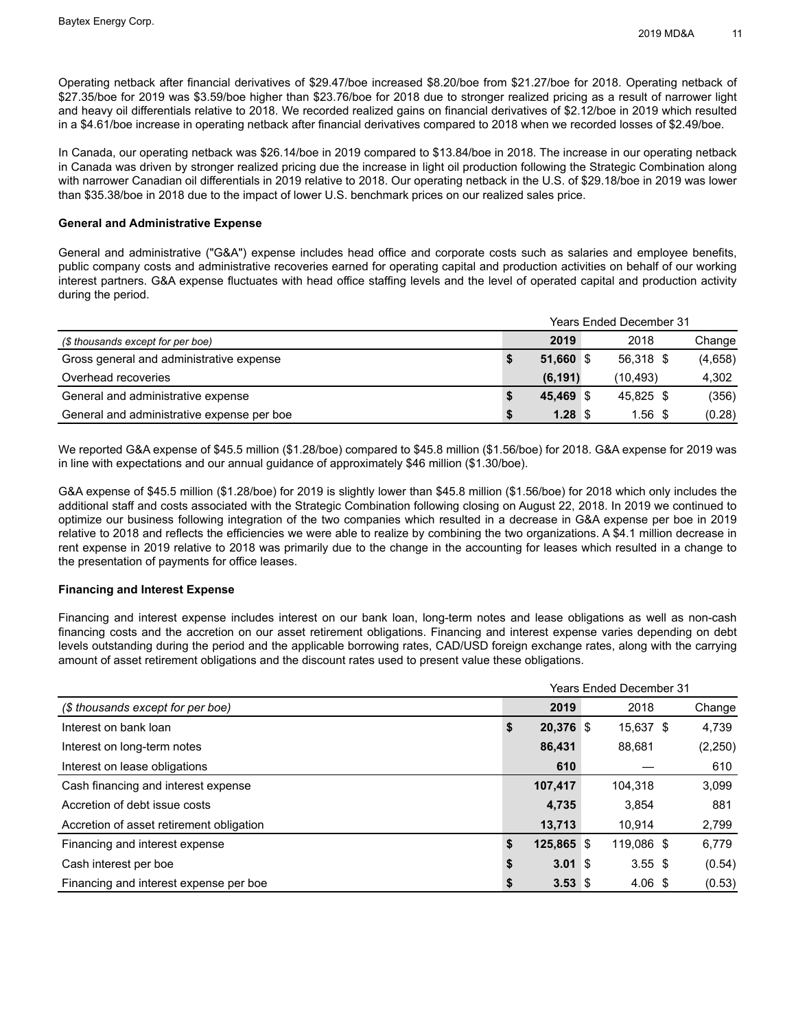Operating netback after financial derivatives of $29.47/boe increased $8.20/boe from $21.27/boe for 2018. Operating netback of $27.35/boe for 2019 was $3.59/boe higher than $23.76/boe for 2018 due to stronger realized pricing as a result of narrower light and heavy oil differentials relative to 2018. We recorded realized gains on financial derivatives of $2.12/boe in 2019 which resulted in a $4.61/boe increase in operating netback after financial derivatives compared to 2018 when we recorded losses of $2.49/boe.

In Canada, our operating netback was $26.14/boe in 2019 compared to $13.84/boe in 2018. The increase in our operating netback in Canada was driven by stronger realized pricing due the increase in light oil production following the Strategic Combination along with narrower Canadian oil differentials in 2019 relative to 2018. Our operating netback in the U.S. of $29.18/boe in 2019 was lower than $35.38/boe in 2018 due to the impact of lower U.S. benchmark prices on our realized sales price.

**General and Administrative Expense**

General and administrative ("G&A") expense includes head office and corporate costs such as salaries and employee benefits, public company costs and administrative recoveries earned for operating capital and production activities on behalf of our working interest partners. G&A expense fluctuates with head office staffing levels and the level of operated capital and production activity during the period.

| | Years Ended December 31 | | |
|---|---|---|---|
| *($ thousands except for per boe)* | **2019** | 2018 | Change |
| Gross general and administrative expense | **$ 51,660** | $ 56,318 | $ (4,658) |
| Overhead recoveries | **(6,191)** | (10,493) | 4,302 |
| General and administrative expense | **$ 45,469** | $ 45,825 | $ (356) |
| General and administrative expense per boe | **$ 1.28** | $ 1.56 | $ (0.28) |

We reported G&A expense of $45.5 million ($1.28/boe) compared to $45.8 million ($1.56/boe) for 2018. G&A expense for 2019 was in line with expectations and our annual guidance of approximately $46 million ($1.30/boe).

G&A expense of $45.5 million ($1.28/boe) for 2019 is slightly lower than $45.8 million ($1.56/boe) for 2018 which only includes the additional staff and costs associated with the Strategic Combination following closing on August 22, 2018. In 2019 we continued to optimize our business following integration of the two companies which resulted in a decrease in G&A expense per boe in 2019 relative to 2018 and reflects the efficiencies we were able to realize by combining the two organizations. A $4.1 million decrease in rent expense in 2019 relative to 2018 was primarily due to the change in the accounting for leases which resulted in a change to the presentation of payments for office leases.

**Financing and Interest Expense**

Financing and interest expense includes interest on our bank loan, long-term notes and lease obligations as well as non-cash financing costs and the accretion on our asset retirement obligations. Financing and interest expense varies depending on debt levels outstanding during the period and the applicable borrowing rates, CAD/USD foreign exchange rates, along with the carrying amount of asset retirement obligations and the discount rates used to present value these obligations.

| | Years Ended December 31 | | |
|---|---|---|---|
| *($ thousands except for per boe)* | **2019** | 2018 | Change |
| Interest on bank loan | **$ 20,376** | $ 15,637 | $ 4,739 |
| Interest on long-term notes | **86,431** | 88,681 | (2,250) |
| Interest on lease obligations | **610** | — | 610 |
| Cash financing and interest expense | **107,417** | 104,318 | 3,099 |
| Accretion of debt issue costs | **4,735** | 3,854 | 881 |
| Accretion of asset retirement obligation | **13,713** | 10,914 | 2,799 |
| Financing and interest expense | **$ 125,865** | $ 119,086 | $ 6,779 |
| Cash interest per boe | **$ 3.01** | $ 3.55 | $ (0.54) |
| Financing and interest expense per boe | **$ 3.53** | $ 4.06 | $ (0.53) |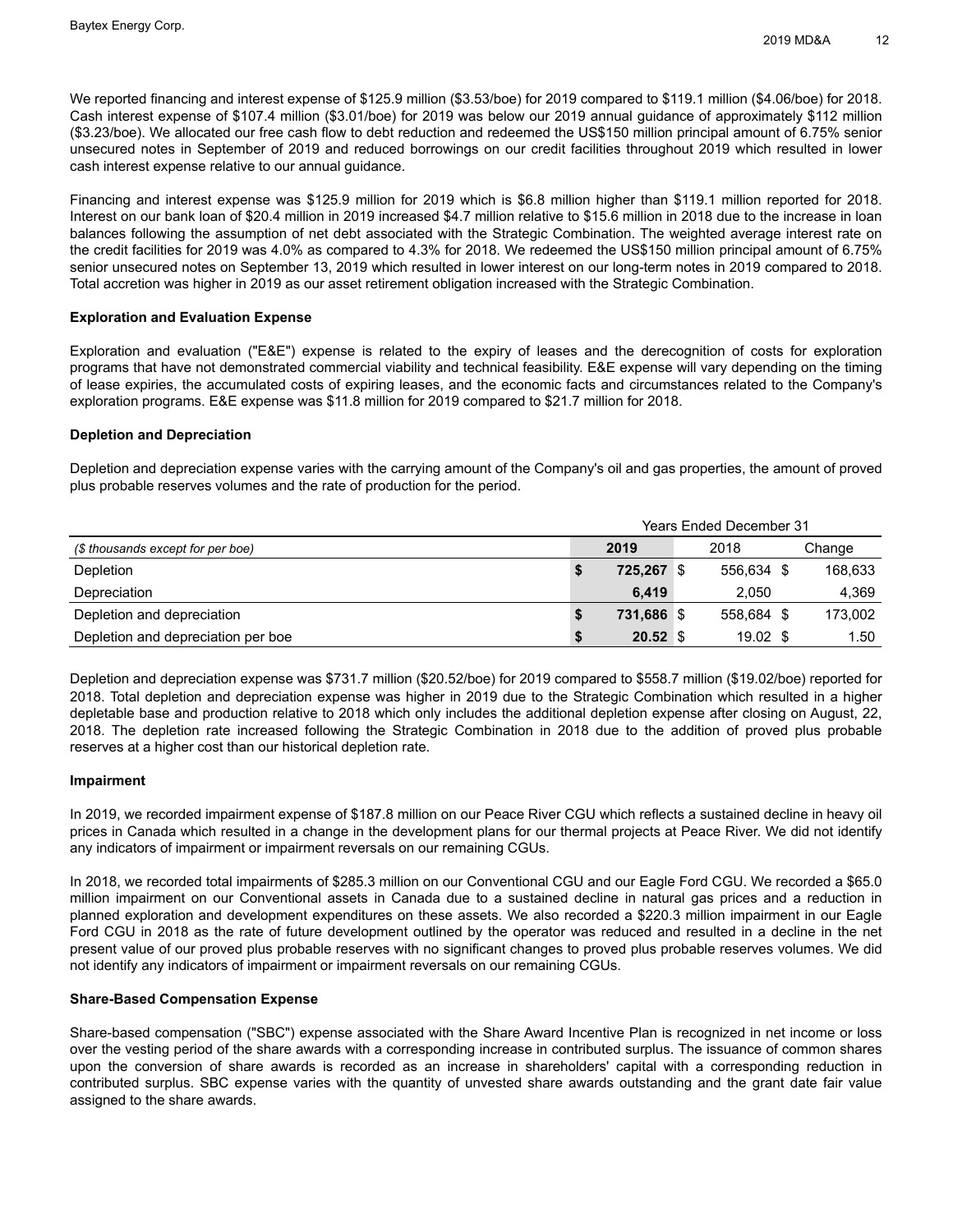We reported financing and interest expense of $125.9 million ($3.53/boe) for 2019 compared to $119.1 million ($4.06/boe) for 2018. Cash interest expense of $107.4 million ($3.01/boe) for 2019 was below our 2019 annual guidance of approximately $112 million ($3.23/boe). We allocated our free cash flow to debt reduction and redeemed the US$150 million principal amount of 6.75% senior unsecured notes in September of 2019 and reduced borrowings on our credit facilities throughout 2019 which resulted in lower cash interest expense relative to our annual guidance.

Financing and interest expense was $125.9 million for 2019 which is $6.8 million higher than $119.1 million reported for 2018. Interest on our bank loan of $20.4 million in 2019 increased $4.7 million relative to $15.6 million in 2018 due to the increase in loan balances following the assumption of net debt associated with the Strategic Combination. The weighted average interest rate on the credit facilities for 2019 was 4.0% as compared to 4.3% for 2018. We redeemed the US$150 million principal amount of 6.75% senior unsecured notes on September 13, 2019 which resulted in lower interest on our long-term notes in 2019 compared to 2018. Total accretion was higher in 2019 as our asset retirement obligation increased with the Strategic Combination.

### Exploration and Evaluation Expense

Exploration and evaluation ("E&E") expense is related to the expiry of leases and the derecognition of costs for exploration programs that have not demonstrated commercial viability and technical feasibility. E&E expense will vary depending on the timing of lease expiries, the accumulated costs of expiring leases, and the economic facts and circumstances related to the Company's exploration programs. E&E expense was $11.8 million for 2019 compared to $21.7 million for 2018.

### Depletion and Depreciation

Depletion and depreciation expense varies with the carrying amount of the Company's oil and gas properties, the amount of proved plus probable reserves volumes and the rate of production for the period.

| | Years Ended December 31 | | |
|---|---|---|---|
| *($ thousands except for per boe)* | **2019** | 2018 | Change |
| Depletion | **$ 725,267** | $ 556,634 | $ 168,633 |
| Depreciation | **6,419** | 2,050 | 4,369 |
| Depletion and depreciation | **$ 731,686** | $ 558,684 | $ 173,002 |
| Depletion and depreciation per boe | **$ 20.52** | $ 19.02 | $ 1.50 |

Depletion and depreciation expense was $731.7 million ($20.52/boe) for 2019 compared to $558.7 million ($19.02/boe) reported for 2018. Total depletion and depreciation expense was higher in 2019 due to the Strategic Combination which resulted in a higher depletable base and production relative to 2018 which only includes the additional depletion expense after closing on August, 22, 2018. The depletion rate increased following the Strategic Combination in 2018 due to the addition of proved plus probable reserves at a higher cost than our historical depletion rate.

### Impairment

In 2019, we recorded impairment expense of $187.8 million on our Peace River CGU which reflects a sustained decline in heavy oil prices in Canada which resulted in a change in the development plans for our thermal projects at Peace River. We did not identify any indicators of impairment or impairment reversals on our remaining CGUs.

In 2018, we recorded total impairments of $285.3 million on our Conventional CGU and our Eagle Ford CGU. We recorded a $65.0 million impairment on our Conventional assets in Canada due to a sustained decline in natural gas prices and a reduction in planned exploration and development expenditures on these assets. We also recorded a $220.3 million impairment in our Eagle Ford CGU in 2018 as the rate of future development outlined by the operator was reduced and resulted in a decline in the net present value of our proved plus probable reserves with no significant changes to proved plus probable reserves volumes. We did not identify any indicators of impairment or impairment reversals on our remaining CGUs.

### Share-Based Compensation Expense

Share-based compensation ("SBC") expense associated with the Share Award Incentive Plan is recognized in net income or loss over the vesting period of the share awards with a corresponding increase in contributed surplus. The issuance of common shares upon the conversion of share awards is recorded as an increase in shareholders' capital with a corresponding reduction in contributed surplus. SBC expense varies with the quantity of unvested share awards outstanding and the grant date fair value assigned to the share awards.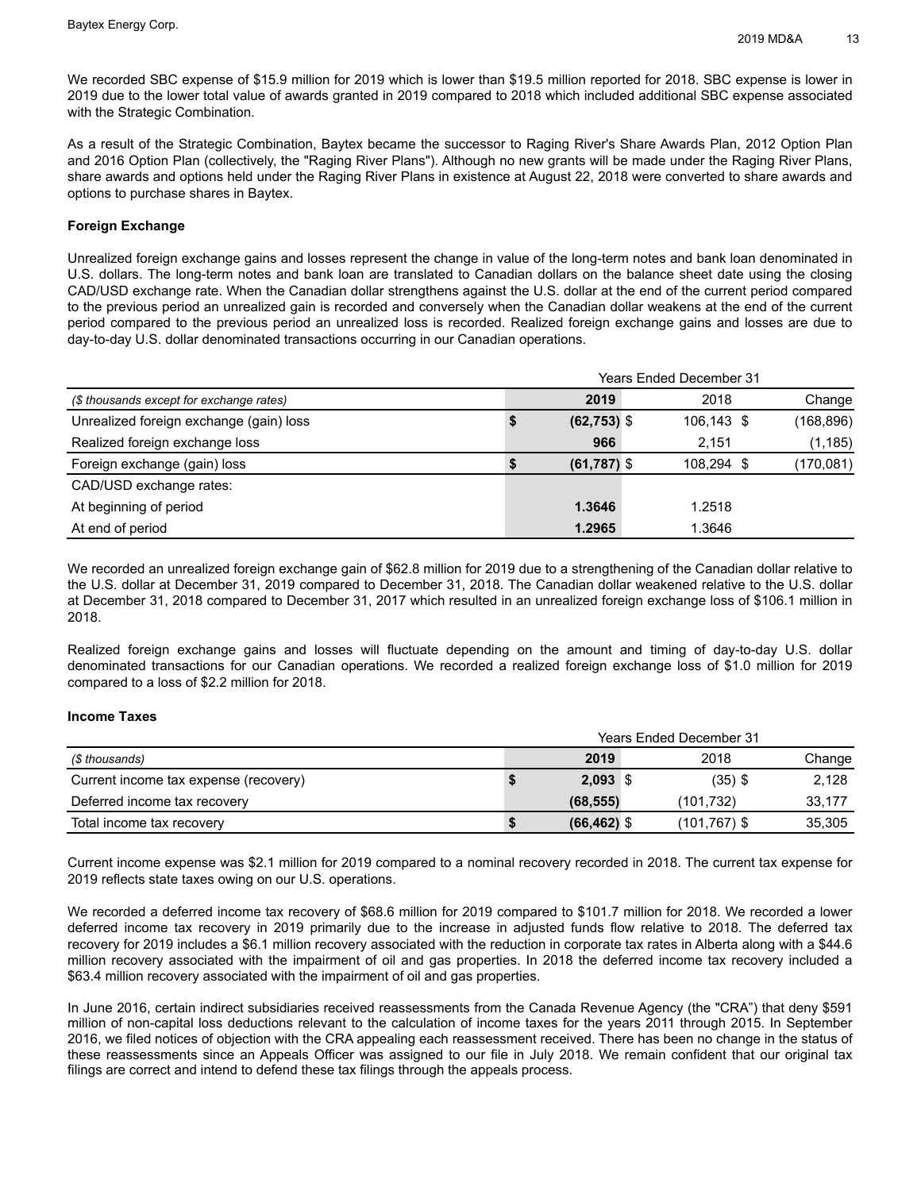We recorded SBC expense of $15.9 million for 2019 which is lower than $19.5 million reported for 2018. SBC expense is lower in 2019 due to the lower total value of awards granted in 2019 compared to 2018 which included additional SBC expense associated with the Strategic Combination.

As a result of the Strategic Combination, Baytex became the successor to Raging River's Share Awards Plan, 2012 Option Plan and 2016 Option Plan (collectively, the "Raging River Plans"). Although no new grants will be made under the Raging River Plans, share awards and options held under the Raging River Plans in existence at August 22, 2018 were converted to share awards and options to purchase shares in Baytex.

**Foreign Exchange**

Unrealized foreign exchange gains and losses represent the change in value of the long-term notes and bank loan denominated in U.S. dollars. The long-term notes and bank loan are translated to Canadian dollars on the balance sheet date using the closing CAD/USD exchange rate. When the Canadian dollar strengthens against the U.S. dollar at the end of the current period compared to the previous period an unrealized gain is recorded and conversely when the Canadian dollar weakens at the end of the current period compared to the previous period an unrealized loss is recorded. Realized foreign exchange gains and losses are due to day-to-day U.S. dollar denominated transactions occurring in our Canadian operations.

| | Years Ended December 31 | | |
|---|---|---|---|
| *($ thousands except for exchange rates)* | **2019** | 2018 | Change |
| Unrealized foreign exchange (gain) loss | **$ (62,753)** | $ 106,143 | $ (168,896) |
| Realized foreign exchange loss | **966** | 2,151 | (1,185) |
| Foreign exchange (gain) loss | **$ (61,787)** | $ 108,294 | $ (170,081) |
| CAD/USD exchange rates: | | | |
| At beginning of period | **1.3646** | 1.2518 | |
| At end of period | **1.2965** | 1.3646 | |

We recorded an unrealized foreign exchange gain of $62.8 million for 2019 due to a strengthening of the Canadian dollar relative to the U.S. dollar at December 31, 2019 compared to December 31, 2018. The Canadian dollar weakened relative to the U.S. dollar at December 31, 2018 compared to December 31, 2017 which resulted in an unrealized foreign exchange loss of $106.1 million in 2018.

Realized foreign exchange gains and losses will fluctuate depending on the amount and timing of day-to-day U.S. dollar denominated transactions for our Canadian operations. We recorded a realized foreign exchange loss of $1.0 million for 2019 compared to a loss of $2.2 million for 2018.

**Income Taxes**

| | Years Ended December 31 | | |
|---|---|---|---|
| *($ thousands)* | **2019** | 2018 | Change |
| Current income tax expense (recovery) | **$ 2,093** | $ (35) | $ 2,128 |
| Deferred income tax recovery | **(68,555)** | (101,732) | 33,177 |
| Total income tax recovery | **$ (66,462)** | $ (101,767) | $ 35,305 |

Current income expense was $2.1 million for 2019 compared to a nominal recovery recorded in 2018. The current tax expense for 2019 reflects state taxes owing on our U.S. operations.

We recorded a deferred income tax recovery of $68.6 million for 2019 compared to $101.7 million for 2018. We recorded a lower deferred income tax recovery in 2019 primarily due to the increase in adjusted funds flow relative to 2018. The deferred tax recovery for 2019 includes a $6.1 million recovery associated with the reduction in corporate tax rates in Alberta along with a $44.6 million recovery associated with the impairment of oil and gas properties. In 2018 the deferred income tax recovery included a $63.4 million recovery associated with the impairment of oil and gas properties.

In June 2016, certain indirect subsidiaries received reassessments from the Canada Revenue Agency (the "CRA") that deny $591 million of non-capital loss deductions relevant to the calculation of income taxes for the years 2011 through 2015. In September 2016, we filed notices of objection with the CRA appealing each reassessment received. There has been no change in the status of these reassessments since an Appeals Officer was assigned to our file in July 2018. We remain confident that our original tax filings are correct and intend to defend these tax filings through the appeals process.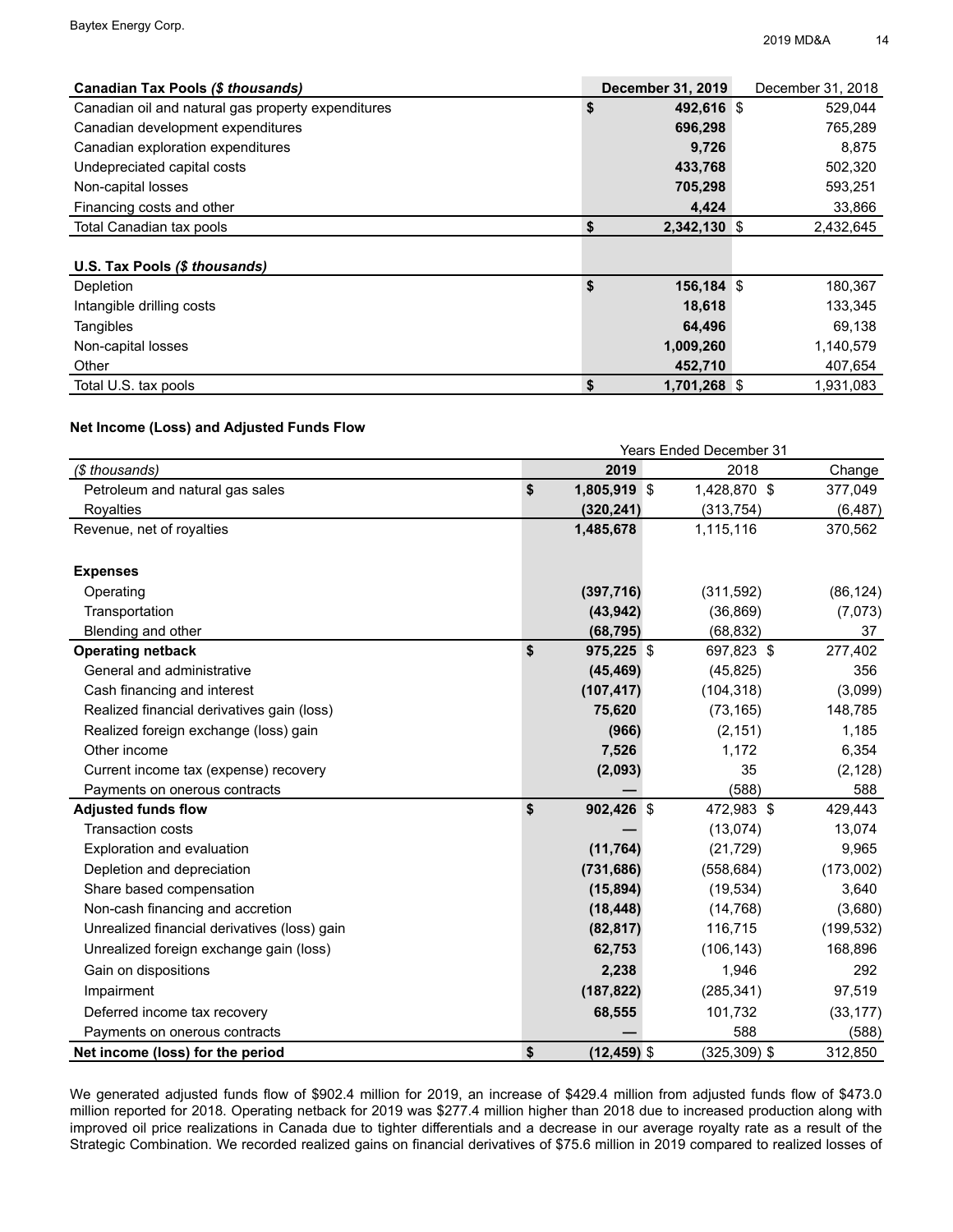| Canadian Tax Pools *($ thousands)* | December 31, 2019 | December 31, 2018 |
|---|---|---|
| Canadian oil and natural gas property expenditures | $ 492,616 | $ 529,044 |
| Canadian development expenditures | 696,298 | 765,289 |
| Canadian exploration expenditures | 9,726 | 8,875 |
| Undepreciated capital costs | 433,768 | 502,320 |
| Non-capital losses | 705,298 | 593,251 |
| Financing costs and other | 4,424 | 33,866 |
| Total Canadian tax pools | $ 2,342,130 | $ 2,432,645 |

| U.S. Tax Pools *($ thousands)* | December 31, 2019 | December 31, 2018 |
|---|---|---|
| Depletion | $ 156,184 | $ 180,367 |
| Intangible drilling costs | 18,618 | 133,345 |
| Tangibles | 64,496 | 69,138 |
| Non-capital losses | 1,009,260 | 1,140,579 |
| Other | 452,710 | 407,654 |
| Total U.S. tax pools | $ 1,701,268 | $ 1,931,083 |

### Net Income (Loss) and Adjusted Funds Flow

| | Years Ended December 31 | | |
|---|---|---|---|
| *($ thousands)* | 2019 | 2018 | Change |
| Petroleum and natural gas sales | $ 1,805,919 | $ 1,428,870 | $ 377,049 |
| Royalties | (320,241) | (313,754) | (6,487) |
| Revenue, net of royalties | 1,485,678 | 1,115,116 | 370,562 |
| **Expenses** | | | |
| Operating | (397,716) | (311,592) | (86,124) |
| Transportation | (43,942) | (36,869) | (7,073) |
| Blending and other | (68,795) | (68,832) | 37 |
| **Operating netback** | $ 975,225 | $ 697,823 | $ 277,402 |
| General and administrative | (45,469) | (45,825) | 356 |
| Cash financing and interest | (107,417) | (104,318) | (3,099) |
| Realized financial derivatives gain (loss) | 75,620 | (73,165) | 148,785 |
| Realized foreign exchange (loss) gain | (966) | (2,151) | 1,185 |
| Other income | 7,526 | 1,172 | 6,354 |
| Current income tax (expense) recovery | (2,093) | 35 | (2,128) |
| Payments on onerous contracts | — | (588) | 588 |
| **Adjusted funds flow** | $ 902,426 | $ 472,983 | $ 429,443 |
| Transaction costs | — | (13,074) | 13,074 |
| Exploration and evaluation | (11,764) | (21,729) | 9,965 |
| Depletion and depreciation | (731,686) | (558,684) | (173,002) |
| Share based compensation | (15,894) | (19,534) | 3,640 |
| Non-cash financing and accretion | (18,448) | (14,768) | (3,680) |
| Unrealized financial derivatives (loss) gain | (82,817) | 116,715 | (199,532) |
| Unrealized foreign exchange gain (loss) | 62,753 | (106,143) | 168,896 |
| Gain on dispositions | 2,238 | 1,946 | 292 |
| Impairment | (187,822) | (285,341) | 97,519 |
| Deferred income tax recovery | 68,555 | 101,732 | (33,177) |
| Payments on onerous contracts | — | 588 | (588) |
| **Net income (loss) for the period** | $ (12,459) | $ (325,309) | $ 312,850 |

We generated adjusted funds flow of $902.4 million for 2019, an increase of $429.4 million from adjusted funds flow of $473.0 million reported for 2018. Operating netback for 2019 was $277.4 million higher than 2018 due to increased production along with improved oil price realizations in Canada due to tighter differentials and a decrease in our average royalty rate as a result of the Strategic Combination. We recorded realized gains on financial derivatives of $75.6 million in 2019 compared to realized losses of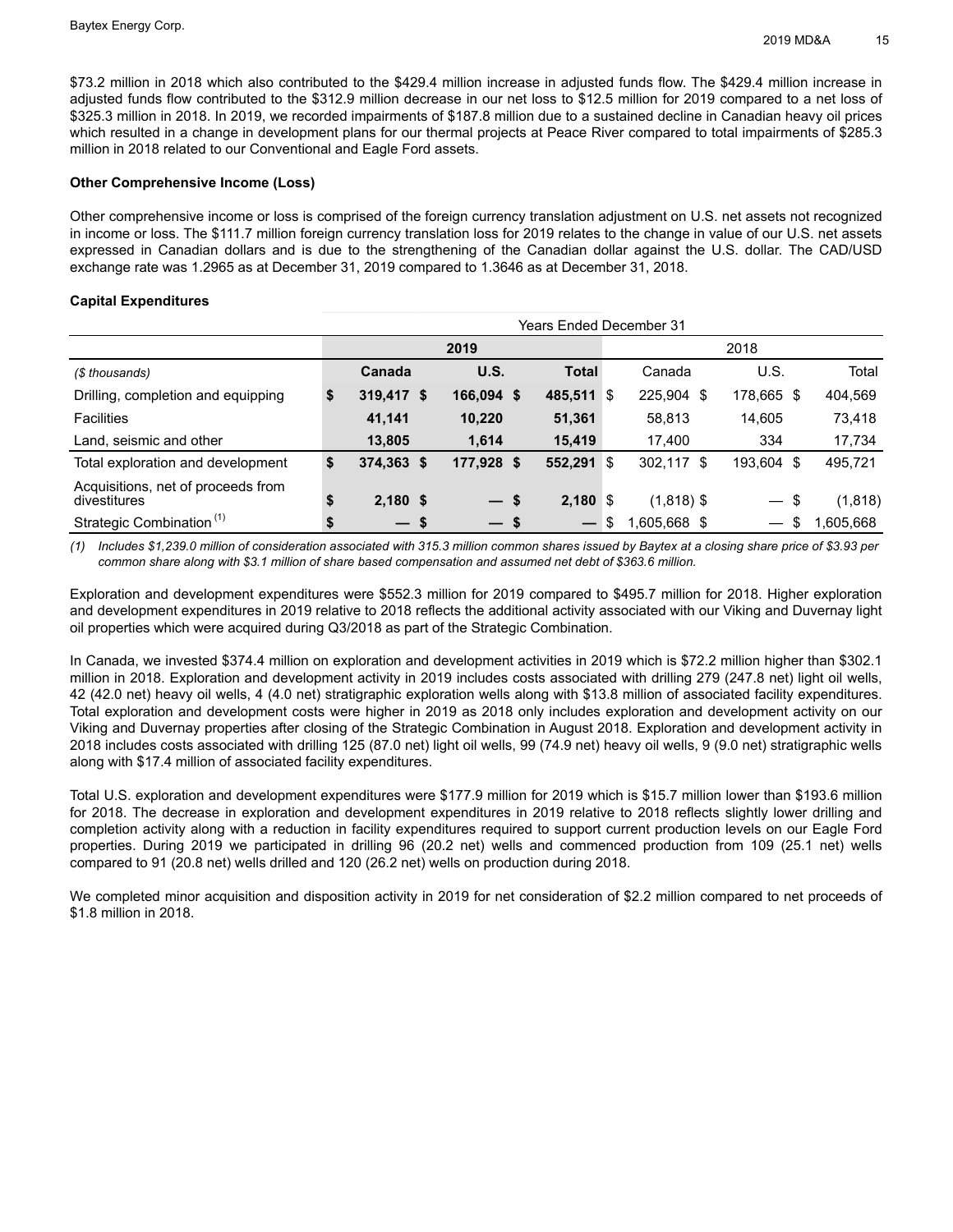$73.2 million in 2018 which also contributed to the $429.4 million increase in adjusted funds flow. The $429.4 million increase in adjusted funds flow contributed to the $312.9 million decrease in our net loss to $12.5 million for 2019 compared to a net loss of $325.3 million in 2018. In 2019, we recorded impairments of $187.8 million due to a sustained decline in Canadian heavy oil prices which resulted in a change in development plans for our thermal projects at Peace River compared to total impairments of $285.3 million in 2018 related to our Conventional and Eagle Ford assets.

**Other Comprehensive Income (Loss)**

Other comprehensive income or loss is comprised of the foreign currency translation adjustment on U.S. net assets not recognized in income or loss. The $111.7 million foreign currency translation loss for 2019 relates to the change in value of our U.S. net assets expressed in Canadian dollars and is due to the strengthening of the Canadian dollar against the U.S. dollar. The CAD/USD exchange rate was 1.2965 as at December 31, 2019 compared to 1.3646 as at December 31, 2018.

**Capital Expenditures**

| | Years Ended December 31 | | | | | |
|---|---|---|---|---|---|---|
| | **2019** | | | 2018 | | |
| *($ thousands)* | **Canada** | **U.S.** | **Total** | Canada | U.S. | Total |
| Drilling, completion and equipping | **$ 319,417** | **$ 166,094** | **$ 485,511** | $ 225,904 | $ 178,665 | $ 404,569 |
| Facilities | **41,141** | **10,220** | **51,361** | 58,813 | 14,605 | 73,418 |
| Land, seismic and other | **13,805** | **1,614** | **15,419** | 17,400 | 334 | 17,734 |
| Total exploration and development | **$ 374,363** | **$ 177,928** | **$ 552,291** | $ 302,117 | $ 193,604 | $ 495,721 |
| Acquisitions, net of proceeds from divestitures | **$ 2,180** | **$ —** | **$ 2,180** | $ (1,818) | $ — | $ (1,818) |
| Strategic Combination [(1)] | **$ —** | **$ —** | **$ —** | $ 1,605,668 | $ — | $ 1,605,668 |

*(1) Includes $1,239.0 million of consideration associated with 315.3 million common shares issued by Baytex at a closing share price of $3.93 per common share along with $3.1 million of share based compensation and assumed net debt of $363.6 million.*

Exploration and development expenditures were $552.3 million for 2019 compared to $495.7 million for 2018. Higher exploration and development expenditures in 2019 relative to 2018 reflects the additional activity associated with our Viking and Duvernay light oil properties which were acquired during Q3/2018 as part of the Strategic Combination.

In Canada, we invested $374.4 million on exploration and development activities in 2019 which is $72.2 million higher than $302.1 million in 2018. Exploration and development activity in 2019 includes costs associated with drilling 279 (247.8 net) light oil wells, 42 (42.0 net) heavy oil wells, 4 (4.0 net) stratigraphic exploration wells along with $13.8 million of associated facility expenditures. Total exploration and development costs were higher in 2019 as 2018 only includes exploration and development activity on our Viking and Duvernay properties after closing of the Strategic Combination in August 2018. Exploration and development activity in 2018 includes costs associated with drilling 125 (87.0 net) light oil wells, 99 (74.9 net) heavy oil wells, 9 (9.0 net) stratigraphic wells along with $17.4 million of associated facility expenditures.

Total U.S. exploration and development expenditures were $177.9 million for 2019 which is $15.7 million lower than $193.6 million for 2018. The decrease in exploration and development expenditures in 2019 relative to 2018 reflects slightly lower drilling and completion activity along with a reduction in facility expenditures required to support current production levels on our Eagle Ford properties. During 2019 we participated in drilling 96 (20.2 net) wells and commenced production from 109 (25.1 net) wells compared to 91 (20.8 net) wells drilled and 120 (26.2 net) wells on production during 2018.

We completed minor acquisition and disposition activity in 2019 for net consideration of $2.2 million compared to net proceeds of $1.8 million in 2018.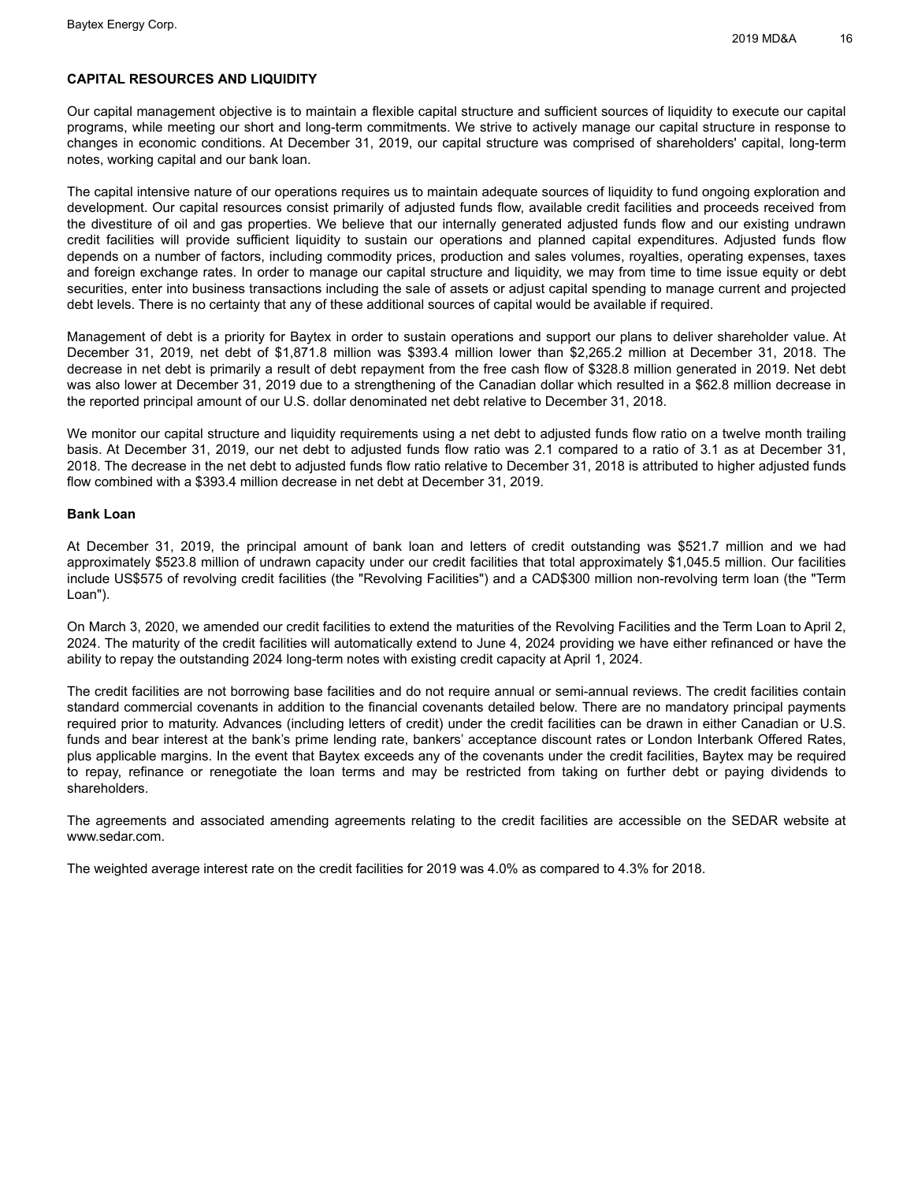## CAPITAL RESOURCES AND LIQUIDITY

Our capital management objective is to maintain a flexible capital structure and sufficient sources of liquidity to execute our capital programs, while meeting our short and long-term commitments. We strive to actively manage our capital structure in response to changes in economic conditions. At December 31, 2019, our capital structure was comprised of shareholders' capital, long-term notes, working capital and our bank loan.

The capital intensive nature of our operations requires us to maintain adequate sources of liquidity to fund ongoing exploration and development. Our capital resources consist primarily of adjusted funds flow, available credit facilities and proceeds received from the divestiture of oil and gas properties. We believe that our internally generated adjusted funds flow and our existing undrawn credit facilities will provide sufficient liquidity to sustain our operations and planned capital expenditures. Adjusted funds flow depends on a number of factors, including commodity prices, production and sales volumes, royalties, operating expenses, taxes and foreign exchange rates. In order to manage our capital structure and liquidity, we may from time to time issue equity or debt securities, enter into business transactions including the sale of assets or adjust capital spending to manage current and projected debt levels. There is no certainty that any of these additional sources of capital would be available if required.

Management of debt is a priority for Baytex in order to sustain operations and support our plans to deliver shareholder value. At December 31, 2019, net debt of $1,871.8 million was $393.4 million lower than $2,265.2 million at December 31, 2018. The decrease in net debt is primarily a result of debt repayment from the free cash flow of $328.8 million generated in 2019. Net debt was also lower at December 31, 2019 due to a strengthening of the Canadian dollar which resulted in a $62.8 million decrease in the reported principal amount of our U.S. dollar denominated net debt relative to December 31, 2018.

We monitor our capital structure and liquidity requirements using a net debt to adjusted funds flow ratio on a twelve month trailing basis. At December 31, 2019, our net debt to adjusted funds flow ratio was 2.1 compared to a ratio of 3.1 as at December 31, 2018. The decrease in the net debt to adjusted funds flow ratio relative to December 31, 2018 is attributed to higher adjusted funds flow combined with a $393.4 million decrease in net debt at December 31, 2019.

### Bank Loan

At December 31, 2019, the principal amount of bank loan and letters of credit outstanding was $521.7 million and we had approximately $523.8 million of undrawn capacity under our credit facilities that total approximately $1,045.5 million. Our facilities include US$575 of revolving credit facilities (the "Revolving Facilities") and a CAD$300 million non-revolving term loan (the "Term Loan").

On March 3, 2020, we amended our credit facilities to extend the maturities of the Revolving Facilities and the Term Loan to April 2, 2024. The maturity of the credit facilities will automatically extend to June 4, 2024 providing we have either refinanced or have the ability to repay the outstanding 2024 long-term notes with existing credit capacity at April 1, 2024.

The credit facilities are not borrowing base facilities and do not require annual or semi-annual reviews. The credit facilities contain standard commercial covenants in addition to the financial covenants detailed below. There are no mandatory principal payments required prior to maturity. Advances (including letters of credit) under the credit facilities can be drawn in either Canadian or U.S. funds and bear interest at the bank's prime lending rate, bankers' acceptance discount rates or London Interbank Offered Rates, plus applicable margins. In the event that Baytex exceeds any of the covenants under the credit facilities, Baytex may be required to repay, refinance or renegotiate the loan terms and may be restricted from taking on further debt or paying dividends to shareholders.

The agreements and associated amending agreements relating to the credit facilities are accessible on the SEDAR website at www.sedar.com.

The weighted average interest rate on the credit facilities for 2019 was 4.0% as compared to 4.3% for 2018.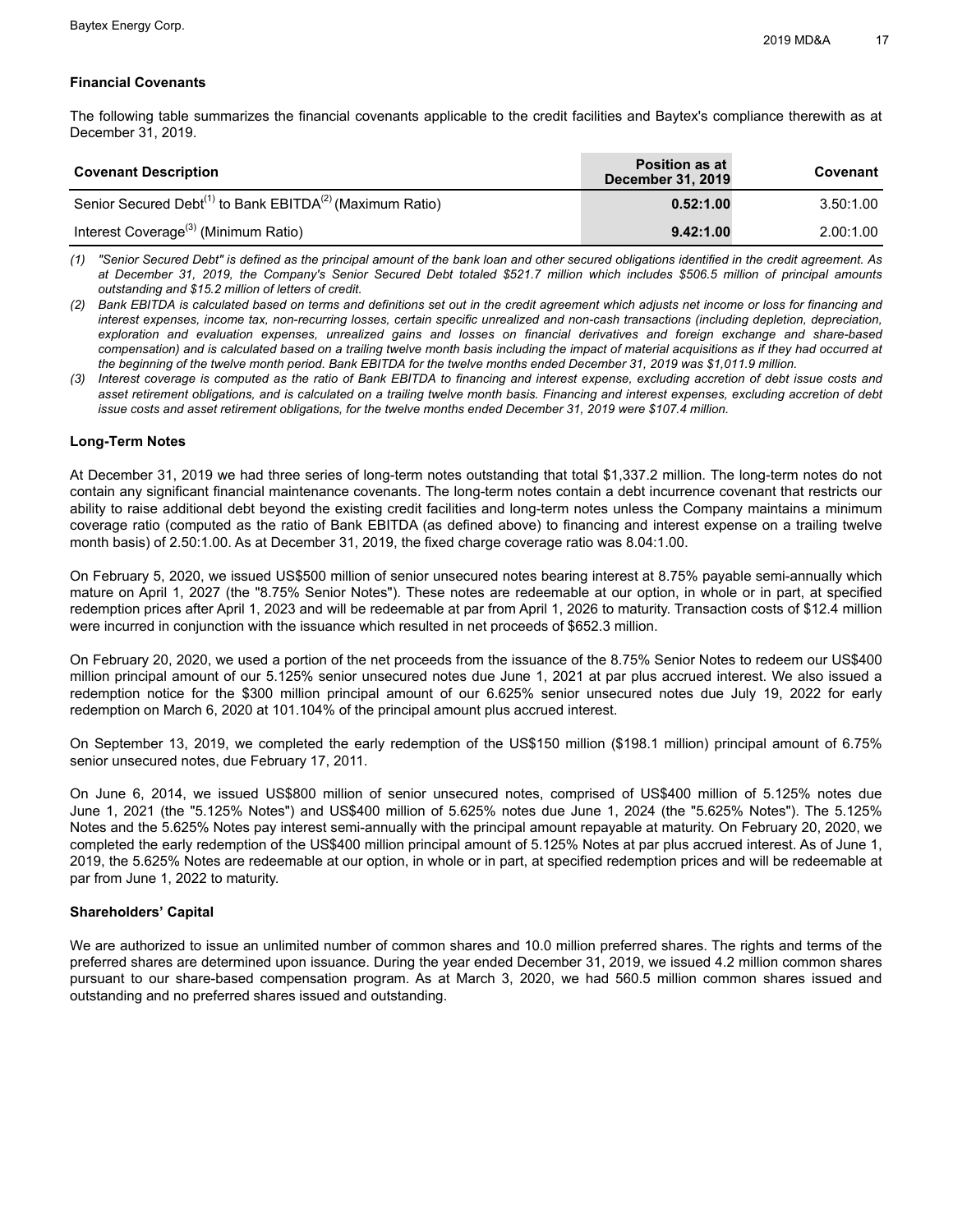**Financial Covenants**

The following table summarizes the financial covenants applicable to the credit facilities and Baytex's compliance therewith as at December 31, 2019.

| Covenant Description | Position as at December 31, 2019 | Covenant |
|---|---|---|
| Senior Secured Debt[(1)] to Bank EBITDA[(2)] (Maximum Ratio) | **0.52:1.00** | 3.50:1.00 |
| Interest Coverage[(3)] (Minimum Ratio) | **9.42:1.00** | 2.00:1.00 |

*(1) "Senior Secured Debt" is defined as the principal amount of the bank loan and other secured obligations identified in the credit agreement. As at December 31, 2019, the Company's Senior Secured Debt totaled $521.7 million which includes $506.5 million of principal amounts outstanding and $15.2 million of letters of credit.*

*(2) Bank EBITDA is calculated based on terms and definitions set out in the credit agreement which adjusts net income or loss for financing and interest expenses, income tax, non-recurring losses, certain specific unrealized and non-cash transactions (including depletion, depreciation, exploration and evaluation expenses, unrealized gains and losses on financial derivatives and foreign exchange and share-based compensation) and is calculated based on a trailing twelve month basis including the impact of material acquisitions as if they had occurred at the beginning of the twelve month period. Bank EBITDA for the twelve months ended December 31, 2019 was $1,011.9 million.*

*(3) Interest coverage is computed as the ratio of Bank EBITDA to financing and interest expense, excluding accretion of debt issue costs and asset retirement obligations, and is calculated on a trailing twelve month basis. Financing and interest expenses, excluding accretion of debt issue costs and asset retirement obligations, for the twelve months ended December 31, 2019 were $107.4 million.*

**Long-Term Notes**

At December 31, 2019 we had three series of long-term notes outstanding that total $1,337.2 million. The long-term notes do not contain any significant financial maintenance covenants. The long-term notes contain a debt incurrence covenant that restricts our ability to raise additional debt beyond the existing credit facilities and long-term notes unless the Company maintains a minimum coverage ratio (computed as the ratio of Bank EBITDA (as defined above) to financing and interest expense on a trailing twelve month basis) of 2.50:1.00. As at December 31, 2019, the fixed charge coverage ratio was 8.04:1.00.

On February 5, 2020, we issued US$500 million of senior unsecured notes bearing interest at 8.75% payable semi-annually which mature on April 1, 2027 (the "8.75% Senior Notes"). These notes are redeemable at our option, in whole or in part, at specified redemption prices after April 1, 2023 and will be redeemable at par from April 1, 2026 to maturity. Transaction costs of $12.4 million were incurred in conjunction with the issuance which resulted in net proceeds of $652.3 million.

On February 20, 2020, we used a portion of the net proceeds from the issuance of the 8.75% Senior Notes to redeem our US$400 million principal amount of our 5.125% senior unsecured notes due June 1, 2021 at par plus accrued interest. We also issued a redemption notice for the $300 million principal amount of our 6.625% senior unsecured notes due July 19, 2022 for early redemption on March 6, 2020 at 101.104% of the principal amount plus accrued interest.

On September 13, 2019, we completed the early redemption of the US$150 million ($198.1 million) principal amount of 6.75% senior unsecured notes, due February 17, 2011.

On June 6, 2014, we issued US$800 million of senior unsecured notes, comprised of US$400 million of 5.125% notes due June 1, 2021 (the "5.125% Notes") and US$400 million of 5.625% notes due June 1, 2024 (the "5.625% Notes"). The 5.125% Notes and the 5.625% Notes pay interest semi-annually with the principal amount repayable at maturity. On February 20, 2020, we completed the early redemption of the US$400 million principal amount of 5.125% Notes at par plus accrued interest. As of June 1, 2019, the 5.625% Notes are redeemable at our option, in whole or in part, at specified redemption prices and will be redeemable at par from June 1, 2022 to maturity.

**Shareholders' Capital**

We are authorized to issue an unlimited number of common shares and 10.0 million preferred shares. The rights and terms of the preferred shares are determined upon issuance. During the year ended December 31, 2019, we issued 4.2 million common shares pursuant to our share-based compensation program. As at March 3, 2020, we had 560.5 million common shares issued and outstanding and no preferred shares issued and outstanding.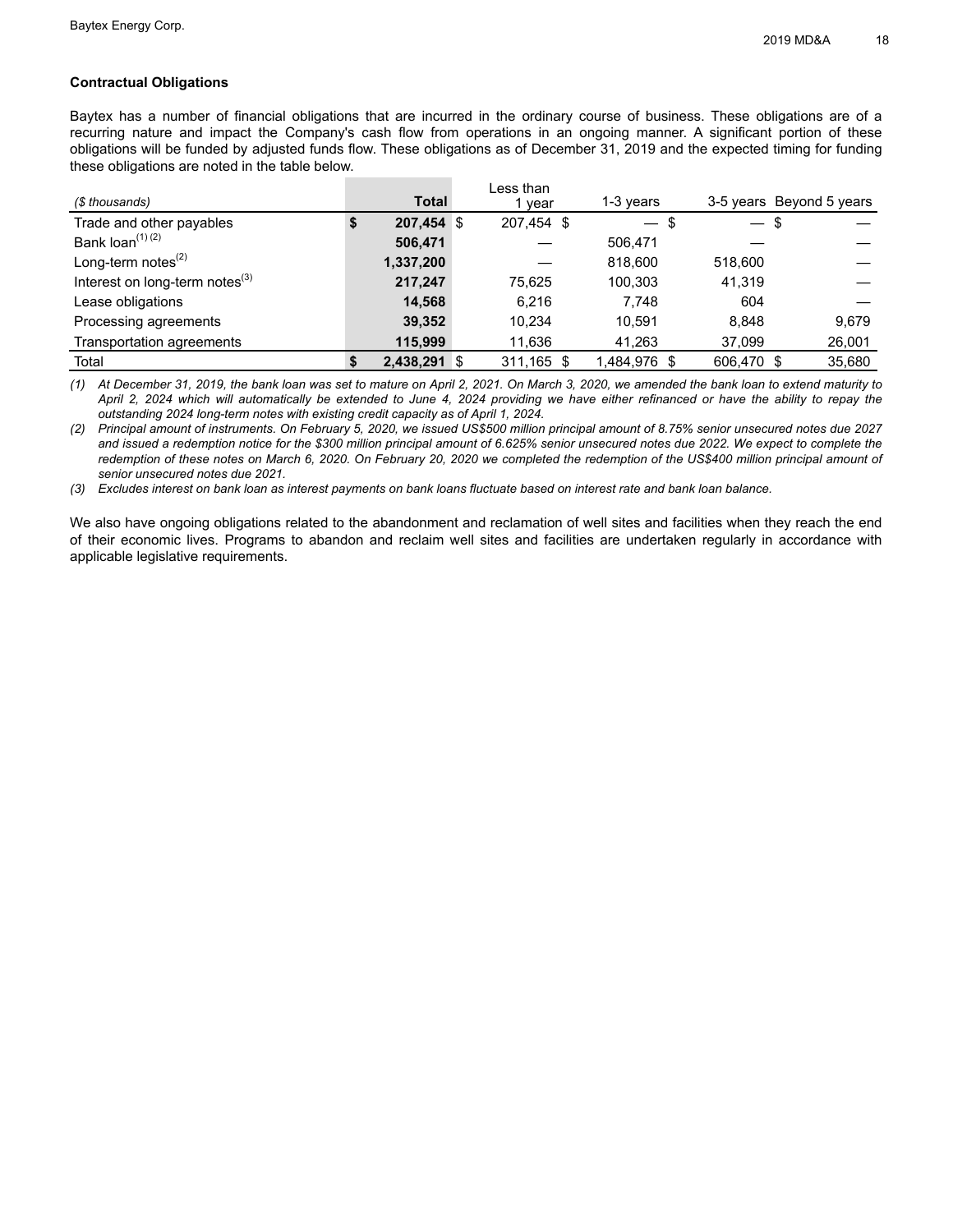### Contractual Obligations

Baytex has a number of financial obligations that are incurred in the ordinary course of business. These obligations are of a recurring nature and impact the Company's cash flow from operations in an ongoing manner. A significant portion of these obligations will be funded by adjusted funds flow. These obligations as of December 31, 2019 and the expected timing for funding these obligations are noted in the table below.

| *($ thousands)* | **Total** | Less than 1 year | 1-3 years | 3-5 years | Beyond 5 years |
|---|---|---|---|---|---|
| Trade and other payables | **$ 207,454** | $ 207,454 | $ — | $ — | $ — |
| Bank loan[(1)(2)] | **506,471** | — | 506,471 | — | — |
| Long-term notes[(2)] | **1,337,200** | — | 818,600 | 518,600 | — |
| Interest on long-term notes[(3)] | **217,247** | 75,625 | 100,303 | 41,319 | — |
| Lease obligations | **14,568** | 6,216 | 7,748 | 604 | — |
| Processing agreements | **39,352** | 10,234 | 10,591 | 8,848 | 9,679 |
| Transportation agreements | **115,999** | 11,636 | 41,263 | 37,099 | 26,001 |
| Total | **$ 2,438,291** | $ 311,165 | $ 1,484,976 | $ 606,470 | $ 35,680 |

*(1) At December 31, 2019, the bank loan was set to mature on April 2, 2021. On March 3, 2020, we amended the bank loan to extend maturity to April 2, 2024 which will automatically be extended to June 4, 2024 providing we have either refinanced or have the ability to repay the outstanding 2024 long-term notes with existing credit capacity as of April 1, 2024.*

*(2) Principal amount of instruments. On February 5, 2020, we issued US$500 million principal amount of 8.75% senior unsecured notes due 2027 and issued a redemption notice for the $300 million principal amount of 6.625% senior unsecured notes due 2022. We expect to complete the redemption of these notes on March 6, 2020. On February 20, 2020 we completed the redemption of the US$400 million principal amount of senior unsecured notes due 2021.*

*(3) Excludes interest on bank loan as interest payments on bank loans fluctuate based on interest rate and bank loan balance.*

We also have ongoing obligations related to the abandonment and reclamation of well sites and facilities when they reach the end of their economic lives. Programs to abandon and reclaim well sites and facilities are undertaken regularly in accordance with applicable legislative requirements.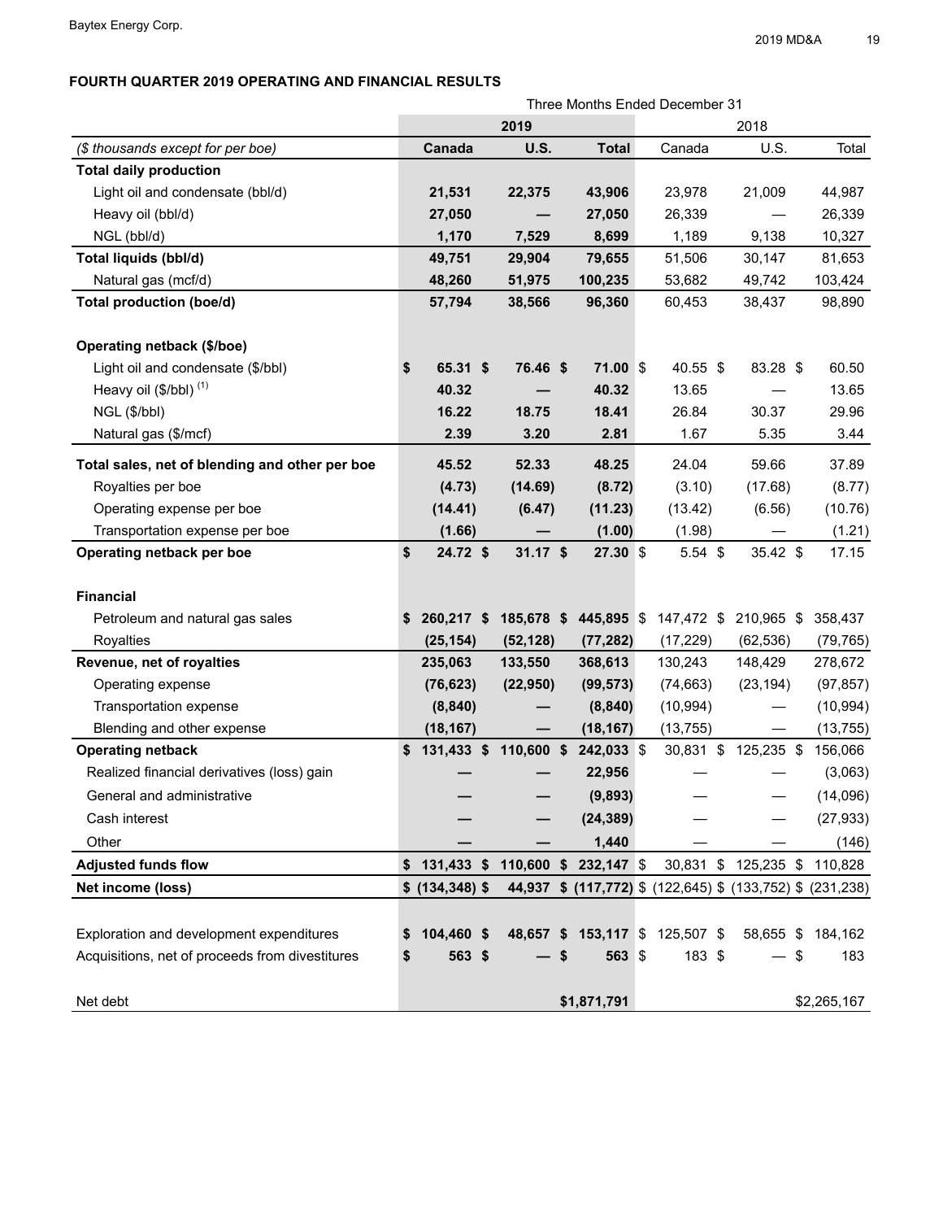## FOURTH QUARTER 2019 OPERATING AND FINANCIAL RESULTS

| | Three Months Ended December 31 | | | | | |
|---|---|---|---|---|---|---|
| | **2019** | | | 2018 | | |
| *($ thousands except for per boe)* | **Canada** | **U.S.** | **Total** | Canada | U.S. | Total |
| **Total daily production** | | | | | | |
| Light oil and condensate (bbl/d) | **21,531** | **22,375** | **43,906** | 23,978 | 21,009 | 44,987 |
| Heavy oil (bbl/d) | **27,050** | **—** | **27,050** | 26,339 | — | 26,339 |
| NGL (bbl/d) | **1,170** | **7,529** | **8,699** | 1,189 | 9,138 | 10,327 |
| **Total liquids (bbl/d)** | **49,751** | **29,904** | **79,655** | 51,506 | 30,147 | 81,653 |
| Natural gas (mcf/d) | **48,260** | **51,975** | **100,235** | 53,682 | 49,742 | 103,424 |
| **Total production (boe/d)** | **57,794** | **38,566** | **96,360** | 60,453 | 38,437 | 98,890 |
| | | | | | | |
| **Operating netback ($/boe)** | | | | | | |
| Light oil and condensate ($/bbl) | **$ 65.31** | **$ 76.46** | **$ 71.00** | $ 40.55 | $ 83.28 | $ 60.50 |
| Heavy oil ($/bbl) (1) | **40.32** | **—** | **40.32** | 13.65 | — | 13.65 |
| NGL ($/bbl) | **16.22** | **18.75** | **18.41** | 26.84 | 30.37 | 29.96 |
| Natural gas ($/mcf) | **2.39** | **3.20** | **2.81** | 1.67 | 5.35 | 3.44 |
| **Total sales, net of blending and other per boe** | **45.52** | **52.33** | **48.25** | 24.04 | 59.66 | 37.89 |
| Royalties per boe | **(4.73)** | **(14.69)** | **(8.72)** | (3.10) | (17.68) | (8.77) |
| Operating expense per boe | **(14.41)** | **(6.47)** | **(11.23)** | (13.42) | (6.56) | (10.76) |
| Transportation expense per boe | **(1.66)** | **—** | **(1.00)** | (1.98) | — | (1.21) |
| **Operating netback per boe** | **$ 24.72** | **$ 31.17** | **$ 27.30** | $ 5.54 | $ 35.42 | $ 17.15 |
| | | | | | | |
| **Financial** | | | | | | |
| Petroleum and natural gas sales | **$ 260,217** | **$ 185,678** | **$ 445,895** | $ 147,472 | $ 210,965 | $ 358,437 |
| Royalties | **(25,154)** | **(52,128)** | **(77,282)** | (17,229) | (62,536) | (79,765) |
| **Revenue, net of royalties** | **235,063** | **133,550** | **368,613** | 130,243 | 148,429 | 278,672 |
| Operating expense | **(76,623)** | **(22,950)** | **(99,573)** | (74,663) | (23,194) | (97,857) |
| Transportation expense | **(8,840)** | **—** | **(8,840)** | (10,994) | — | (10,994) |
| Blending and other expense | **(18,167)** | **—** | **(18,167)** | (13,755) | — | (13,755) |
| **Operating netback** | **$ 131,433** | **$ 110,600** | **$ 242,033** | $ 30,831 | $ 125,235 | $ 156,066 |
| Realized financial derivatives (loss) gain | **—** | **—** | **22,956** | — | — | (3,063) |
| General and administrative | **—** | **—** | **(9,893)** | — | — | (14,096) |
| Cash interest | **—** | **—** | **(24,389)** | — | — | (27,933) |
| Other | **—** | **—** | **1,440** | — | — | (146) |
| **Adjusted funds flow** | **$ 131,433** | **$ 110,600** | **$ 232,147** | $ 30,831 | $ 125,235 | $ 110,828 |
| **Net income (loss)** | **$ (134,348)** | **$ 44,937** | **$ (117,772)** | $ (122,645) | $ (133,752) | $ (231,238) |
| | | | | | | |
| Exploration and development expenditures | **$ 104,460** | **$ 48,657** | **$ 153,117** | $ 125,507 | $ 58,655 | $ 184,162 |
| Acquisitions, net of proceeds from divestitures | **$ 563** | **$ —** | **$ 563** | $ 183 | $ — | $ 183 |
| | | | | | | |
| Net debt | | | **$1,871,791** | | | $2,265,167 |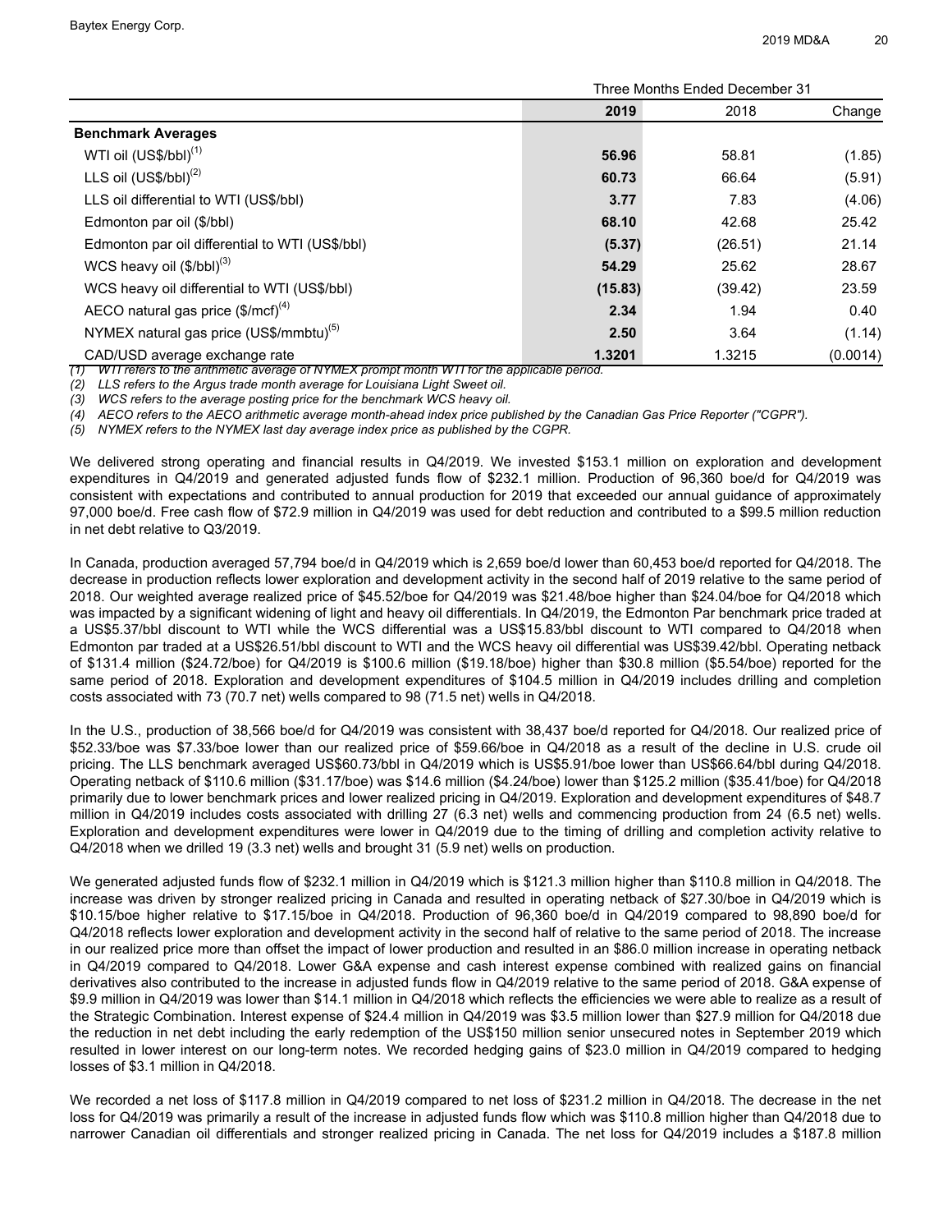| | Three Months Ended December 31 | | |
|---|---|---|---|
| | **2019** | 2018 | Change |
| **Benchmark Averages** | | | |
| WTI oil (US$/bbl)[(1)] | **56.96** | 58.81 | (1.85) |
| LLS oil (US$/bbl)[(2)] | **60.73** | 66.64 | (5.91) |
| LLS oil differential to WTI (US$/bbl) | **3.77** | 7.83 | (4.06) |
| Edmonton par oil ($/bbl) | **68.10** | 42.68 | 25.42 |
| Edmonton par oil differential to WTI (US$/bbl) | **(5.37)** | (26.51) | 21.14 |
| WCS heavy oil ($/bbl)[(3)] | **54.29** | 25.62 | 28.67 |
| WCS heavy oil differential to WTI (US$/bbl) | **(15.83)** | (39.42) | 23.59 |
| AECO natural gas price ($/mcf)[(4)] | **2.34** | 1.94 | 0.40 |
| NYMEX natural gas price (US$/mmbtu)[(5)] | **2.50** | 3.64 | (1.14) |
| CAD/USD average exchange rate | **1.3201** | 1.3215 | (0.0014) |

*(1) WTI refers to the arithmetic average of NYMEX prompt month WTI for the applicable period.*
*(2) LLS refers to the Argus trade month average for Louisiana Light Sweet oil.*
*(3) WCS refers to the average posting price for the benchmark WCS heavy oil.*
*(4) AECO refers to the AECO arithmetic average month-ahead index price published by the Canadian Gas Price Reporter ("CGPR").*
*(5) NYMEX refers to the NYMEX last day average index price as published by the CGPR.*

We delivered strong operating and financial results in Q4/2019. We invested $153.1 million on exploration and development expenditures in Q4/2019 and generated adjusted funds flow of $232.1 million. Production of 96,360 boe/d for Q4/2019 was consistent with expectations and contributed to annual production for 2019 that exceeded our annual guidance of approximately 97,000 boe/d. Free cash flow of $72.9 million in Q4/2019 was used for debt reduction and contributed to a $99.5 million reduction in net debt relative to Q3/2019.

In Canada, production averaged 57,794 boe/d in Q4/2019 which is 2,659 boe/d lower than 60,453 boe/d reported for Q4/2018. The decrease in production reflects lower exploration and development activity in the second half of 2019 relative to the same period of 2018. Our weighted average realized price of $45.52/boe for Q4/2019 was $21.48/boe higher than $24.04/boe for Q4/2018 which was impacted by a significant widening of light and heavy oil differentials. In Q4/2019, the Edmonton Par benchmark price traded at a US$5.37/bbl discount to WTI while the WCS differential was a US$15.83/bbl discount to WTI compared to Q4/2018 when Edmonton par traded at a US$26.51/bbl discount to WTI and the WCS heavy oil differential was US$39.42/bbl. Operating netback of $131.4 million ($24.72/boe) for Q4/2019 is $100.6 million ($19.18/boe) higher than $30.8 million ($5.54/boe) reported for the same period of 2018. Exploration and development expenditures of $104.5 million in Q4/2019 includes drilling and completion costs associated with 73 (70.7 net) wells compared to 98 (71.5 net) wells in Q4/2018.

In the U.S., production of 38,566 boe/d for Q4/2019 was consistent with 38,437 boe/d reported for Q4/2018. Our realized price of $52.33/boe was $7.33/boe lower than our realized price of $59.66/boe in Q4/2018 as a result of the decline in U.S. crude oil pricing. The LLS benchmark averaged US$60.73/bbl in Q4/2019 which is US$5.91/boe lower than US$66.64/bbl during Q4/2018. Operating netback of $110.6 million ($31.17/boe) was $14.6 million ($4.24/boe) lower than $125.2 million ($35.41/boe) for Q4/2018 primarily due to lower benchmark prices and lower realized pricing in Q4/2019. Exploration and development expenditures of $48.7 million in Q4/2019 includes costs associated with drilling 27 (6.3 net) wells and commencing production from 24 (6.5 net) wells. Exploration and development expenditures were lower in Q4/2019 due to the timing of drilling and completion activity relative to Q4/2018 when we drilled 19 (3.3 net) wells and brought 31 (5.9 net) wells on production.

We generated adjusted funds flow of $232.1 million in Q4/2019 which is $121.3 million higher than $110.8 million in Q4/2018. The increase was driven by stronger realized pricing in Canada and resulted in operating netback of $27.30/boe in Q4/2019 which is $10.15/boe higher relative to $17.15/boe in Q4/2018. Production of 96,360 boe/d in Q4/2019 compared to 98,890 boe/d for Q4/2018 reflects lower exploration and development activity in the second half of relative to the same period of 2018. The increase in our realized price more than offset the impact of lower production and resulted in an $86.0 million increase in operating netback in Q4/2019 compared to Q4/2018. Lower G&A expense and cash interest expense combined with realized gains on financial derivatives also contributed to the increase in adjusted funds flow in Q4/2019 relative to the same period of 2018. G&A expense of $9.9 million in Q4/2019 was lower than $14.1 million in Q4/2018 which reflects the efficiencies we were able to realize as a result of the Strategic Combination. Interest expense of $24.4 million in Q4/2019 was $3.5 million lower than $27.9 million for Q4/2018 due the reduction in net debt including the early redemption of the US$150 million senior unsecured notes in September 2019 which resulted in lower interest on our long-term notes. We recorded hedging gains of $23.0 million in Q4/2019 compared to hedging losses of $3.1 million in Q4/2018.

We recorded a net loss of $117.8 million in Q4/2019 compared to net loss of $231.2 million in Q4/2018. The decrease in the net loss for Q4/2019 was primarily a result of the increase in adjusted funds flow which was $110.8 million higher than Q4/2018 due to narrower Canadian oil differentials and stronger realized pricing in Canada. The net loss for Q4/2019 includes a $187.8 million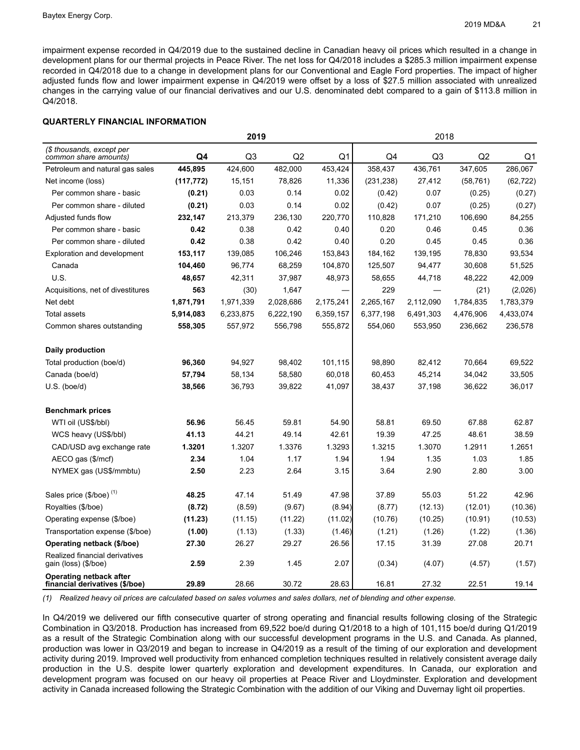impairment expense recorded in Q4/2019 due to the sustained decline in Canadian heavy oil prices which resulted in a change in development plans for our thermal projects in Peace River. The net loss for Q4/2018 includes a $285.3 million impairment expense recorded in Q4/2018 due to a change in development plans for our Conventional and Eagle Ford properties. The impact of higher adjusted funds flow and lower impairment expense in Q4/2019 were offset by a loss of $27.5 million associated with unrealized changes in the carrying value of our financial derivatives and our U.S. denominated debt compared to a gain of $113.8 million in Q4/2018.

### QUARTERLY FINANCIAL INFORMATION

| | **2019** | | | | 2018 | | | |
|---|---|---|---|---|---|---|---|---|
| *($ thousands, except per common share amounts)* | **Q4** | Q3 | Q2 | Q1 | Q4 | Q3 | Q2 | Q1 |
| Petroleum and natural gas sales | **445,895** | 424,600 | 482,000 | 453,424 | 358,437 | 436,761 | 347,605 | 286,067 |
| Net income (loss) | **(117,772)** | 15,151 | 78,826 | 11,336 | (231,238) | 27,412 | (58,761) | (62,722) |
| Per common share - basic | **(0.21)** | 0.03 | 0.14 | 0.02 | (0.42) | 0.07 | (0.25) | (0.27) |
| Per common share - diluted | **(0.21)** | 0.03 | 0.14 | 0.02 | (0.42) | 0.07 | (0.25) | (0.27) |
| Adjusted funds flow | **232,147** | 213,379 | 236,130 | 220,770 | 110,828 | 171,210 | 106,690 | 84,255 |
| Per common share - basic | **0.42** | 0.38 | 0.42 | 0.40 | 0.20 | 0.46 | 0.45 | 0.36 |
| Per common share - diluted | **0.42** | 0.38 | 0.42 | 0.40 | 0.20 | 0.45 | 0.45 | 0.36 |
| Exploration and development | **153,117** | 139,085 | 106,246 | 153,843 | 184,162 | 139,195 | 78,830 | 93,534 |
| Canada | **104,460** | 96,774 | 68,259 | 104,870 | 125,507 | 94,477 | 30,608 | 51,525 |
| U.S. | **48,657** | 42,311 | 37,987 | 48,973 | 58,655 | 44,718 | 48,222 | 42,009 |
| Acquisitions, net of divestitures | **563** | (30) | 1,647 | — | 229 | — | (21) | (2,026) |
| Net debt | **1,871,791** | 1,971,339 | 2,028,686 | 2,175,241 | 2,265,167 | 2,112,090 | 1,784,835 | 1,783,379 |
| Total assets | **5,914,083** | 6,233,875 | 6,222,190 | 6,359,157 | 6,377,198 | 6,491,303 | 4,476,906 | 4,433,074 |
| Common shares outstanding | **558,305** | 557,972 | 556,798 | 555,872 | 554,060 | 553,950 | 236,662 | 236,578 |
| **Daily production** | | | | | | | | |
| Total production (boe/d) | **96,360** | 94,927 | 98,402 | 101,115 | 98,890 | 82,412 | 70,664 | 69,522 |
| Canada (boe/d) | **57,794** | 58,134 | 58,580 | 60,018 | 60,453 | 45,214 | 34,042 | 33,505 |
| U.S. (boe/d) | **38,566** | 36,793 | 39,822 | 41,097 | 38,437 | 37,198 | 36,622 | 36,017 |
| **Benchmark prices** | | | | | | | | |
| WTI oil (US$/bbl) | **56.96** | 56.45 | 59.81 | 54.90 | 58.81 | 69.50 | 67.88 | 62.87 |
| WCS heavy (US$/bbl) | **41.13** | 44.21 | 49.14 | 42.61 | 19.39 | 47.25 | 48.61 | 38.59 |
| CAD/USD avg exchange rate | **1.3201** | 1.3207 | 1.3376 | 1.3293 | 1.3215 | 1.3070 | 1.2911 | 1.2651 |
| AECO gas ($/mcf) | **2.34** | 1.04 | 1.17 | 1.94 | 1.94 | 1.35 | 1.03 | 1.85 |
| NYMEX gas (US$/mmbtu) | **2.50** | 2.23 | 2.64 | 3.15 | 3.64 | 2.90 | 2.80 | 3.00 |
| Sales price ($/boe) [(1)] | **48.25** | 47.14 | 51.49 | 47.98 | 37.89 | 55.03 | 51.22 | 42.96 |
| Royalties ($/boe) | **(8.72)** | (8.59) | (9.67) | (8.94) | (8.77) | (12.13) | (12.01) | (10.36) |
| Operating expense ($/boe) | **(11.23)** | (11.15) | (11.22) | (11.02) | (10.76) | (10.25) | (10.91) | (10.53) |
| Transportation expense ($/boe) | **(1.00)** | (1.13) | (1.33) | (1.46) | (1.21) | (1.26) | (1.22) | (1.36) |
| **Operating netback ($/boe)** | **27.30** | 26.27 | 29.27 | 26.56 | 17.15 | 31.39 | 27.08 | 20.71 |
| Realized financial derivatives gain (loss) ($/boe) | **2.59** | 2.39 | 1.45 | 2.07 | (0.34) | (4.07) | (4.57) | (1.57) |
| **Operating netback after financial derivatives ($/boe)** | **29.89** | 28.66 | 30.72 | 28.63 | 16.81 | 27.32 | 22.51 | 19.14 |

*(1) Realized heavy oil prices are calculated based on sales volumes and sales dollars, net of blending and other expense.*

In Q4/2019 we delivered our fifth consecutive quarter of strong operating and financial results following closing of the Strategic Combination in Q3/2018. Production has increased from 69,522 boe/d during Q1/2018 to a high of 101,115 boe/d during Q1/2019 as a result of the Strategic Combination along with our successful development programs in the U.S. and Canada. As planned, production was lower in Q3/2019 and began to increase in Q4/2019 as a result of the timing of our exploration and development activity during 2019. Improved well productivity from enhanced completion techniques resulted in relatively consistent average daily production in the U.S. despite lower quarterly exploration and development expenditures. In Canada, our exploration and development program was focused on our heavy oil properties at Peace River and Lloydminster. Exploration and development activity in Canada increased following the Strategic Combination with the addition of our Viking and Duvernay light oil properties.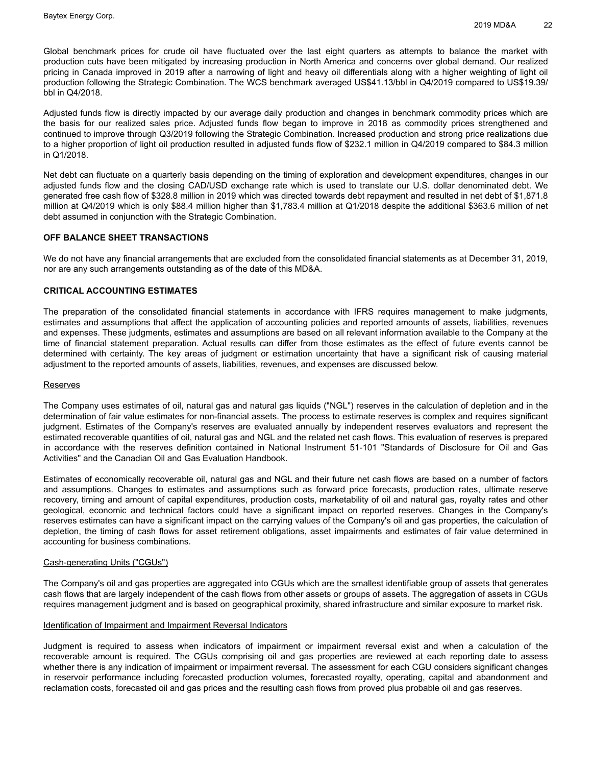Global benchmark prices for crude oil have fluctuated over the last eight quarters as attempts to balance the market with production cuts have been mitigated by increasing production in North America and concerns over global demand. Our realized pricing in Canada improved in 2019 after a narrowing of light and heavy oil differentials along with a higher weighting of light oil production following the Strategic Combination. The WCS benchmark averaged US$41.13/bbl in Q4/2019 compared to US$19.39/bbl in Q4/2018.

Adjusted funds flow is directly impacted by our average daily production and changes in benchmark commodity prices which are the basis for our realized sales price. Adjusted funds flow began to improve in 2018 as commodity prices strengthened and continued to improve through Q3/2019 following the Strategic Combination. Increased production and strong price realizations due to a higher proportion of light oil production resulted in adjusted funds flow of $232.1 million in Q4/2019 compared to $84.3 million in Q1/2018.

Net debt can fluctuate on a quarterly basis depending on the timing of exploration and development expenditures, changes in our adjusted funds flow and the closing CAD/USD exchange rate which is used to translate our U.S. dollar denominated debt. We generated free cash flow of $328.8 million in 2019 which was directed towards debt repayment and resulted in net debt of $1,871.8 million at Q4/2019 which is only $88.4 million higher than $1,783.4 million at Q1/2018 despite the additional $363.6 million of net debt assumed in conjunction with the Strategic Combination.

## OFF BALANCE SHEET TRANSACTIONS

We do not have any financial arrangements that are excluded from the consolidated financial statements as at December 31, 2019, nor are any such arrangements outstanding as of the date of this MD&A.

## CRITICAL ACCOUNTING ESTIMATES

The preparation of the consolidated financial statements in accordance with IFRS requires management to make judgments, estimates and assumptions that affect the application of accounting policies and reported amounts of assets, liabilities, revenues and expenses. These judgments, estimates and assumptions are based on all relevant information available to the Company at the time of financial statement preparation. Actual results can differ from those estimates as the effect of future events cannot be determined with certainty. The key areas of judgment or estimation uncertainty that have a significant risk of causing material adjustment to the reported amounts of assets, liabilities, revenues, and expenses are discussed below.

### Reserves

The Company uses estimates of oil, natural gas and natural gas liquids ("NGL") reserves in the calculation of depletion and in the determination of fair value estimates for non-financial assets. The process to estimate reserves is complex and requires significant judgment. Estimates of the Company's reserves are evaluated annually by independent reserves evaluators and represent the estimated recoverable quantities of oil, natural gas and NGL and the related net cash flows. This evaluation of reserves is prepared in accordance with the reserves definition contained in National Instrument 51-101 "Standards of Disclosure for Oil and Gas Activities" and the Canadian Oil and Gas Evaluation Handbook.

Estimates of economically recoverable oil, natural gas and NGL and their future net cash flows are based on a number of factors and assumptions. Changes to estimates and assumptions such as forward price forecasts, production rates, ultimate reserve recovery, timing and amount of capital expenditures, production costs, marketability of oil and natural gas, royalty rates and other geological, economic and technical factors could have a significant impact on reported reserves. Changes in the Company's reserves estimates can have a significant impact on the carrying values of the Company's oil and gas properties, the calculation of depletion, the timing of cash flows for asset retirement obligations, asset impairments and estimates of fair value determined in accounting for business combinations.

### Cash-generating Units ("CGUs")

The Company's oil and gas properties are aggregated into CGUs which are the smallest identifiable group of assets that generates cash flows that are largely independent of the cash flows from other assets or groups of assets. The aggregation of assets in CGUs requires management judgment and is based on geographical proximity, shared infrastructure and similar exposure to market risk.

### Identification of Impairment and Impairment Reversal Indicators

Judgment is required to assess when indicators of impairment or impairment reversal exist and when a calculation of the recoverable amount is required. The CGUs comprising oil and gas properties are reviewed at each reporting date to assess whether there is any indication of impairment or impairment reversal. The assessment for each CGU considers significant changes in reservoir performance including forecasted production volumes, forecasted royalty, operating, capital and abandonment and reclamation costs, forecasted oil and gas prices and the resulting cash flows from proved plus probable oil and gas reserves.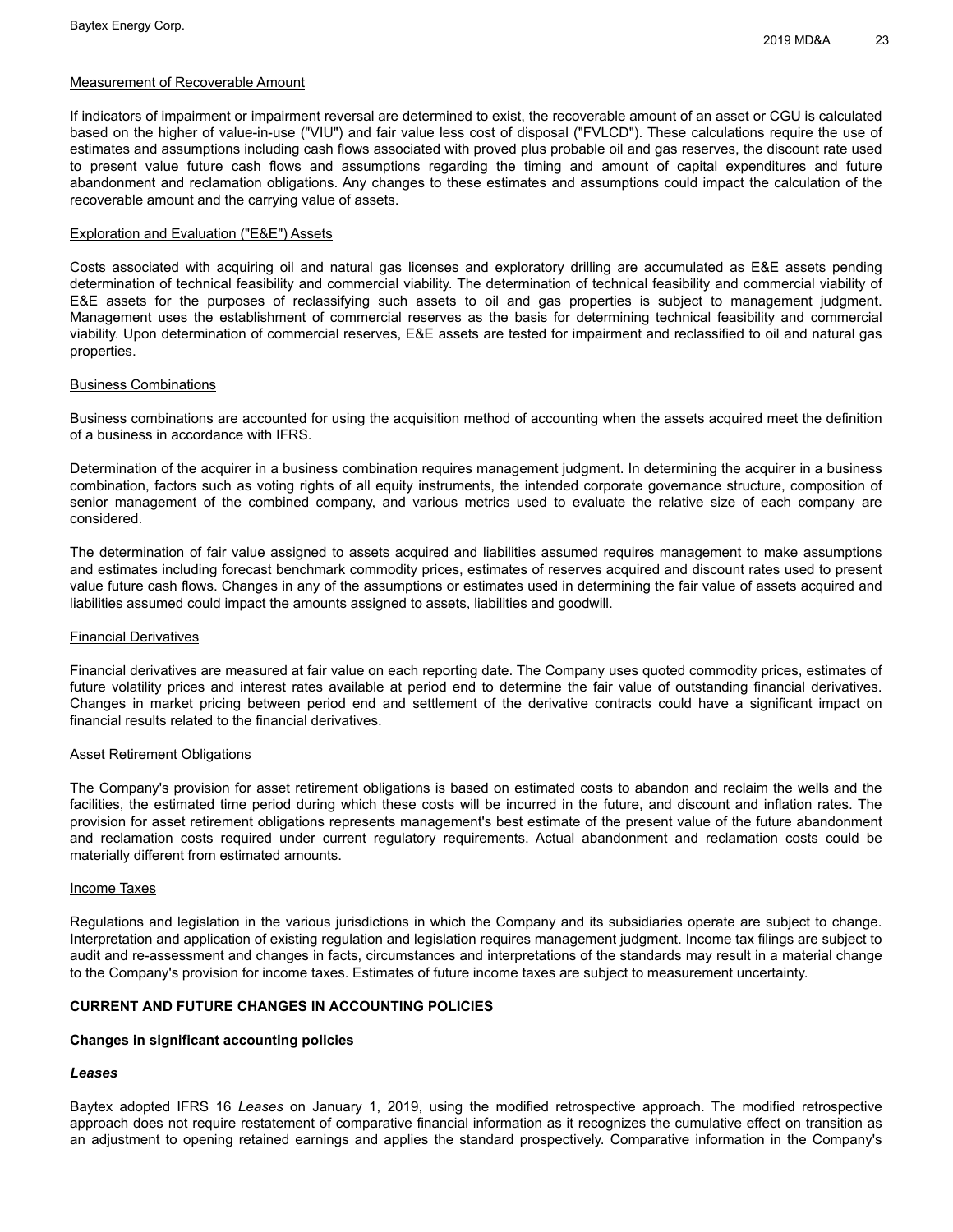Measurement of Recoverable Amount

If indicators of impairment or impairment reversal are determined to exist, the recoverable amount of an asset or CGU is calculated based on the higher of value-in-use ("VIU") and fair value less cost of disposal ("FVLCD"). These calculations require the use of estimates and assumptions including cash flows associated with proved plus probable oil and gas reserves, the discount rate used to present value future cash flows and assumptions regarding the timing and amount of capital expenditures and future abandonment and reclamation obligations. Any changes to these estimates and assumptions could impact the calculation of the recoverable amount and the carrying value of assets.

Exploration and Evaluation ("E&E") Assets

Costs associated with acquiring oil and natural gas licenses and exploratory drilling are accumulated as E&E assets pending determination of technical feasibility and commercial viability. The determination of technical feasibility and commercial viability of E&E assets for the purposes of reclassifying such assets to oil and gas properties is subject to management judgment. Management uses the establishment of commercial reserves as the basis for determining technical feasibility and commercial viability. Upon determination of commercial reserves, E&E assets are tested for impairment and reclassified to oil and natural gas properties.

Business Combinations

Business combinations are accounted for using the acquisition method of accounting when the assets acquired meet the definition of a business in accordance with IFRS.

Determination of the acquirer in a business combination requires management judgment. In determining the acquirer in a business combination, factors such as voting rights of all equity instruments, the intended corporate governance structure, composition of senior management of the combined company, and various metrics used to evaluate the relative size of each company are considered.

The determination of fair value assigned to assets acquired and liabilities assumed requires management to make assumptions and estimates including forecast benchmark commodity prices, estimates of reserves acquired and discount rates used to present value future cash flows. Changes in any of the assumptions or estimates used in determining the fair value of assets acquired and liabilities assumed could impact the amounts assigned to assets, liabilities and goodwill.

Financial Derivatives

Financial derivatives are measured at fair value on each reporting date. The Company uses quoted commodity prices, estimates of future volatility prices and interest rates available at period end to determine the fair value of outstanding financial derivatives. Changes in market pricing between period end and settlement of the derivative contracts could have a significant impact on financial results related to the financial derivatives.

Asset Retirement Obligations

The Company's provision for asset retirement obligations is based on estimated costs to abandon and reclaim the wells and the facilities, the estimated time period during which these costs will be incurred in the future, and discount and inflation rates. The provision for asset retirement obligations represents management's best estimate of the present value of the future abandonment and reclamation costs required under current regulatory requirements. Actual abandonment and reclamation costs could be materially different from estimated amounts.

Income Taxes

Regulations and legislation in the various jurisdictions in which the Company and its subsidiaries operate are subject to change. Interpretation and application of existing regulation and legislation requires management judgment. Income tax filings are subject to audit and re-assessment and changes in facts, circumstances and interpretations of the standards may result in a material change to the Company's provision for income taxes. Estimates of future income taxes are subject to measurement uncertainty.

## CURRENT AND FUTURE CHANGES IN ACCOUNTING POLICIES

### Changes in significant accounting policies

***Leases***

Baytex adopted IFRS 16 *Leases* on January 1, 2019, using the modified retrospective approach. The modified retrospective approach does not require restatement of comparative financial information as it recognizes the cumulative effect on transition as an adjustment to opening retained earnings and applies the standard prospectively. Comparative information in the Company's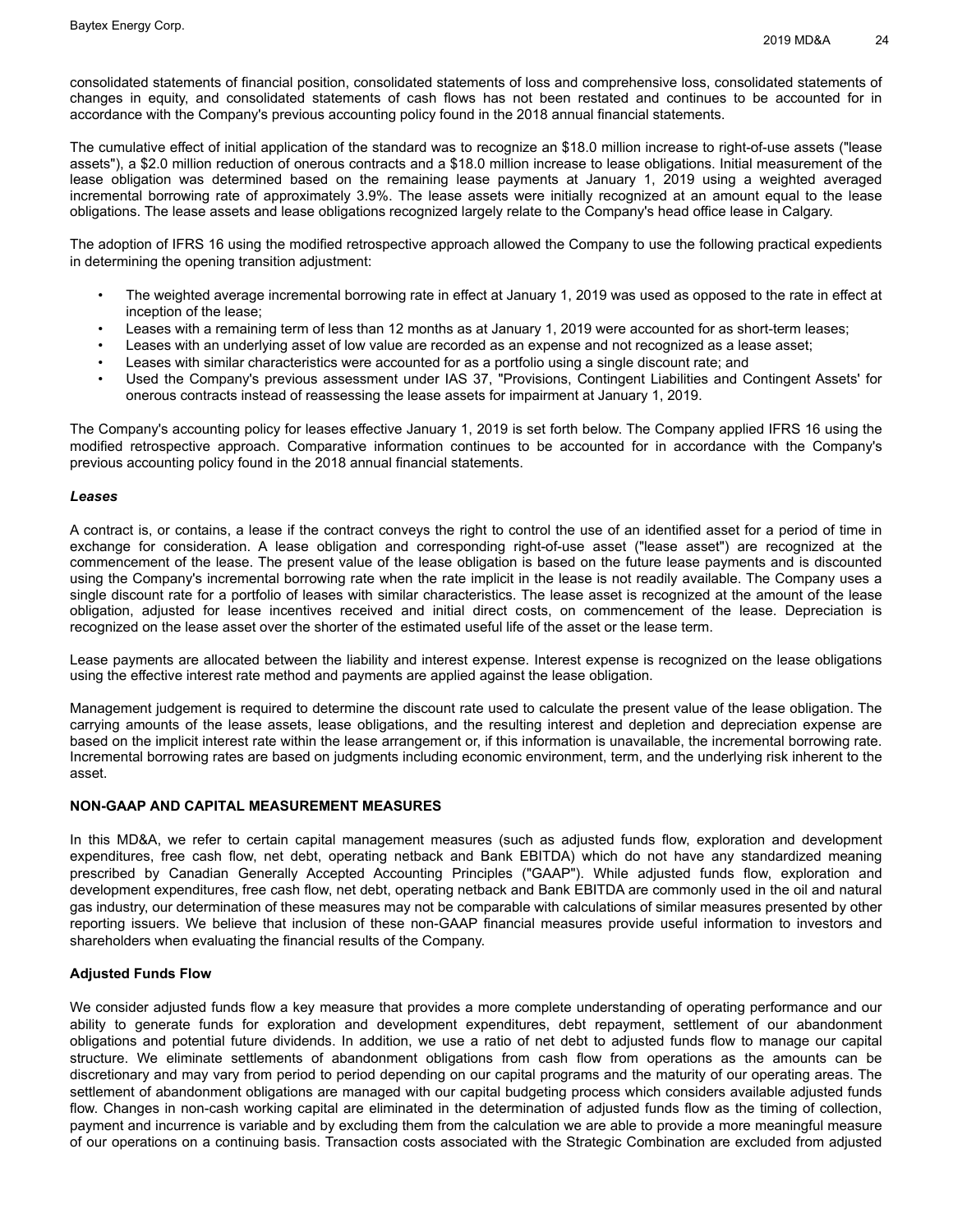consolidated statements of financial position, consolidated statements of loss and comprehensive loss, consolidated statements of changes in equity, and consolidated statements of cash flows has not been restated and continues to be accounted for in accordance with the Company's previous accounting policy found in the 2018 annual financial statements.

The cumulative effect of initial application of the standard was to recognize an $18.0 million increase to right-of-use assets ("lease assets"), a $2.0 million reduction of onerous contracts and a $18.0 million increase to lease obligations. Initial measurement of the lease obligation was determined based on the remaining lease payments at January 1, 2019 using a weighted averaged incremental borrowing rate of approximately 3.9%. The lease assets were initially recognized at an amount equal to the lease obligations. The lease assets and lease obligations recognized largely relate to the Company's head office lease in Calgary.

The adoption of IFRS 16 using the modified retrospective approach allowed the Company to use the following practical expedients in determining the opening transition adjustment:

- The weighted average incremental borrowing rate in effect at January 1, 2019 was used as opposed to the rate in effect at inception of the lease;
- Leases with a remaining term of less than 12 months as at January 1, 2019 were accounted for as short-term leases;
- Leases with an underlying asset of low value are recorded as an expense and not recognized as a lease asset;
- Leases with similar characteristics were accounted for as a portfolio using a single discount rate; and
- Used the Company's previous assessment under IAS 37, "Provisions, Contingent Liabilities and Contingent Assets' for onerous contracts instead of reassessing the lease assets for impairment at January 1, 2019.

The Company's accounting policy for leases effective January 1, 2019 is set forth below. The Company applied IFRS 16 using the modified retrospective approach. Comparative information continues to be accounted for in accordance with the Company's previous accounting policy found in the 2018 annual financial statements.

***Leases***

A contract is, or contains, a lease if the contract conveys the right to control the use of an identified asset for a period of time in exchange for consideration. A lease obligation and corresponding right-of-use asset ("lease asset") are recognized at the commencement of the lease. The present value of the lease obligation is based on the future lease payments and is discounted using the Company's incremental borrowing rate when the rate implicit in the lease is not readily available. The Company uses a single discount rate for a portfolio of leases with similar characteristics. The lease asset is recognized at the amount of the lease obligation, adjusted for lease incentives received and initial direct costs, on commencement of the lease. Depreciation is recognized on the lease asset over the shorter of the estimated useful life of the asset or the lease term.

Lease payments are allocated between the liability and interest expense. Interest expense is recognized on the lease obligations using the effective interest rate method and payments are applied against the lease obligation.

Management judgement is required to determine the discount rate used to calculate the present value of the lease obligation. The carrying amounts of the lease assets, lease obligations, and the resulting interest and depletion and depreciation expense are based on the implicit interest rate within the lease arrangement or, if this information is unavailable, the incremental borrowing rate. Incremental borrowing rates are based on judgments including economic environment, term, and the underlying risk inherent to the asset.

## NON-GAAP AND CAPITAL MEASUREMENT MEASURES

In this MD&A, we refer to certain capital management measures (such as adjusted funds flow, exploration and development expenditures, free cash flow, net debt, operating netback and Bank EBITDA) which do not have any standardized meaning prescribed by Canadian Generally Accepted Accounting Principles ("GAAP"). While adjusted funds flow, exploration and development expenditures, free cash flow, net debt, operating netback and Bank EBITDA are commonly used in the oil and natural gas industry, our determination of these measures may not be comparable with calculations of similar measures presented by other reporting issuers. We believe that inclusion of these non-GAAP financial measures provide useful information to investors and shareholders when evaluating the financial results of the Company.

### Adjusted Funds Flow

We consider adjusted funds flow a key measure that provides a more complete understanding of operating performance and our ability to generate funds for exploration and development expenditures, debt repayment, settlement of our abandonment obligations and potential future dividends. In addition, we use a ratio of net debt to adjusted funds flow to manage our capital structure. We eliminate settlements of abandonment obligations from cash flow from operations as the amounts can be discretionary and may vary from period to period depending on our capital programs and the maturity of our operating areas. The settlement of abandonment obligations are managed with our capital budgeting process which considers available adjusted funds flow. Changes in non-cash working capital are eliminated in the determination of adjusted funds flow as the timing of collection, payment and incurrence is variable and by excluding them from the calculation we are able to provide a more meaningful measure of our operations on a continuing basis. Transaction costs associated with the Strategic Combination are excluded from adjusted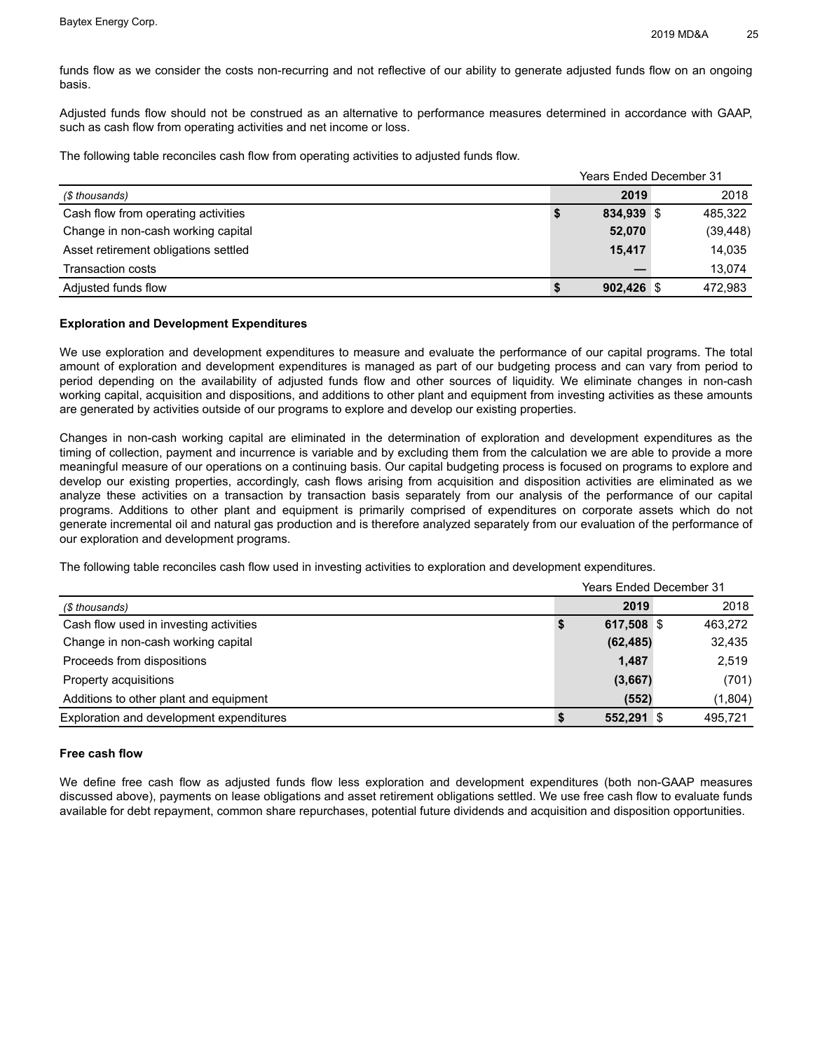funds flow as we consider the costs non-recurring and not reflective of our ability to generate adjusted funds flow on an ongoing basis.

Adjusted funds flow should not be construed as an alternative to performance measures determined in accordance with GAAP, such as cash flow from operating activities and net income or loss.

The following table reconciles cash flow from operating activities to adjusted funds flow.

| | Years Ended December 31 | |
|---|---|---|
| *($ thousands)* | **2019** | 2018 |
| Cash flow from operating activities | **$ 834,939** | $ 485,322 |
| Change in non-cash working capital | **52,070** | (39,448) |
| Asset retirement obligations settled | **15,417** | 14,035 |
| Transaction costs | **—** | 13,074 |
| Adjusted funds flow | **$ 902,426** | $ 472,983 |

**Exploration and Development Expenditures**

We use exploration and development expenditures to measure and evaluate the performance of our capital programs. The total amount of exploration and development expenditures is managed as part of our budgeting process and can vary from period to period depending on the availability of adjusted funds flow and other sources of liquidity. We eliminate changes in non-cash working capital, acquisition and dispositions, and additions to other plant and equipment from investing activities as these amounts are generated by activities outside of our programs to explore and develop our existing properties.

Changes in non-cash working capital are eliminated in the determination of exploration and development expenditures as the timing of collection, payment and incurrence is variable and by excluding them from the calculation we are able to provide a more meaningful measure of our operations on a continuing basis. Our capital budgeting process is focused on programs to explore and develop our existing properties, accordingly, cash flows arising from acquisition and disposition activities are eliminated as we analyze these activities on a transaction by transaction basis separately from our analysis of the performance of our capital programs. Additions to other plant and equipment is primarily comprised of expenditures on corporate assets which do not generate incremental oil and natural gas production and is therefore analyzed separately from our evaluation of the performance of our exploration and development programs.

The following table reconciles cash flow used in investing activities to exploration and development expenditures.

| | Years Ended December 31 | |
|---|---|---|
| *($ thousands)* | **2019** | 2018 |
| Cash flow used in investing activities | **$ 617,508** | $ 463,272 |
| Change in non-cash working capital | **(62,485)** | 32,435 |
| Proceeds from dispositions | **1,487** | 2,519 |
| Property acquisitions | **(3,667)** | (701) |
| Additions to other plant and equipment | **(552)** | (1,804) |
| Exploration and development expenditures | **$ 552,291** | $ 495,721 |

**Free cash flow**

We define free cash flow as adjusted funds flow less exploration and development expenditures (both non-GAAP measures discussed above), payments on lease obligations and asset retirement obligations settled. We use free cash flow to evaluate funds available for debt repayment, common share repurchases, potential future dividends and acquisition and disposition opportunities.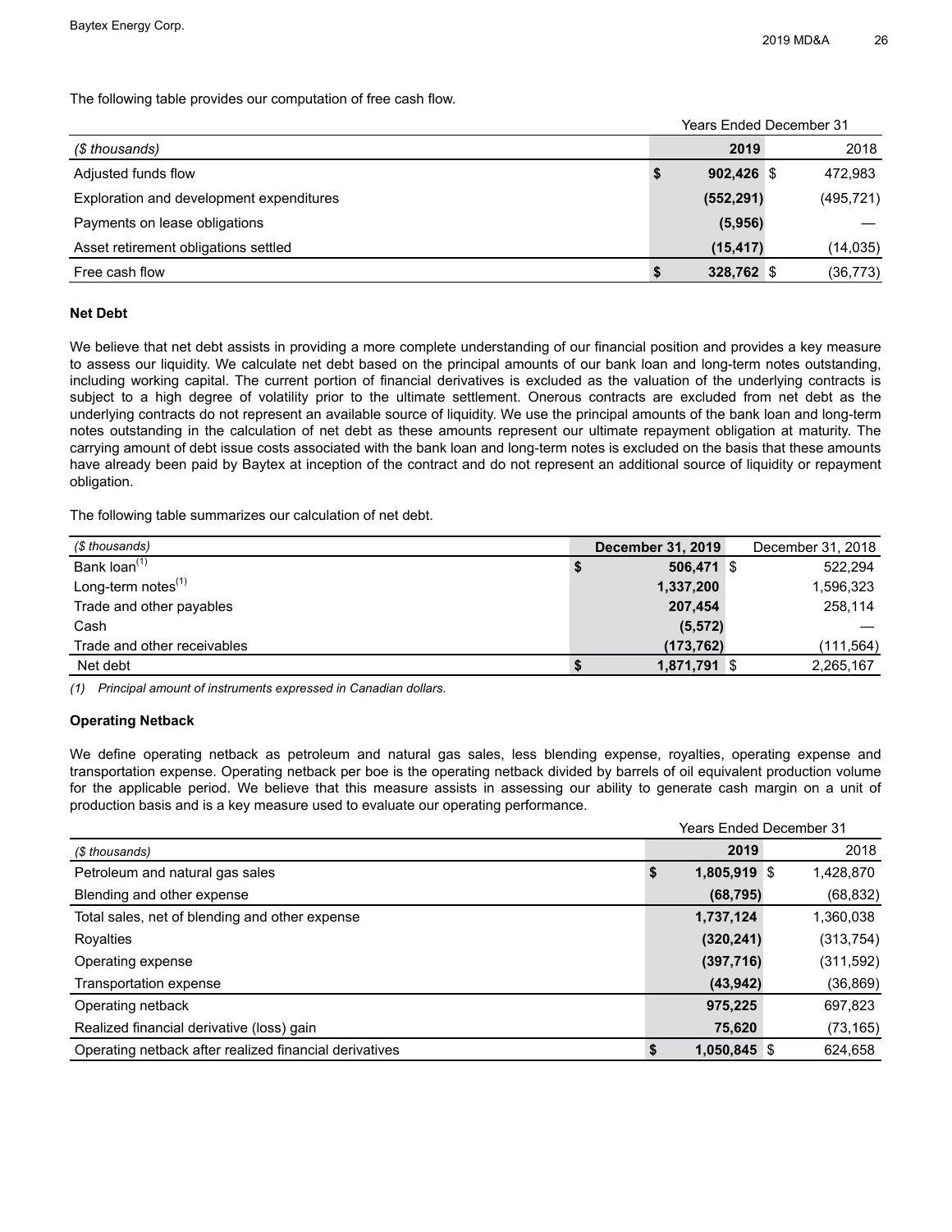The following table provides our computation of free cash flow.

| | Years Ended December 31 | |
|---|---|---|
| *($ thousands)* | **2019** | 2018 |
| Adjusted funds flow | **$ 902,426** | $ 472,983 |
| Exploration and development expenditures | **(552,291)** | (495,721) |
| Payments on lease obligations | **(5,956)** | — |
| Asset retirement obligations settled | **(15,417)** | (14,035) |
| Free cash flow | **$ 328,762** | $ (36,773) |

**Net Debt**

We believe that net debt assists in providing a more complete understanding of our financial position and provides a key measure to assess our liquidity. We calculate net debt based on the principal amounts of our bank loan and long-term notes outstanding, including working capital. The current portion of financial derivatives is excluded as the valuation of the underlying contracts is subject to a high degree of volatility prior to the ultimate settlement. Onerous contracts are excluded from net debt as the underlying contracts do not represent an available source of liquidity. We use the principal amounts of the bank loan and long-term notes outstanding in the calculation of net debt as these amounts represent our ultimate repayment obligation at maturity. The carrying amount of debt issue costs associated with the bank loan and long-term notes is excluded on the basis that these amounts have already been paid by Baytex at inception of the contract and do not represent an additional source of liquidity or repayment obligation.

The following table summarizes our calculation of net debt.

| *($ thousands)* | **December 31, 2019** | December 31, 2018 |
|---|---|---|
| Bank loan[(1)] | **$ 506,471** | $ 522,294 |
| Long-term notes[(1)] | **1,337,200** | 1,596,323 |
| Trade and other payables | **207,454** | 258,114 |
| Cash | **(5,572)** | — |
| Trade and other receivables | **(173,762)** | (111,564) |
| Net debt | **$ 1,871,791** | $ 2,265,167 |

*(1) Principal amount of instruments expressed in Canadian dollars.*

**Operating Netback**

We define operating netback as petroleum and natural gas sales, less blending expense, royalties, operating expense and transportation expense. Operating netback per boe is the operating netback divided by barrels of oil equivalent production volume for the applicable period. We believe that this measure assists in assessing our ability to generate cash margin on a unit of production basis and is a key measure used to evaluate our operating performance.

| | Years Ended December 31 | |
|---|---|---|
| *($ thousands)* | **2019** | 2018 |
| Petroleum and natural gas sales | **$ 1,805,919** | $ 1,428,870 |
| Blending and other expense | **(68,795)** | (68,832) |
| Total sales, net of blending and other expense | **1,737,124** | 1,360,038 |
| Royalties | **(320,241)** | (313,754) |
| Operating expense | **(397,716)** | (311,592) |
| Transportation expense | **(43,942)** | (36,869) |
| Operating netback | **975,225** | 697,823 |
| Realized financial derivative (loss) gain | **75,620** | (73,165) |
| Operating netback after realized financial derivatives | **$ 1,050,845** | $ 624,658 |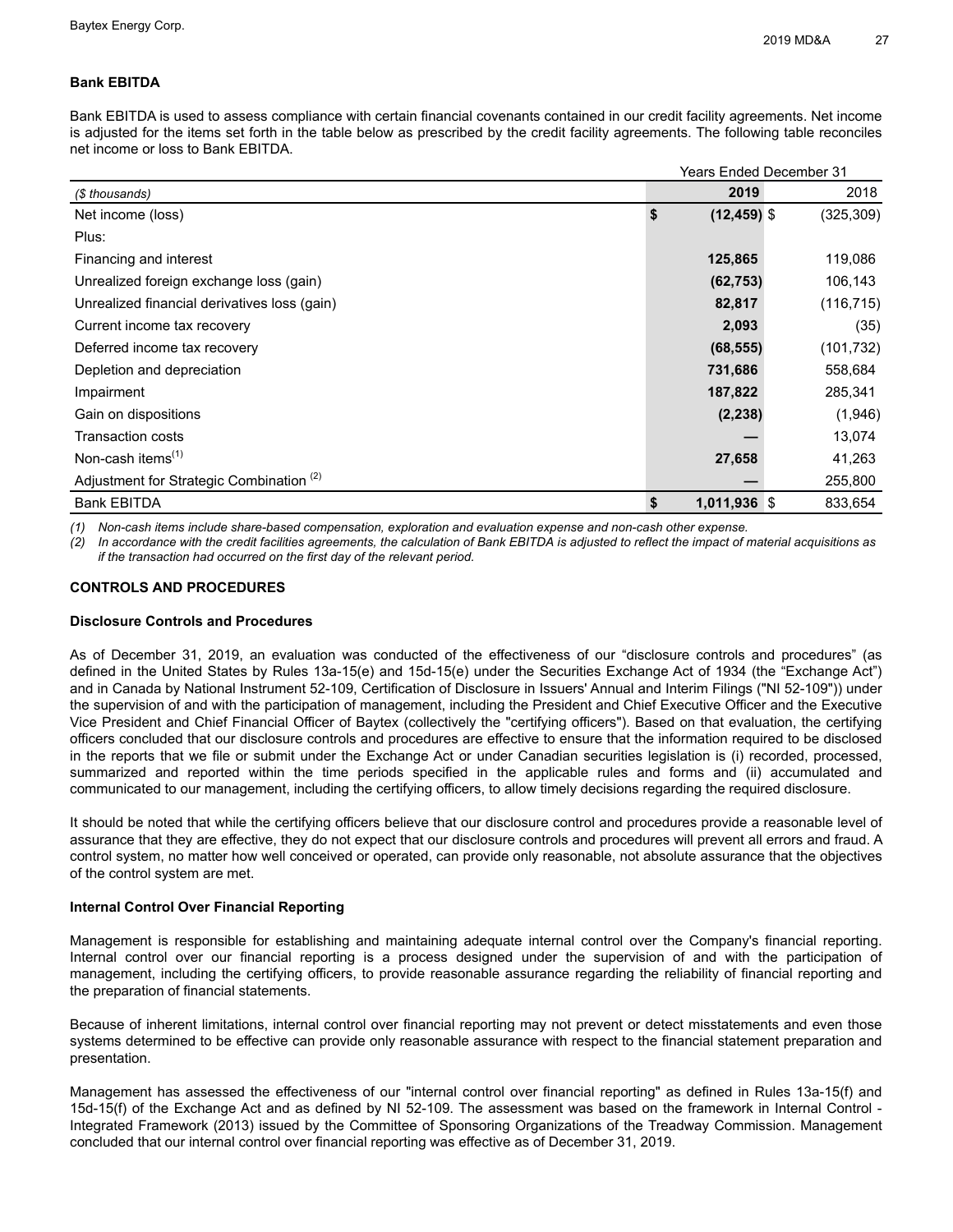## Bank EBITDA

Bank EBITDA is used to assess compliance with certain financial covenants contained in our credit facility agreements. Net income is adjusted for the items set forth in the table below as prescribed by the credit facility agreements. The following table reconciles net income or loss to Bank EBITDA.

| | Years Ended December 31 | |
|---|---|---|
| *($ thousands)* | **2019** | 2018 |
| Net income (loss) | **$ (12,459)** | $ (325,309) |
| Plus: | | |
| Financing and interest | **125,865** | 119,086 |
| Unrealized foreign exchange loss (gain) | **(62,753)** | 106,143 |
| Unrealized financial derivatives loss (gain) | **82,817** | (116,715) |
| Current income tax recovery | **2,093** | (35) |
| Deferred income tax recovery | **(68,555)** | (101,732) |
| Depletion and depreciation | **731,686** | 558,684 |
| Impairment | **187,822** | 285,341 |
| Gain on dispositions | **(2,238)** | (1,946) |
| Transaction costs | **—** | 13,074 |
| Non-cash items(1) | **27,658** | 41,263 |
| Adjustment for Strategic Combination (2) | **—** | 255,800 |
| Bank EBITDA | **$ 1,011,936** | $ 833,654 |

*(1) Non-cash items include share-based compensation, exploration and evaluation expense and non-cash other expense.*
*(2) In accordance with the credit facilities agreements, the calculation of Bank EBITDA is adjusted to reflect the impact of material acquisitions as if the transaction had occurred on the first day of the relevant period.*

## CONTROLS AND PROCEDURES

### Disclosure Controls and Procedures

As of December 31, 2019, an evaluation was conducted of the effectiveness of our "disclosure controls and procedures" (as defined in the United States by Rules 13a-15(e) and 15d-15(e) under the Securities Exchange Act of 1934 (the "Exchange Act") and in Canada by National Instrument 52-109, Certification of Disclosure in Issuers' Annual and Interim Filings ("NI 52-109")) under the supervision of and with the participation of management, including the President and Chief Executive Officer and the Executive Vice President and Chief Financial Officer of Baytex (collectively the "certifying officers"). Based on that evaluation, the certifying officers concluded that our disclosure controls and procedures are effective to ensure that the information required to be disclosed in the reports that we file or submit under the Exchange Act or under Canadian securities legislation is (i) recorded, processed, summarized and reported within the time periods specified in the applicable rules and forms and (ii) accumulated and communicated to our management, including the certifying officers, to allow timely decisions regarding the required disclosure.

It should be noted that while the certifying officers believe that our disclosure control and procedures provide a reasonable level of assurance that they are effective, they do not expect that our disclosure controls and procedures will prevent all errors and fraud. A control system, no matter how well conceived or operated, can provide only reasonable, not absolute assurance that the objectives of the control system are met.

### Internal Control Over Financial Reporting

Management is responsible for establishing and maintaining adequate internal control over the Company's financial reporting. Internal control over our financial reporting is a process designed under the supervision of and with the participation of management, including the certifying officers, to provide reasonable assurance regarding the reliability of financial reporting and the preparation of financial statements.

Because of inherent limitations, internal control over financial reporting may not prevent or detect misstatements and even those systems determined to be effective can provide only reasonable assurance with respect to the financial statement preparation and presentation.

Management has assessed the effectiveness of our "internal control over financial reporting" as defined in Rules 13a-15(f) and 15d-15(f) of the Exchange Act and as defined by NI 52-109. The assessment was based on the framework in Internal Control - Integrated Framework (2013) issued by the Committee of Sponsoring Organizations of the Treadway Commission. Management concluded that our internal control over financial reporting was effective as of December 31, 2019.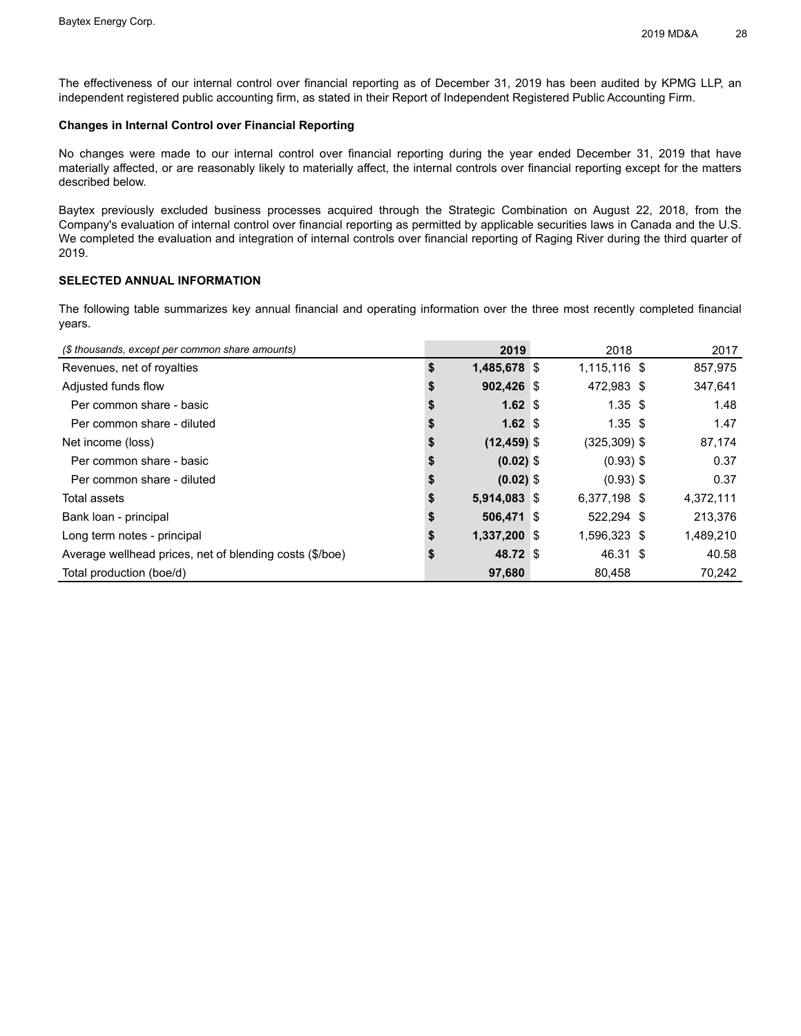The effectiveness of our internal control over financial reporting as of December 31, 2019 has been audited by KPMG LLP, an independent registered public accounting firm, as stated in their Report of Independent Registered Public Accounting Firm.

**Changes in Internal Control over Financial Reporting**

No changes were made to our internal control over financial reporting during the year ended December 31, 2019 that have materially affected, or are reasonably likely to materially affect, the internal controls over financial reporting except for the matters described below.

Baytex previously excluded business processes acquired through the Strategic Combination on August 22, 2018, from the Company's evaluation of internal control over financial reporting as permitted by applicable securities laws in Canada and the U.S. We completed the evaluation and integration of internal controls over financial reporting of Raging River during the third quarter of 2019.

## SELECTED ANNUAL INFORMATION

The following table summarizes key annual financial and operating information over the three most recently completed financial years.

| *($ thousands, except per common share amounts)* | **2019** | 2018 | 2017 |
|---|---|---|---|
| Revenues, net of royalties | **$ 1,485,678** | $ 1,115,116 | $ 857,975 |
| Adjusted funds flow | **$ 902,426** | $ 472,983 | $ 347,641 |
| Per common share - basic | **$ 1.62** | $ 1.35 | $ 1.48 |
| Per common share - diluted | **$ 1.62** | $ 1.35 | $ 1.47 |
| Net income (loss) | **$ (12,459)** | $ (325,309) | $ 87,174 |
| Per common share - basic | **$ (0.02)** | $ (0.93) | $ 0.37 |
| Per common share - diluted | **$ (0.02)** | $ (0.93) | $ 0.37 |
| Total assets | **$ 5,914,083** | $ 6,377,198 | $ 4,372,111 |
| Bank loan - principal | **$ 506,471** | $ 522,294 | $ 213,376 |
| Long term notes - principal | **$ 1,337,200** | $ 1,596,323 | $ 1,489,210 |
| Average wellhead prices, net of blending costs ($/boe) | **$ 48.72** | $ 46.31 | $ 40.58 |
| Total production (boe/d) | **97,680** | 80,458 | 70,242 |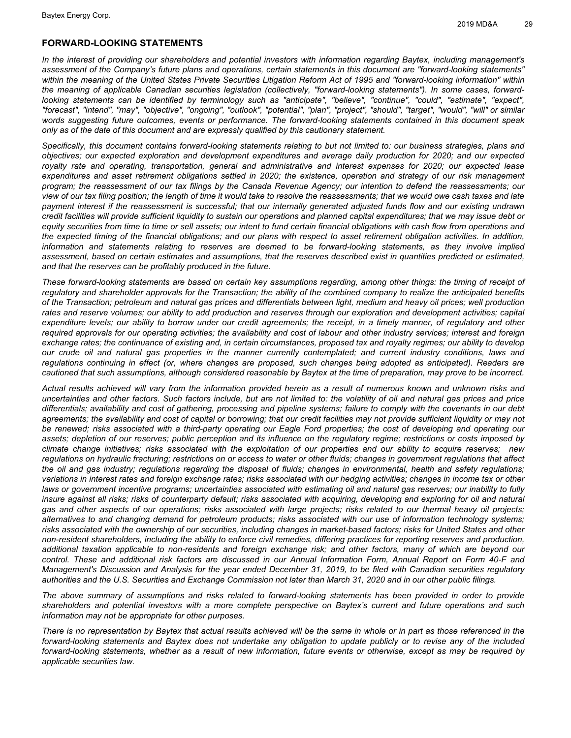## FORWARD-LOOKING STATEMENTS

*In the interest of providing our shareholders and potential investors with information regarding Baytex, including management's assessment of the Company's future plans and operations, certain statements in this document are "forward-looking statements" within the meaning of the United States Private Securities Litigation Reform Act of 1995 and "forward-looking information" within the meaning of applicable Canadian securities legislation (collectively, "forward-looking statements"). In some cases, forward-looking statements can be identified by terminology such as "anticipate", "believe", "continue", "could", "estimate", "expect", "forecast", "intend", "may", "objective", "ongoing", "outlook", "potential", "plan", "project", "should", "target", "would", "will" or similar words suggesting future outcomes, events or performance. The forward-looking statements contained in this document speak only as of the date of this document and are expressly qualified by this cautionary statement.*

*Specifically, this document contains forward-looking statements relating to but not limited to: our business strategies, plans and objectives; our expected exploration and development expenditures and average daily production for 2020; and our expected royalty rate and operating, transportation, general and administrative and interest expenses for 2020; our expected lease expenditures and asset retirement obligations settled in 2020; the existence, operation and strategy of our risk management program; the reassessment of our tax filings by the Canada Revenue Agency; our intention to defend the reassessments; our view of our tax filing position; the length of time it would take to resolve the reassessments; that we would owe cash taxes and late payment interest if the reassessment is successful; that our internally generated adjusted funds flow and our existing undrawn credit facilities will provide sufficient liquidity to sustain our operations and planned capital expenditures; that we may issue debt or equity securities from time to time or sell assets; our intent to fund certain financial obligations with cash flow from operations and the expected timing of the financial obligations; and our plans with respect to asset retirement obligation activities. In addition, information and statements relating to reserves are deemed to be forward-looking statements, as they involve implied assessment, based on certain estimates and assumptions, that the reserves described exist in quantities predicted or estimated, and that the reserves can be profitably produced in the future.*

*These forward-looking statements are based on certain key assumptions regarding, among other things: the timing of receipt of regulatory and shareholder approvals for the Transaction; the ability of the combined company to realize the anticipated benefits of the Transaction; petroleum and natural gas prices and differentials between light, medium and heavy oil prices; well production rates and reserve volumes; our ability to add production and reserves through our exploration and development activities; capital expenditure levels; our ability to borrow under our credit agreements; the receipt, in a timely manner, of regulatory and other required approvals for our operating activities; the availability and cost of labour and other industry services; interest and foreign exchange rates; the continuance of existing and, in certain circumstances, proposed tax and royalty regimes; our ability to develop our crude oil and natural gas properties in the manner currently contemplated; and current industry conditions, laws and regulations continuing in effect (or, where changes are proposed, such changes being adopted as anticipated). Readers are cautioned that such assumptions, although considered reasonable by Baytex at the time of preparation, may prove to be incorrect.*

*Actual results achieved will vary from the information provided herein as a result of numerous known and unknown risks and uncertainties and other factors. Such factors include, but are not limited to: the volatility of oil and natural gas prices and price differentials; availability and cost of gathering, processing and pipeline systems; failure to comply with the covenants in our debt agreements; the availability and cost of capital or borrowing; that our credit facilities may not provide sufficient liquidity or may not be renewed; risks associated with a third-party operating our Eagle Ford properties; the cost of developing and operating our assets; depletion of our reserves; public perception and its influence on the regulatory regime; restrictions or costs imposed by climate change initiatives; risks associated with the exploitation of our properties and our ability to acquire reserves; new regulations on hydraulic fracturing; restrictions on or access to water or other fluids; changes in government regulations that affect the oil and gas industry; regulations regarding the disposal of fluids; changes in environmental, health and safety regulations; variations in interest rates and foreign exchange rates; risks associated with our hedging activities; changes in income tax or other laws or government incentive programs; uncertainties associated with estimating oil and natural gas reserves; our inability to fully insure against all risks; risks of counterparty default; risks associated with acquiring, developing and exploring for oil and natural gas and other aspects of our operations; risks associated with large projects; risks related to our thermal heavy oil projects; alternatives to and changing demand for petroleum products; risks associated with our use of information technology systems; risks associated with the ownership of our securities, including changes in market-based factors; risks for United States and other non-resident shareholders, including the ability to enforce civil remedies, differing practices for reporting reserves and production, additional taxation applicable to non-residents and foreign exchange risk; and other factors, many of which are beyond our control. These and additional risk factors are discussed in our Annual Information Form, Annual Report on Form 40-F and Management's Discussion and Analysis for the year ended December 31, 2019, to be filed with Canadian securities regulatory authorities and the U.S. Securities and Exchange Commission not later than March 31, 2020 and in our other public filings.*

*The above summary of assumptions and risks related to forward-looking statements has been provided in order to provide shareholders and potential investors with a more complete perspective on Baytex's current and future operations and such information may not be appropriate for other purposes.*

*There is no representation by Baytex that actual results achieved will be the same in whole or in part as those referenced in the forward-looking statements and Baytex does not undertake any obligation to update publicly or to revise any of the included forward-looking statements, whether as a result of new information, future events or otherwise, except as may be required by applicable securities law.*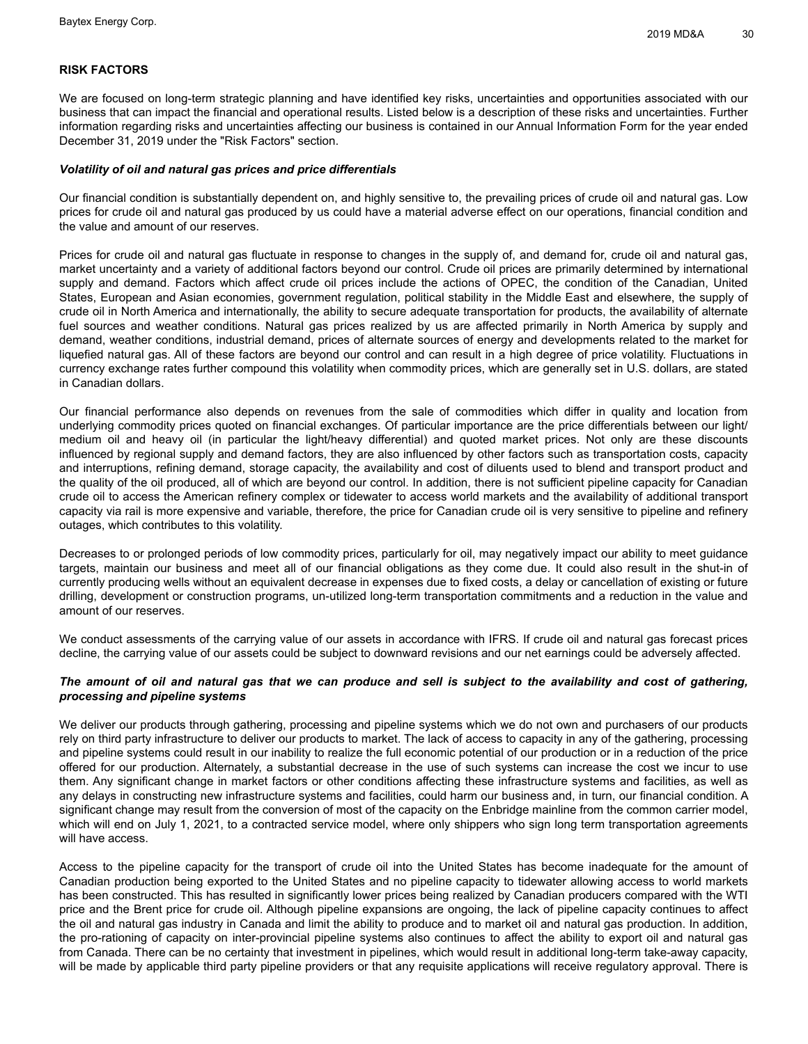## RISK FACTORS

We are focused on long-term strategic planning and have identified key risks, uncertainties and opportunities associated with our business that can impact the financial and operational results. Listed below is a description of these risks and uncertainties. Further information regarding risks and uncertainties affecting our business is contained in our Annual Information Form for the year ended December 31, 2019 under the "Risk Factors" section.

***Volatility of oil and natural gas prices and price differentials***

Our financial condition is substantially dependent on, and highly sensitive to, the prevailing prices of crude oil and natural gas. Low prices for crude oil and natural gas produced by us could have a material adverse effect on our operations, financial condition and the value and amount of our reserves.

Prices for crude oil and natural gas fluctuate in response to changes in the supply of, and demand for, crude oil and natural gas, market uncertainty and a variety of additional factors beyond our control. Crude oil prices are primarily determined by international supply and demand. Factors which affect crude oil prices include the actions of OPEC, the condition of the Canadian, United States, European and Asian economies, government regulation, political stability in the Middle East and elsewhere, the supply of crude oil in North America and internationally, the ability to secure adequate transportation for products, the availability of alternate fuel sources and weather conditions. Natural gas prices realized by us are affected primarily in North America by supply and demand, weather conditions, industrial demand, prices of alternate sources of energy and developments related to the market for liquefied natural gas. All of these factors are beyond our control and can result in a high degree of price volatility. Fluctuations in currency exchange rates further compound this volatility when commodity prices, which are generally set in U.S. dollars, are stated in Canadian dollars.

Our financial performance also depends on revenues from the sale of commodities which differ in quality and location from underlying commodity prices quoted on financial exchanges. Of particular importance are the price differentials between our light/medium oil and heavy oil (in particular the light/heavy differential) and quoted market prices. Not only are these discounts influenced by regional supply and demand factors, they are also influenced by other factors such as transportation costs, capacity and interruptions, refining demand, storage capacity, the availability and cost of diluents used to blend and transport product and the quality of the oil produced, all of which are beyond our control. In addition, there is not sufficient pipeline capacity for Canadian crude oil to access the American refinery complex or tidewater to access world markets and the availability of additional transport capacity via rail is more expensive and variable, therefore, the price for Canadian crude oil is very sensitive to pipeline and refinery outages, which contributes to this volatility.

Decreases to or prolonged periods of low commodity prices, particularly for oil, may negatively impact our ability to meet guidance targets, maintain our business and meet all of our financial obligations as they come due. It could also result in the shut-in of currently producing wells without an equivalent decrease in expenses due to fixed costs, a delay or cancellation of existing or future drilling, development or construction programs, un-utilized long-term transportation commitments and a reduction in the value and amount of our reserves.

We conduct assessments of the carrying value of our assets in accordance with IFRS. If crude oil and natural gas forecast prices decline, the carrying value of our assets could be subject to downward revisions and our net earnings could be adversely affected.

***The amount of oil and natural gas that we can produce and sell is subject to the availability and cost of gathering, processing and pipeline systems***

We deliver our products through gathering, processing and pipeline systems which we do not own and purchasers of our products rely on third party infrastructure to deliver our products to market. The lack of access to capacity in any of the gathering, processing and pipeline systems could result in our inability to realize the full economic potential of our production or in a reduction of the price offered for our production. Alternately, a substantial decrease in the use of such systems can increase the cost we incur to use them. Any significant change in market factors or other conditions affecting these infrastructure systems and facilities, as well as any delays in constructing new infrastructure systems and facilities, could harm our business and, in turn, our financial condition. A significant change may result from the conversion of most of the capacity on the Enbridge mainline from the common carrier model, which will end on July 1, 2021, to a contracted service model, where only shippers who sign long term transportation agreements will have access.

Access to the pipeline capacity for the transport of crude oil into the United States has become inadequate for the amount of Canadian production being exported to the United States and no pipeline capacity to tidewater allowing access to world markets has been constructed. This has resulted in significantly lower prices being realized by Canadian producers compared with the WTI price and the Brent price for crude oil. Although pipeline expansions are ongoing, the lack of pipeline capacity continues to affect the oil and natural gas industry in Canada and limit the ability to produce and to market oil and natural gas production. In addition, the pro-rationing of capacity on inter-provincial pipeline systems also continues to affect the ability to export oil and natural gas from Canada. There can be no certainty that investment in pipelines, which would result in additional long-term take-away capacity, will be made by applicable third party pipeline providers or that any requisite applications will receive regulatory approval. There is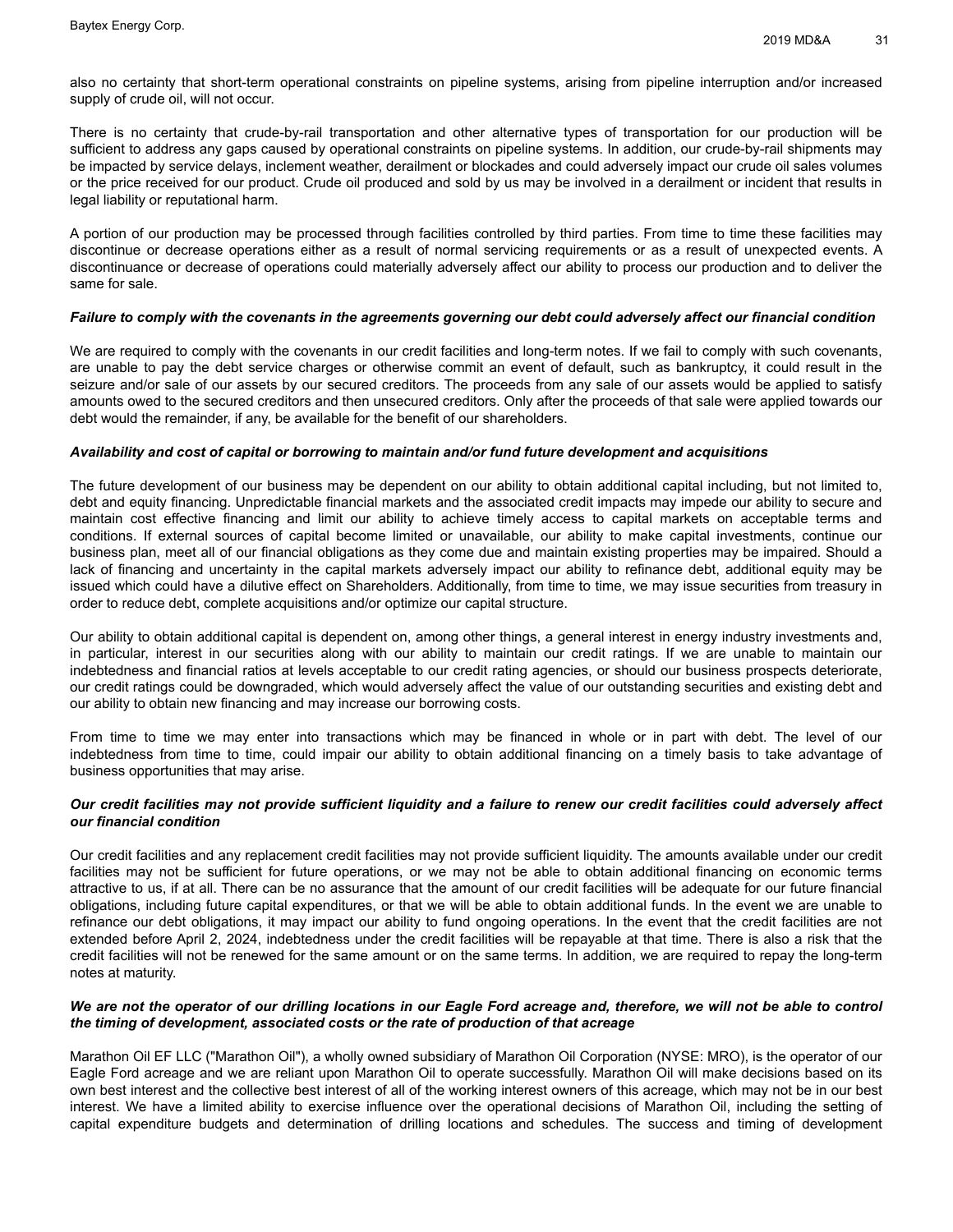also no certainty that short-term operational constraints on pipeline systems, arising from pipeline interruption and/or increased supply of crude oil, will not occur.

There is no certainty that crude-by-rail transportation and other alternative types of transportation for our production will be sufficient to address any gaps caused by operational constraints on pipeline systems. In addition, our crude-by-rail shipments may be impacted by service delays, inclement weather, derailment or blockades and could adversely impact our crude oil sales volumes or the price received for our product. Crude oil produced and sold by us may be involved in a derailment or incident that results in legal liability or reputational harm.

A portion of our production may be processed through facilities controlled by third parties. From time to time these facilities may discontinue or decrease operations either as a result of normal servicing requirements or as a result of unexpected events. A discontinuance or decrease of operations could materially adversely affect our ability to process our production and to deliver the same for sale.

***Failure to comply with the covenants in the agreements governing our debt could adversely affect our financial condition***

We are required to comply with the covenants in our credit facilities and long-term notes. If we fail to comply with such covenants, are unable to pay the debt service charges or otherwise commit an event of default, such as bankruptcy, it could result in the seizure and/or sale of our assets by our secured creditors. The proceeds from any sale of our assets would be applied to satisfy amounts owed to the secured creditors and then unsecured creditors. Only after the proceeds of that sale were applied towards our debt would the remainder, if any, be available for the benefit of our shareholders.

***Availability and cost of capital or borrowing to maintain and/or fund future development and acquisitions***

The future development of our business may be dependent on our ability to obtain additional capital including, but not limited to, debt and equity financing. Unpredictable financial markets and the associated credit impacts may impede our ability to secure and maintain cost effective financing and limit our ability to achieve timely access to capital markets on acceptable terms and conditions. If external sources of capital become limited or unavailable, our ability to make capital investments, continue our business plan, meet all of our financial obligations as they come due and maintain existing properties may be impaired. Should a lack of financing and uncertainty in the capital markets adversely impact our ability to refinance debt, additional equity may be issued which could have a dilutive effect on Shareholders. Additionally, from time to time, we may issue securities from treasury in order to reduce debt, complete acquisitions and/or optimize our capital structure.

Our ability to obtain additional capital is dependent on, among other things, a general interest in energy industry investments and, in particular, interest in our securities along with our ability to maintain our credit ratings. If we are unable to maintain our indebtedness and financial ratios at levels acceptable to our credit rating agencies, or should our business prospects deteriorate, our credit ratings could be downgraded, which would adversely affect the value of our outstanding securities and existing debt and our ability to obtain new financing and may increase our borrowing costs.

From time to time we may enter into transactions which may be financed in whole or in part with debt. The level of our indebtedness from time to time, could impair our ability to obtain additional financing on a timely basis to take advantage of business opportunities that may arise.

***Our credit facilities may not provide sufficient liquidity and a failure to renew our credit facilities could adversely affect our financial condition***

Our credit facilities and any replacement credit facilities may not provide sufficient liquidity. The amounts available under our credit facilities may not be sufficient for future operations, or we may not be able to obtain additional financing on economic terms attractive to us, if at all. There can be no assurance that the amount of our credit facilities will be adequate for our future financial obligations, including future capital expenditures, or that we will be able to obtain additional funds. In the event we are unable to refinance our debt obligations, it may impact our ability to fund ongoing operations. In the event that the credit facilities are not extended before April 2, 2024, indebtedness under the credit facilities will be repayable at that time. There is also a risk that the credit facilities will not be renewed for the same amount or on the same terms. In addition, we are required to repay the long-term notes at maturity.

***We are not the operator of our drilling locations in our Eagle Ford acreage and, therefore, we will not be able to control the timing of development, associated costs or the rate of production of that acreage***

Marathon Oil EF LLC ("Marathon Oil"), a wholly owned subsidiary of Marathon Oil Corporation (NYSE: MRO), is the operator of our Eagle Ford acreage and we are reliant upon Marathon Oil to operate successfully. Marathon Oil will make decisions based on its own best interest and the collective best interest of all of the working interest owners of this acreage, which may not be in our best interest. We have a limited ability to exercise influence over the operational decisions of Marathon Oil, including the setting of capital expenditure budgets and determination of drilling locations and schedules. The success and timing of development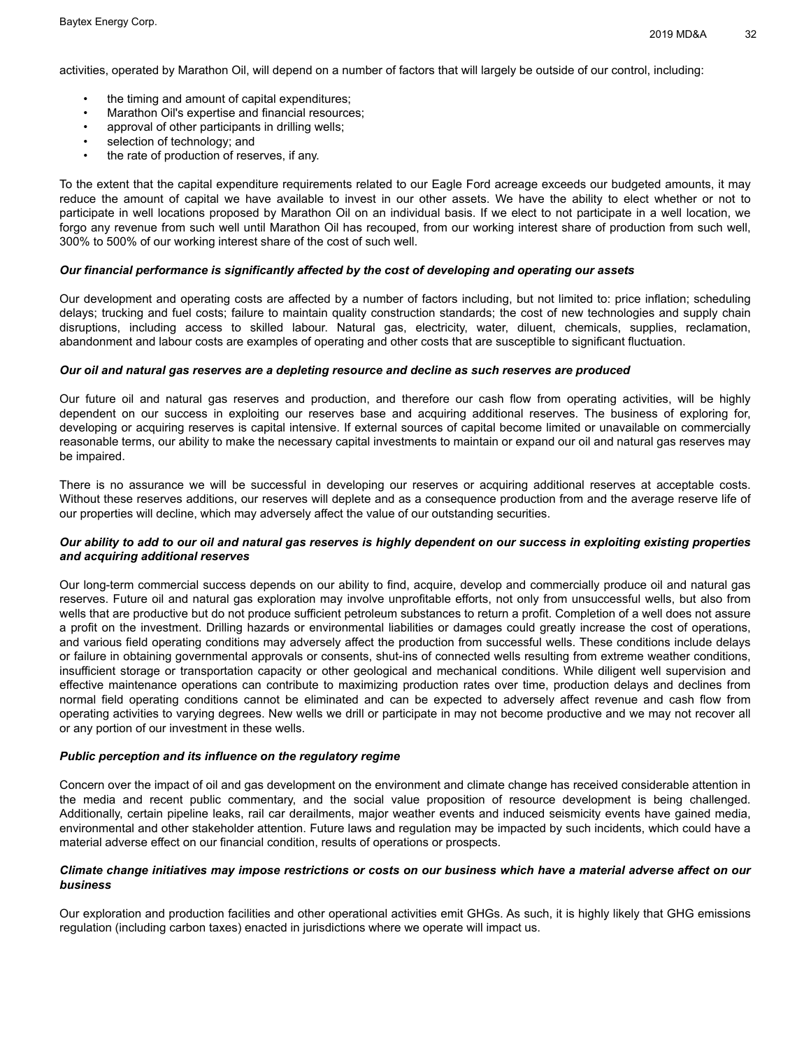activities, operated by Marathon Oil, will depend on a number of factors that will largely be outside of our control, including:

- the timing and amount of capital expenditures;
- Marathon Oil's expertise and financial resources;
- approval of other participants in drilling wells;
- selection of technology; and
- the rate of production of reserves, if any.

To the extent that the capital expenditure requirements related to our Eagle Ford acreage exceeds our budgeted amounts, it may reduce the amount of capital we have available to invest in our other assets. We have the ability to elect whether or not to participate in well locations proposed by Marathon Oil on an individual basis. If we elect to not participate in a well location, we forgo any revenue from such well until Marathon Oil has recouped, from our working interest share of production from such well, 300% to 500% of our working interest share of the cost of such well.

***Our financial performance is significantly affected by the cost of developing and operating our assets***

Our development and operating costs are affected by a number of factors including, but not limited to: price inflation; scheduling delays; trucking and fuel costs; failure to maintain quality construction standards; the cost of new technologies and supply chain disruptions, including access to skilled labour. Natural gas, electricity, water, diluent, chemicals, supplies, reclamation, abandonment and labour costs are examples of operating and other costs that are susceptible to significant fluctuation.

***Our oil and natural gas reserves are a depleting resource and decline as such reserves are produced***

Our future oil and natural gas reserves and production, and therefore our cash flow from operating activities, will be highly dependent on our success in exploiting our reserves base and acquiring additional reserves. The business of exploring for, developing or acquiring reserves is capital intensive. If external sources of capital become limited or unavailable on commercially reasonable terms, our ability to make the necessary capital investments to maintain or expand our oil and natural gas reserves may be impaired.

There is no assurance we will be successful in developing our reserves or acquiring additional reserves at acceptable costs. Without these reserves additions, our reserves will deplete and as a consequence production from and the average reserve life of our properties will decline, which may adversely affect the value of our outstanding securities.

***Our ability to add to our oil and natural gas reserves is highly dependent on our success in exploiting existing properties and acquiring additional reserves***

Our long-term commercial success depends on our ability to find, acquire, develop and commercially produce oil and natural gas reserves. Future oil and natural gas exploration may involve unprofitable efforts, not only from unsuccessful wells, but also from wells that are productive but do not produce sufficient petroleum substances to return a profit. Completion of a well does not assure a profit on the investment. Drilling hazards or environmental liabilities or damages could greatly increase the cost of operations, and various field operating conditions may adversely affect the production from successful wells. These conditions include delays or failure in obtaining governmental approvals or consents, shut-ins of connected wells resulting from extreme weather conditions, insufficient storage or transportation capacity or other geological and mechanical conditions. While diligent well supervision and effective maintenance operations can contribute to maximizing production rates over time, production delays and declines from normal field operating conditions cannot be eliminated and can be expected to adversely affect revenue and cash flow from operating activities to varying degrees. New wells we drill or participate in may not become productive and we may not recover all or any portion of our investment in these wells.

***Public perception and its influence on the regulatory regime***

Concern over the impact of oil and gas development on the environment and climate change has received considerable attention in the media and recent public commentary, and the social value proposition of resource development is being challenged. Additionally, certain pipeline leaks, rail car derailments, major weather events and induced seismicity events have gained media, environmental and other stakeholder attention. Future laws and regulation may be impacted by such incidents, which could have a material adverse effect on our financial condition, results of operations or prospects.

***Climate change initiatives may impose restrictions or costs on our business which have a material adverse affect on our business***

Our exploration and production facilities and other operational activities emit GHGs. As such, it is highly likely that GHG emissions regulation (including carbon taxes) enacted in jurisdictions where we operate will impact us.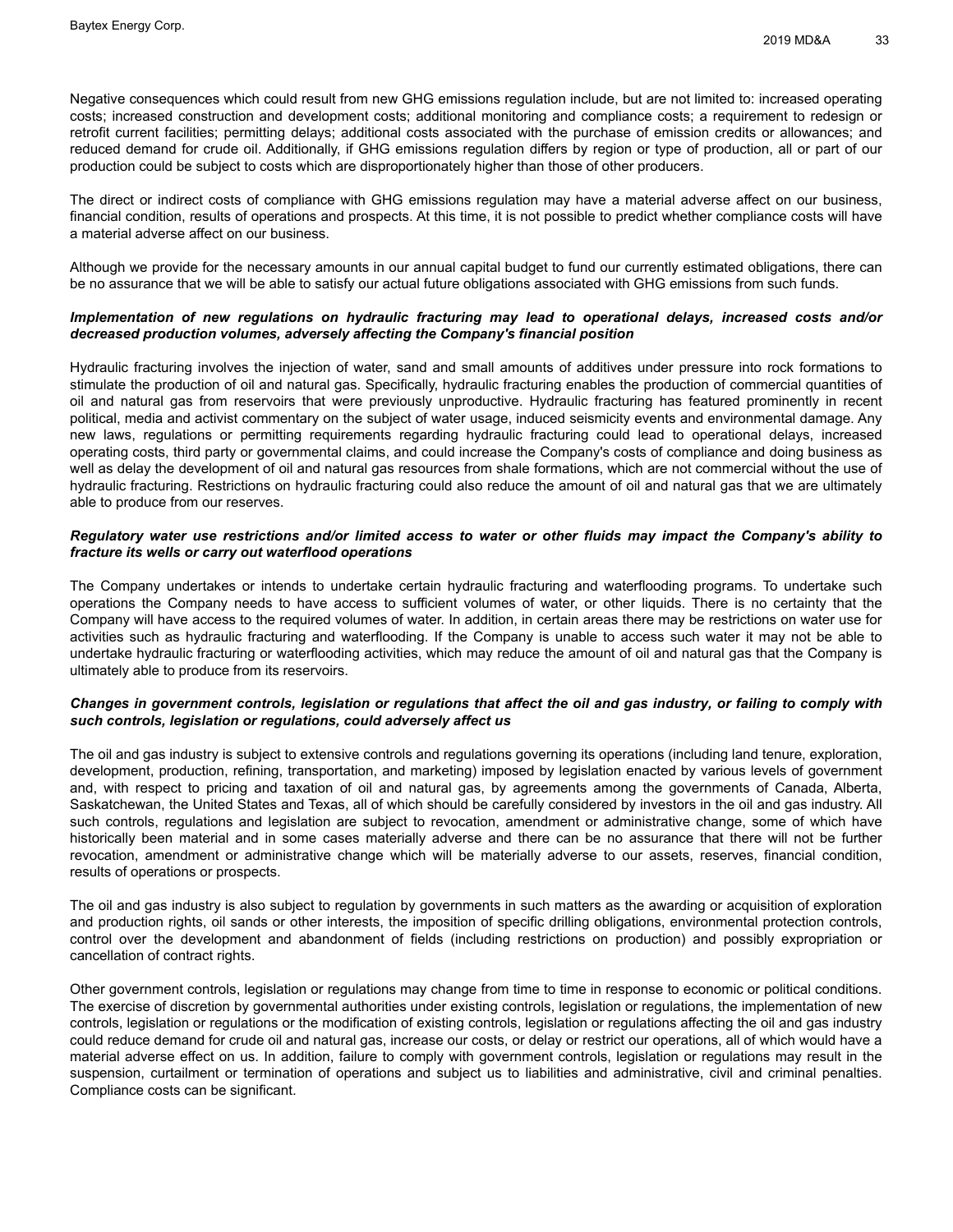Negative consequences which could result from new GHG emissions regulation include, but are not limited to: increased operating costs; increased construction and development costs; additional monitoring and compliance costs; a requirement to redesign or retrofit current facilities; permitting delays; additional costs associated with the purchase of emission credits or allowances; and reduced demand for crude oil. Additionally, if GHG emissions regulation differs by region or type of production, all or part of our production could be subject to costs which are disproportionately higher than those of other producers.

The direct or indirect costs of compliance with GHG emissions regulation may have a material adverse affect on our business, financial condition, results of operations and prospects. At this time, it is not possible to predict whether compliance costs will have a material adverse affect on our business.

Although we provide for the necessary amounts in our annual capital budget to fund our currently estimated obligations, there can be no assurance that we will be able to satisfy our actual future obligations associated with GHG emissions from such funds.

***Implementation of new regulations on hydraulic fracturing may lead to operational delays, increased costs and/or decreased production volumes, adversely affecting the Company's financial position***

Hydraulic fracturing involves the injection of water, sand and small amounts of additives under pressure into rock formations to stimulate the production of oil and natural gas. Specifically, hydraulic fracturing enables the production of commercial quantities of oil and natural gas from reservoirs that were previously unproductive. Hydraulic fracturing has featured prominently in recent political, media and activist commentary on the subject of water usage, induced seismicity events and environmental damage. Any new laws, regulations or permitting requirements regarding hydraulic fracturing could lead to operational delays, increased operating costs, third party or governmental claims, and could increase the Company's costs of compliance and doing business as well as delay the development of oil and natural gas resources from shale formations, which are not commercial without the use of hydraulic fracturing. Restrictions on hydraulic fracturing could also reduce the amount of oil and natural gas that we are ultimately able to produce from our reserves.

***Regulatory water use restrictions and/or limited access to water or other fluids may impact the Company's ability to fracture its wells or carry out waterflood operations***

The Company undertakes or intends to undertake certain hydraulic fracturing and waterflooding programs. To undertake such operations the Company needs to have access to sufficient volumes of water, or other liquids. There is no certainty that the Company will have access to the required volumes of water. In addition, in certain areas there may be restrictions on water use for activities such as hydraulic fracturing and waterflooding. If the Company is unable to access such water it may not be able to undertake hydraulic fracturing or waterflooding activities, which may reduce the amount of oil and natural gas that the Company is ultimately able to produce from its reservoirs.

***Changes in government controls, legislation or regulations that affect the oil and gas industry, or failing to comply with such controls, legislation or regulations, could adversely affect us***

The oil and gas industry is subject to extensive controls and regulations governing its operations (including land tenure, exploration, development, production, refining, transportation, and marketing) imposed by legislation enacted by various levels of government and, with respect to pricing and taxation of oil and natural gas, by agreements among the governments of Canada, Alberta, Saskatchewan, the United States and Texas, all of which should be carefully considered by investors in the oil and gas industry. All such controls, regulations and legislation are subject to revocation, amendment or administrative change, some of which have historically been material and in some cases materially adverse and there can be no assurance that there will not be further revocation, amendment or administrative change which will be materially adverse to our assets, reserves, financial condition, results of operations or prospects.

The oil and gas industry is also subject to regulation by governments in such matters as the awarding or acquisition of exploration and production rights, oil sands or other interests, the imposition of specific drilling obligations, environmental protection controls, control over the development and abandonment of fields (including restrictions on production) and possibly expropriation or cancellation of contract rights.

Other government controls, legislation or regulations may change from time to time in response to economic or political conditions. The exercise of discretion by governmental authorities under existing controls, legislation or regulations, the implementation of new controls, legislation or regulations or the modification of existing controls, legislation or regulations affecting the oil and gas industry could reduce demand for crude oil and natural gas, increase our costs, or delay or restrict our operations, all of which would have a material adverse effect on us. In addition, failure to comply with government controls, legislation or regulations may result in the suspension, curtailment or termination of operations and subject us to liabilities and administrative, civil and criminal penalties. Compliance costs can be significant.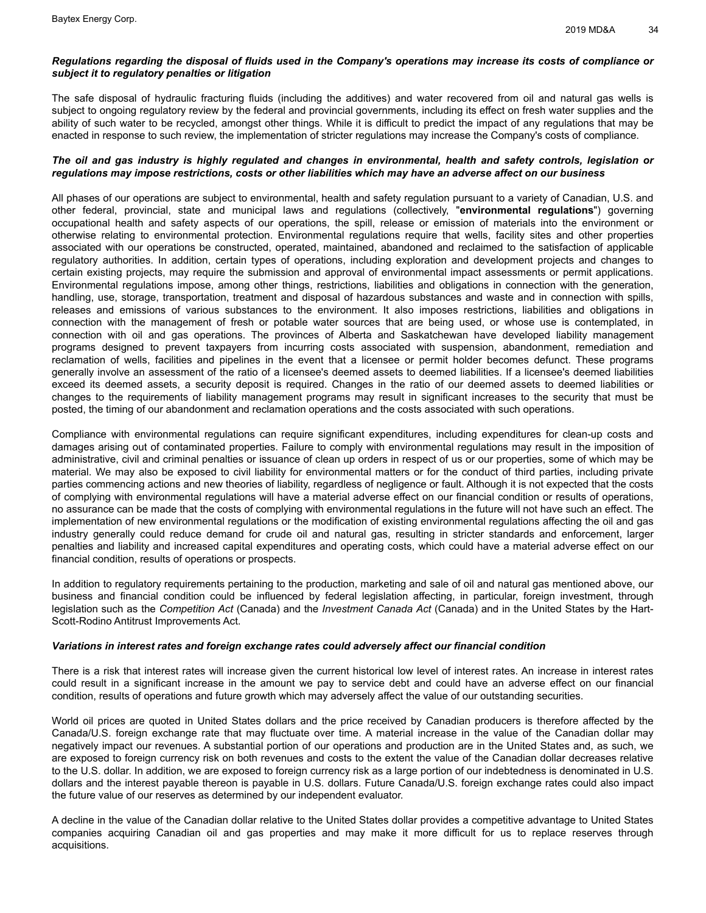***Regulations regarding the disposal of fluids used in the Company's operations may increase its costs of compliance or subject it to regulatory penalties or litigation***

The safe disposal of hydraulic fracturing fluids (including the additives) and water recovered from oil and natural gas wells is subject to ongoing regulatory review by the federal and provincial governments, including its effect on fresh water supplies and the ability of such water to be recycled, amongst other things. While it is difficult to predict the impact of any regulations that may be enacted in response to such review, the implementation of stricter regulations may increase the Company's costs of compliance.

***The oil and gas industry is highly regulated and changes in environmental, health and safety controls, legislation or regulations may impose restrictions, costs or other liabilities which may have an adverse affect on our business***

All phases of our operations are subject to environmental, health and safety regulation pursuant to a variety of Canadian, U.S. and other federal, provincial, state and municipal laws and regulations (collectively, "**environmental regulations**") governing occupational health and safety aspects of our operations, the spill, release or emission of materials into the environment or otherwise relating to environmental protection. Environmental regulations require that wells, facility sites and other properties associated with our operations be constructed, operated, maintained, abandoned and reclaimed to the satisfaction of applicable regulatory authorities. In addition, certain types of operations, including exploration and development projects and changes to certain existing projects, may require the submission and approval of environmental impact assessments or permit applications. Environmental regulations impose, among other things, restrictions, liabilities and obligations in connection with the generation, handling, use, storage, transportation, treatment and disposal of hazardous substances and waste and in connection with spills, releases and emissions of various substances to the environment. It also imposes restrictions, liabilities and obligations in connection with the management of fresh or potable water sources that are being used, or whose use is contemplated, in connection with oil and gas operations. The provinces of Alberta and Saskatchewan have developed liability management programs designed to prevent taxpayers from incurring costs associated with suspension, abandonment, remediation and reclamation of wells, facilities and pipelines in the event that a licensee or permit holder becomes defunct. These programs generally involve an assessment of the ratio of a licensee's deemed assets to deemed liabilities. If a licensee's deemed liabilities exceed its deemed assets, a security deposit is required. Changes in the ratio of our deemed assets to deemed liabilities or changes to the requirements of liability management programs may result in significant increases to the security that must be posted, the timing of our abandonment and reclamation operations and the costs associated with such operations.

Compliance with environmental regulations can require significant expenditures, including expenditures for clean-up costs and damages arising out of contaminated properties. Failure to comply with environmental regulations may result in the imposition of administrative, civil and criminal penalties or issuance of clean up orders in respect of us or our properties, some of which may be material. We may also be exposed to civil liability for environmental matters or for the conduct of third parties, including private parties commencing actions and new theories of liability, regardless of negligence or fault. Although it is not expected that the costs of complying with environmental regulations will have a material adverse effect on our financial condition or results of operations, no assurance can be made that the costs of complying with environmental regulations in the future will not have such an effect. The implementation of new environmental regulations or the modification of existing environmental regulations affecting the oil and gas industry generally could reduce demand for crude oil and natural gas, resulting in stricter standards and enforcement, larger penalties and liability and increased capital expenditures and operating costs, which could have a material adverse effect on our financial condition, results of operations or prospects.

In addition to regulatory requirements pertaining to the production, marketing and sale of oil and natural gas mentioned above, our business and financial condition could be influenced by federal legislation affecting, in particular, foreign investment, through legislation such as the *Competition Act* (Canada) and the *Investment Canada Act* (Canada) and in the United States by the Hart-Scott-Rodino Antitrust Improvements Act.

***Variations in interest rates and foreign exchange rates could adversely affect our financial condition***

There is a risk that interest rates will increase given the current historical low level of interest rates. An increase in interest rates could result in a significant increase in the amount we pay to service debt and could have an adverse effect on our financial condition, results of operations and future growth which may adversely affect the value of our outstanding securities.

World oil prices are quoted in United States dollars and the price received by Canadian producers is therefore affected by the Canada/U.S. foreign exchange rate that may fluctuate over time. A material increase in the value of the Canadian dollar may negatively impact our revenues. A substantial portion of our operations and production are in the United States and, as such, we are exposed to foreign currency risk on both revenues and costs to the extent the value of the Canadian dollar decreases relative to the U.S. dollar. In addition, we are exposed to foreign currency risk as a large portion of our indebtedness is denominated in U.S. dollars and the interest payable thereon is payable in U.S. dollars. Future Canada/U.S. foreign exchange rates could also impact the future value of our reserves as determined by our independent evaluator.

A decline in the value of the Canadian dollar relative to the United States dollar provides a competitive advantage to United States companies acquiring Canadian oil and gas properties and may make it more difficult for us to replace reserves through acquisitions.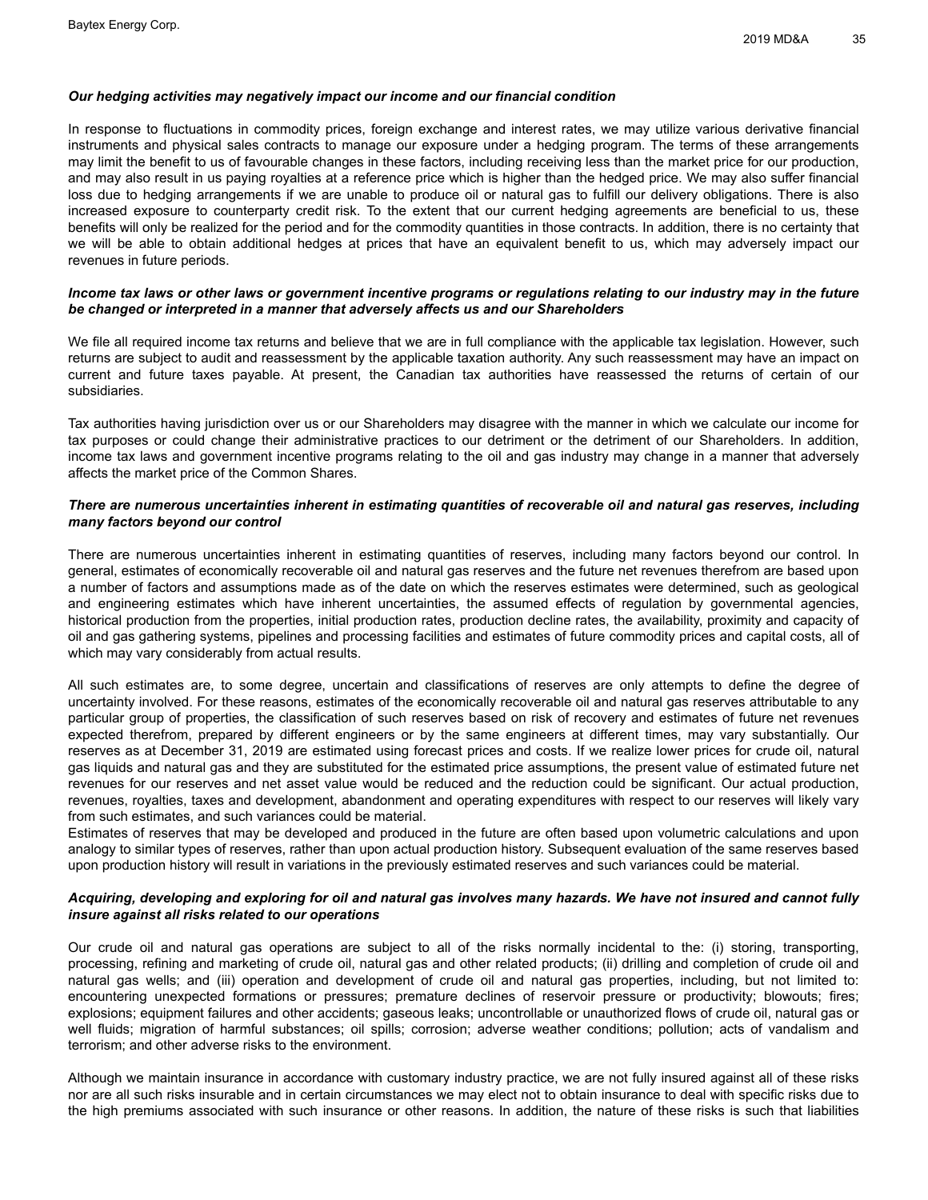***Our hedging activities may negatively impact our income and our financial condition***

In response to fluctuations in commodity prices, foreign exchange and interest rates, we may utilize various derivative financial instruments and physical sales contracts to manage our exposure under a hedging program. The terms of these arrangements may limit the benefit to us of favourable changes in these factors, including receiving less than the market price for our production, and may also result in us paying royalties at a reference price which is higher than the hedged price. We may also suffer financial loss due to hedging arrangements if we are unable to produce oil or natural gas to fulfill our delivery obligations. There is also increased exposure to counterparty credit risk. To the extent that our current hedging agreements are beneficial to us, these benefits will only be realized for the period and for the commodity quantities in those contracts. In addition, there is no certainty that we will be able to obtain additional hedges at prices that have an equivalent benefit to us, which may adversely impact our revenues in future periods.

***Income tax laws or other laws or government incentive programs or regulations relating to our industry may in the future be changed or interpreted in a manner that adversely affects us and our Shareholders***

We file all required income tax returns and believe that we are in full compliance with the applicable tax legislation. However, such returns are subject to audit and reassessment by the applicable taxation authority. Any such reassessment may have an impact on current and future taxes payable. At present, the Canadian tax authorities have reassessed the returns of certain of our subsidiaries.

Tax authorities having jurisdiction over us or our Shareholders may disagree with the manner in which we calculate our income for tax purposes or could change their administrative practices to our detriment or the detriment of our Shareholders. In addition, income tax laws and government incentive programs relating to the oil and gas industry may change in a manner that adversely affects the market price of the Common Shares.

***There are numerous uncertainties inherent in estimating quantities of recoverable oil and natural gas reserves, including many factors beyond our control***

There are numerous uncertainties inherent in estimating quantities of reserves, including many factors beyond our control. In general, estimates of economically recoverable oil and natural gas reserves and the future net revenues therefrom are based upon a number of factors and assumptions made as of the date on which the reserves estimates were determined, such as geological and engineering estimates which have inherent uncertainties, the assumed effects of regulation by governmental agencies, historical production from the properties, initial production rates, production decline rates, the availability, proximity and capacity of oil and gas gathering systems, pipelines and processing facilities and estimates of future commodity prices and capital costs, all of which may vary considerably from actual results.

All such estimates are, to some degree, uncertain and classifications of reserves are only attempts to define the degree of uncertainty involved. For these reasons, estimates of the economically recoverable oil and natural gas reserves attributable to any particular group of properties, the classification of such reserves based on risk of recovery and estimates of future net revenues expected therefrom, prepared by different engineers or by the same engineers at different times, may vary substantially. Our reserves as at December 31, 2019 are estimated using forecast prices and costs. If we realize lower prices for crude oil, natural gas liquids and natural gas and they are substituted for the estimated price assumptions, the present value of estimated future net revenues for our reserves and net asset value would be reduced and the reduction could be significant. Our actual production, revenues, royalties, taxes and development, abandonment and operating expenditures with respect to our reserves will likely vary from such estimates, and such variances could be material.

Estimates of reserves that may be developed and produced in the future are often based upon volumetric calculations and upon analogy to similar types of reserves, rather than upon actual production history. Subsequent evaluation of the same reserves based upon production history will result in variations in the previously estimated reserves and such variances could be material.

***Acquiring, developing and exploring for oil and natural gas involves many hazards. We have not insured and cannot fully insure against all risks related to our operations***

Our crude oil and natural gas operations are subject to all of the risks normally incidental to the: (i) storing, transporting, processing, refining and marketing of crude oil, natural gas and other related products; (ii) drilling and completion of crude oil and natural gas wells; and (iii) operation and development of crude oil and natural gas properties, including, but not limited to: encountering unexpected formations or pressures; premature declines of reservoir pressure or productivity; blowouts; fires; explosions; equipment failures and other accidents; gaseous leaks; uncontrollable or unauthorized flows of crude oil, natural gas or well fluids; migration of harmful substances; oil spills; corrosion; adverse weather conditions; pollution; acts of vandalism and terrorism; and other adverse risks to the environment.

Although we maintain insurance in accordance with customary industry practice, we are not fully insured against all of these risks nor are all such risks insurable and in certain circumstances we may elect not to obtain insurance to deal with specific risks due to the high premiums associated with such insurance or other reasons. In addition, the nature of these risks is such that liabilities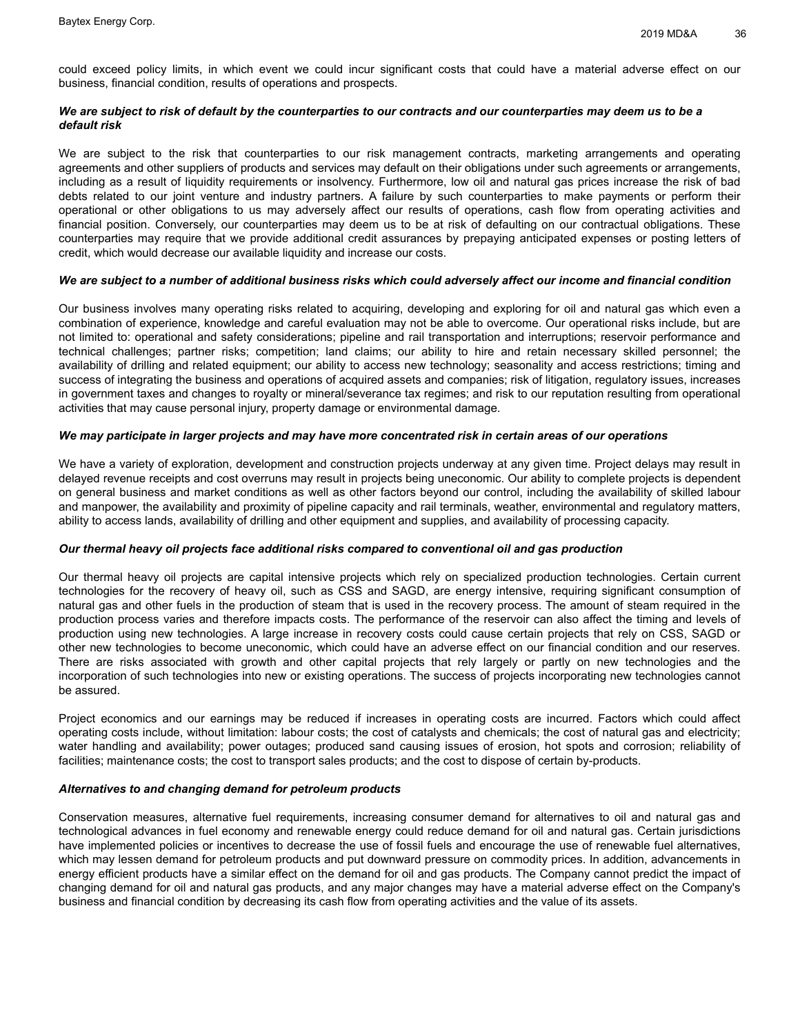could exceed policy limits, in which event we could incur significant costs that could have a material adverse effect on our business, financial condition, results of operations and prospects.

***We are subject to risk of default by the counterparties to our contracts and our counterparties may deem us to be a default risk***

We are subject to the risk that counterparties to our risk management contracts, marketing arrangements and operating agreements and other suppliers of products and services may default on their obligations under such agreements or arrangements, including as a result of liquidity requirements or insolvency. Furthermore, low oil and natural gas prices increase the risk of bad debts related to our joint venture and industry partners. A failure by such counterparties to make payments or perform their operational or other obligations to us may adversely affect our results of operations, cash flow from operating activities and financial position. Conversely, our counterparties may deem us to be at risk of defaulting on our contractual obligations. These counterparties may require that we provide additional credit assurances by prepaying anticipated expenses or posting letters of credit, which would decrease our available liquidity and increase our costs.

***We are subject to a number of additional business risks which could adversely affect our income and financial condition***

Our business involves many operating risks related to acquiring, developing and exploring for oil and natural gas which even a combination of experience, knowledge and careful evaluation may not be able to overcome. Our operational risks include, but are not limited to: operational and safety considerations; pipeline and rail transportation and interruptions; reservoir performance and technical challenges; partner risks; competition; land claims; our ability to hire and retain necessary skilled personnel; the availability of drilling and related equipment; our ability to access new technology; seasonality and access restrictions; timing and success of integrating the business and operations of acquired assets and companies; risk of litigation, regulatory issues, increases in government taxes and changes to royalty or mineral/severance tax regimes; and risk to our reputation resulting from operational activities that may cause personal injury, property damage or environmental damage.

***We may participate in larger projects and may have more concentrated risk in certain areas of our operations***

We have a variety of exploration, development and construction projects underway at any given time. Project delays may result in delayed revenue receipts and cost overruns may result in projects being uneconomic. Our ability to complete projects is dependent on general business and market conditions as well as other factors beyond our control, including the availability of skilled labour and manpower, the availability and proximity of pipeline capacity and rail terminals, weather, environmental and regulatory matters, ability to access lands, availability of drilling and other equipment and supplies, and availability of processing capacity.

***Our thermal heavy oil projects face additional risks compared to conventional oil and gas production***

Our thermal heavy oil projects are capital intensive projects which rely on specialized production technologies. Certain current technologies for the recovery of heavy oil, such as CSS and SAGD, are energy intensive, requiring significant consumption of natural gas and other fuels in the production of steam that is used in the recovery process. The amount of steam required in the production process varies and therefore impacts costs. The performance of the reservoir can also affect the timing and levels of production using new technologies. A large increase in recovery costs could cause certain projects that rely on CSS, SAGD or other new technologies to become uneconomic, which could have an adverse effect on our financial condition and our reserves. There are risks associated with growth and other capital projects that rely largely or partly on new technologies and the incorporation of such technologies into new or existing operations. The success of projects incorporating new technologies cannot be assured.

Project economics and our earnings may be reduced if increases in operating costs are incurred. Factors which could affect operating costs include, without limitation: labour costs; the cost of catalysts and chemicals; the cost of natural gas and electricity; water handling and availability; power outages; produced sand causing issues of erosion, hot spots and corrosion; reliability of facilities; maintenance costs; the cost to transport sales products; and the cost to dispose of certain by-products.

***Alternatives to and changing demand for petroleum products***

Conservation measures, alternative fuel requirements, increasing consumer demand for alternatives to oil and natural gas and technological advances in fuel economy and renewable energy could reduce demand for oil and natural gas. Certain jurisdictions have implemented policies or incentives to decrease the use of fossil fuels and encourage the use of renewable fuel alternatives, which may lessen demand for petroleum products and put downward pressure on commodity prices. In addition, advancements in energy efficient products have a similar effect on the demand for oil and gas products. The Company cannot predict the impact of changing demand for oil and natural gas products, and any major changes may have a material adverse effect on the Company's business and financial condition by decreasing its cash flow from operating activities and the value of its assets.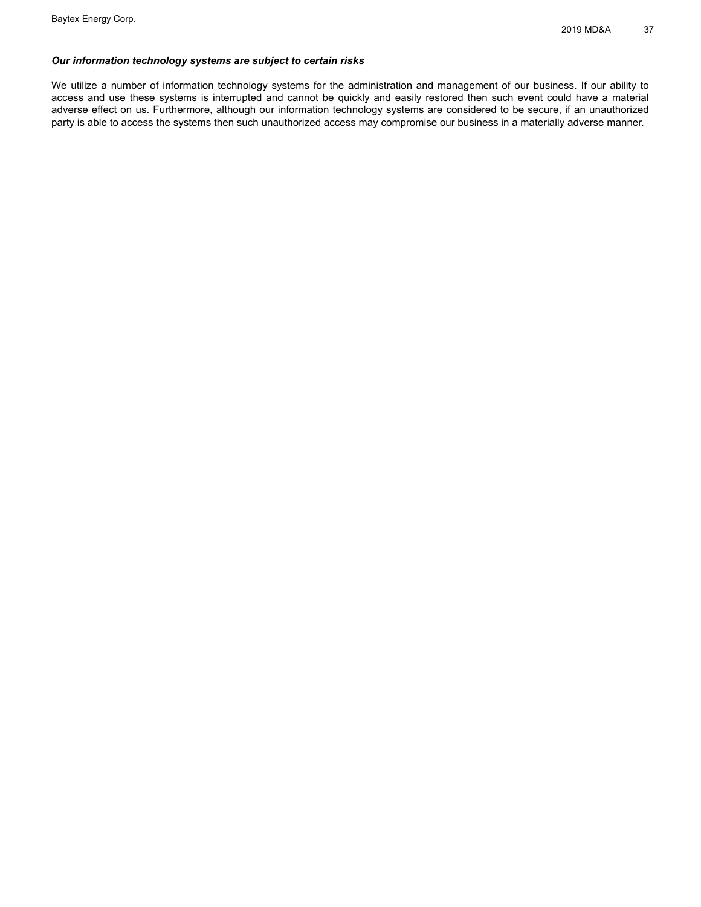***Our information technology systems are subject to certain risks***

We utilize a number of information technology systems for the administration and management of our business. If our ability to access and use these systems is interrupted and cannot be quickly and easily restored then such event could have a material adverse effect on us. Furthermore, although our information technology systems are considered to be secure, if an unauthorized party is able to access the systems then such unauthorized access may compromise our business in a materially adverse manner.